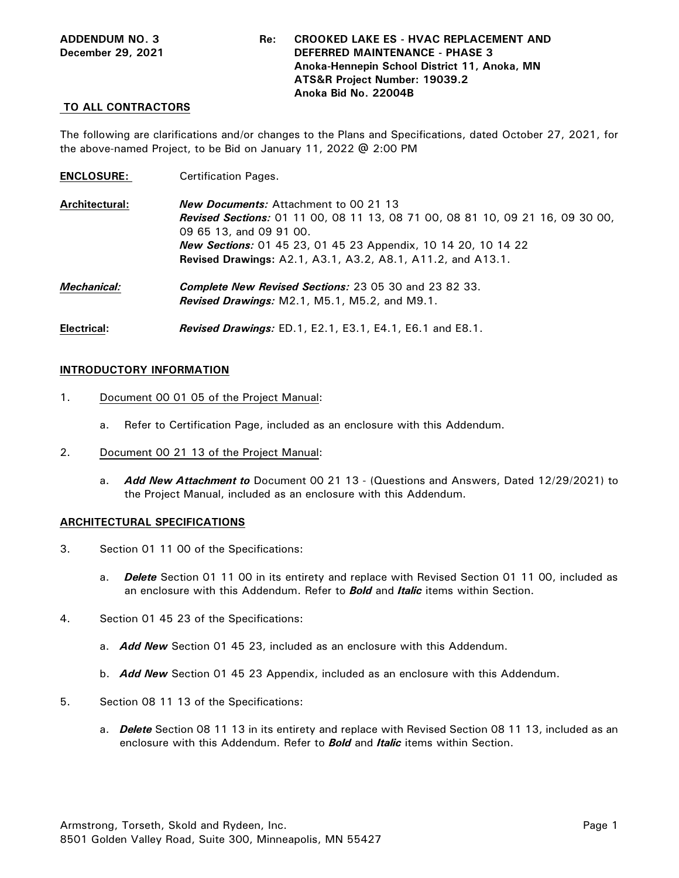**ADDENDUM NO. 3**
**December 29, 2021**

**Re: CROOKED LAKE ES - HVAC REPLACEMENT AND DEFERRED MAINTENANCE - PHASE 3**
**Anoka-Hennepin School District 11, Anoka, MN**
**ATS&R Project Number: 19039.2**
**Anoka Bid No. 22004B**

**TO ALL CONTRACTORS**

The following are clarifications and/or changes to the Plans and Specifications, dated October 27, 2021, for the above-named Project, to be Bid on January 11, 2022 @ 2:00 PM

**ENCLOSURE:** Certification Pages.

**Architectural:**
***New Documents:*** Attachment to 00 21 13
***Revised Sections:*** 01 11 00, 08 11 13, 08 71 00, 08 81 10, 09 21 16, 09 30 00, 09 65 13, and 09 91 00.
***New Sections:*** 01 45 23, 01 45 23 Appendix, 10 14 20, 10 14 22
**Revised Drawings:** A2.1, A3.1, A3.2, A8.1, A11.2, and A13.1.

***Mechanical:***
***Complete New Revised Sections:*** 23 05 30 and 23 82 33.
***Revised Drawings:*** M2.1, M5.1, M5.2, and M9.1.

**Electrical:**
***Revised Drawings:*** ED.1, E2.1, E3.1, E4.1, E6.1 and E8.1.

## INTRODUCTORY INFORMATION

1. Document 00 01 05 of the Project Manual:

   a. Refer to Certification Page, included as an enclosure with this Addendum.

2. Document 00 21 13 of the Project Manual:

   a. ***Add New Attachment to*** Document 00 21 13 - (Questions and Answers, Dated 12/29/2021) to the Project Manual, included as an enclosure with this Addendum.

## ARCHITECTURAL SPECIFICATIONS

3. Section 01 11 00 of the Specifications:

   a. ***Delete*** Section 01 11 00 in its entirety and replace with Revised Section 01 11 00, included as an enclosure with this Addendum. Refer to ***Bold*** and ***Italic*** items within Section.

4. Section 01 45 23 of the Specifications:

   a. ***Add New*** Section 01 45 23, included as an enclosure with this Addendum.

   b. ***Add New*** Section 01 45 23 Appendix, included as an enclosure with this Addendum.

5. Section 08 11 13 of the Specifications:

   a. ***Delete*** Section 08 11 13 in its entirety and replace with Revised Section 08 11 13, included as an enclosure with this Addendum. Refer to ***Bold*** and ***Italic*** items within Section.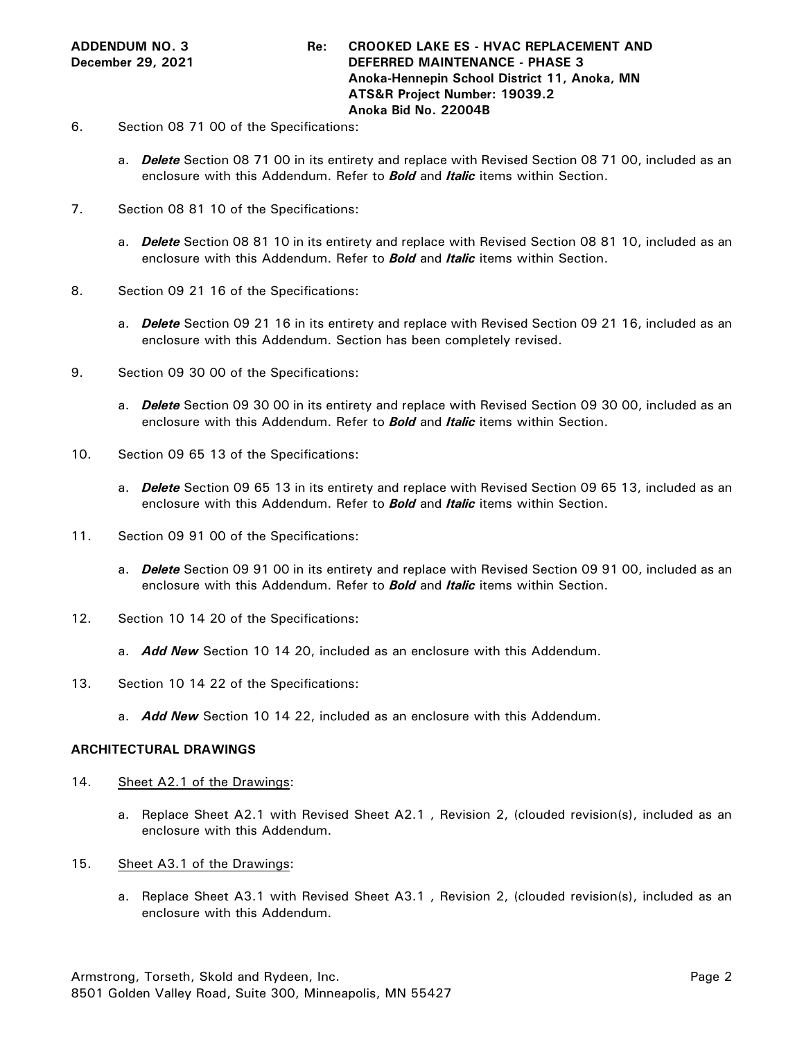6. Section 08 71 00 of the Specifications:

   a. ***Delete*** Section 08 71 00 in its entirety and replace with Revised Section 08 71 00, included as an enclosure with this Addendum. Refer to ***Bold*** and ***Italic*** items within Section.

7. Section 08 81 10 of the Specifications:

   a. ***Delete*** Section 08 81 10 in its entirety and replace with Revised Section 08 81 10, included as an enclosure with this Addendum. Refer to ***Bold*** and ***Italic*** items within Section.

8. Section 09 21 16 of the Specifications:

   a. ***Delete*** Section 09 21 16 in its entirety and replace with Revised Section 09 21 16, included as an enclosure with this Addendum. Section has been completely revised.

9. Section 09 30 00 of the Specifications:

   a. ***Delete*** Section 09 30 00 in its entirety and replace with Revised Section 09 30 00, included as an enclosure with this Addendum. Refer to ***Bold*** and ***Italic*** items within Section.

10. Section 09 65 13 of the Specifications:

    a. ***Delete*** Section 09 65 13 in its entirety and replace with Revised Section 09 65 13, included as an enclosure with this Addendum. Refer to ***Bold*** and ***Italic*** items within Section.

11. Section 09 91 00 of the Specifications:

    a. ***Delete*** Section 09 91 00 in its entirety and replace with Revised Section 09 91 00, included as an enclosure with this Addendum. Refer to ***Bold*** and ***Italic*** items within Section.

12. Section 10 14 20 of the Specifications:

    a. ***Add New*** Section 10 14 20, included as an enclosure with this Addendum.

13. Section 10 14 22 of the Specifications:

    a. ***Add New*** Section 10 14 22, included as an enclosure with this Addendum.

**ARCHITECTURAL DRAWINGS**

14. Sheet A2.1 of the Drawings:

    a. Replace Sheet A2.1 with Revised Sheet A2.1 , Revision 2, (clouded revision(s), included as an enclosure with this Addendum.

15. Sheet A3.1 of the Drawings:

    a. Replace Sheet A3.1 with Revised Sheet A3.1 , Revision 2, (clouded revision(s), included as an enclosure with this Addendum.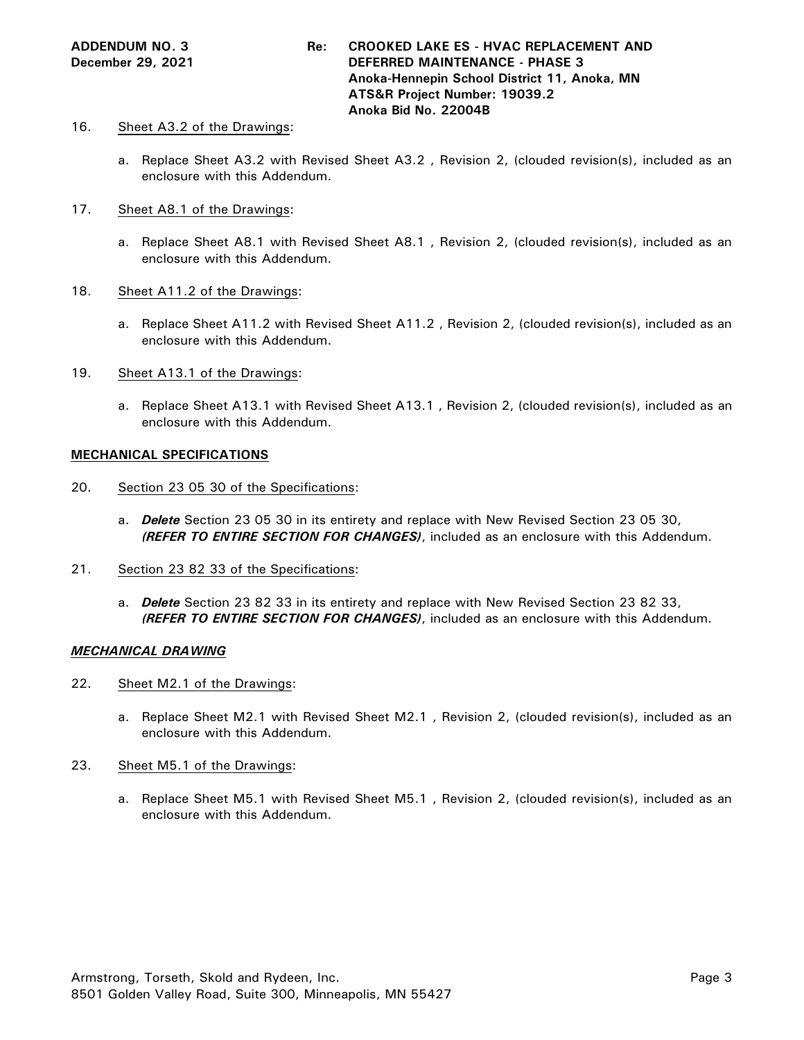16. Sheet A3.2 of the Drawings:

    a. Replace Sheet A3.2 with Revised Sheet A3.2 , Revision 2, (clouded revision(s), included as an enclosure with this Addendum.

17. Sheet A8.1 of the Drawings:

    a. Replace Sheet A8.1 with Revised Sheet A8.1 , Revision 2, (clouded revision(s), included as an enclosure with this Addendum.

18. Sheet A11.2 of the Drawings:

    a. Replace Sheet A11.2 with Revised Sheet A11.2 , Revision 2, (clouded revision(s), included as an enclosure with this Addendum.

19. Sheet A13.1 of the Drawings:

    a. Replace Sheet A13.1 with Revised Sheet A13.1 , Revision 2, (clouded revision(s), included as an enclosure with this Addendum.

**MECHANICAL SPECIFICATIONS**

20. Section 23 05 30 of the Specifications:

    a. ***Delete*** Section 23 05 30 in its entirety and replace with New Revised Section 23 05 30, ***(REFER TO ENTIRE SECTION FOR CHANGES)***, included as an enclosure with this Addendum.

21. Section 23 82 33 of the Specifications:

    a. ***Delete*** Section 23 82 33 in its entirety and replace with New Revised Section 23 82 33, ***(REFER TO ENTIRE SECTION FOR CHANGES)***, included as an enclosure with this Addendum.

***MECHANICAL DRAWING***

22. Sheet M2.1 of the Drawings:

    a. Replace Sheet M2.1 with Revised Sheet M2.1 , Revision 2, (clouded revision(s), included as an enclosure with this Addendum.

23. Sheet M5.1 of the Drawings:

    a. Replace Sheet M5.1 with Revised Sheet M5.1 , Revision 2, (clouded revision(s), included as an enclosure with this Addendum.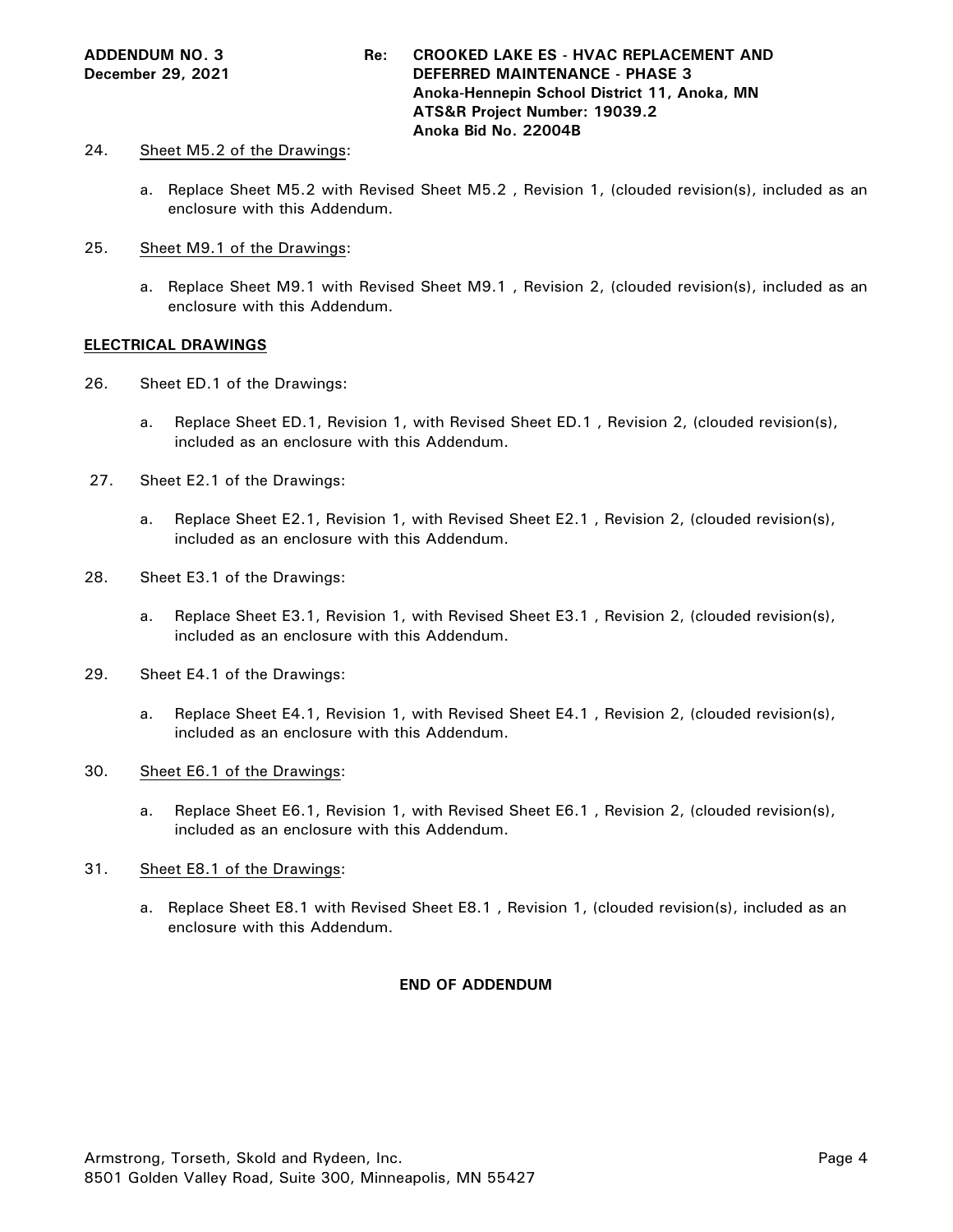24. Sheet M5.2 of the Drawings:

    a. Replace Sheet M5.2 with Revised Sheet M5.2 , Revision 1, (clouded revision(s), included as an enclosure with this Addendum.

25. Sheet M9.1 of the Drawings:

    a. Replace Sheet M9.1 with Revised Sheet M9.1 , Revision 2, (clouded revision(s), included as an enclosure with this Addendum.

**ELECTRICAL DRAWINGS**

26. Sheet ED.1 of the Drawings:

    a. Replace Sheet ED.1, Revision 1, with Revised Sheet ED.1 , Revision 2, (clouded revision(s), included as an enclosure with this Addendum.

27. Sheet E2.1 of the Drawings:

    a. Replace Sheet E2.1, Revision 1, with Revised Sheet E2.1 , Revision 2, (clouded revision(s), included as an enclosure with this Addendum.

28. Sheet E3.1 of the Drawings:

    a. Replace Sheet E3.1, Revision 1, with Revised Sheet E3.1 , Revision 2, (clouded revision(s), included as an enclosure with this Addendum.

29. Sheet E4.1 of the Drawings:

    a. Replace Sheet E4.1, Revision 1, with Revised Sheet E4.1 , Revision 2, (clouded revision(s), included as an enclosure with this Addendum.

30. Sheet E6.1 of the Drawings:

    a. Replace Sheet E6.1, Revision 1, with Revised Sheet E6.1 , Revision 2, (clouded revision(s), included as an enclosure with this Addendum.

31. Sheet E8.1 of the Drawings:

    a. Replace Sheet E8.1 with Revised Sheet E8.1 , Revision 1, (clouded revision(s), included as an enclosure with this Addendum.

**END OF ADDENDUM**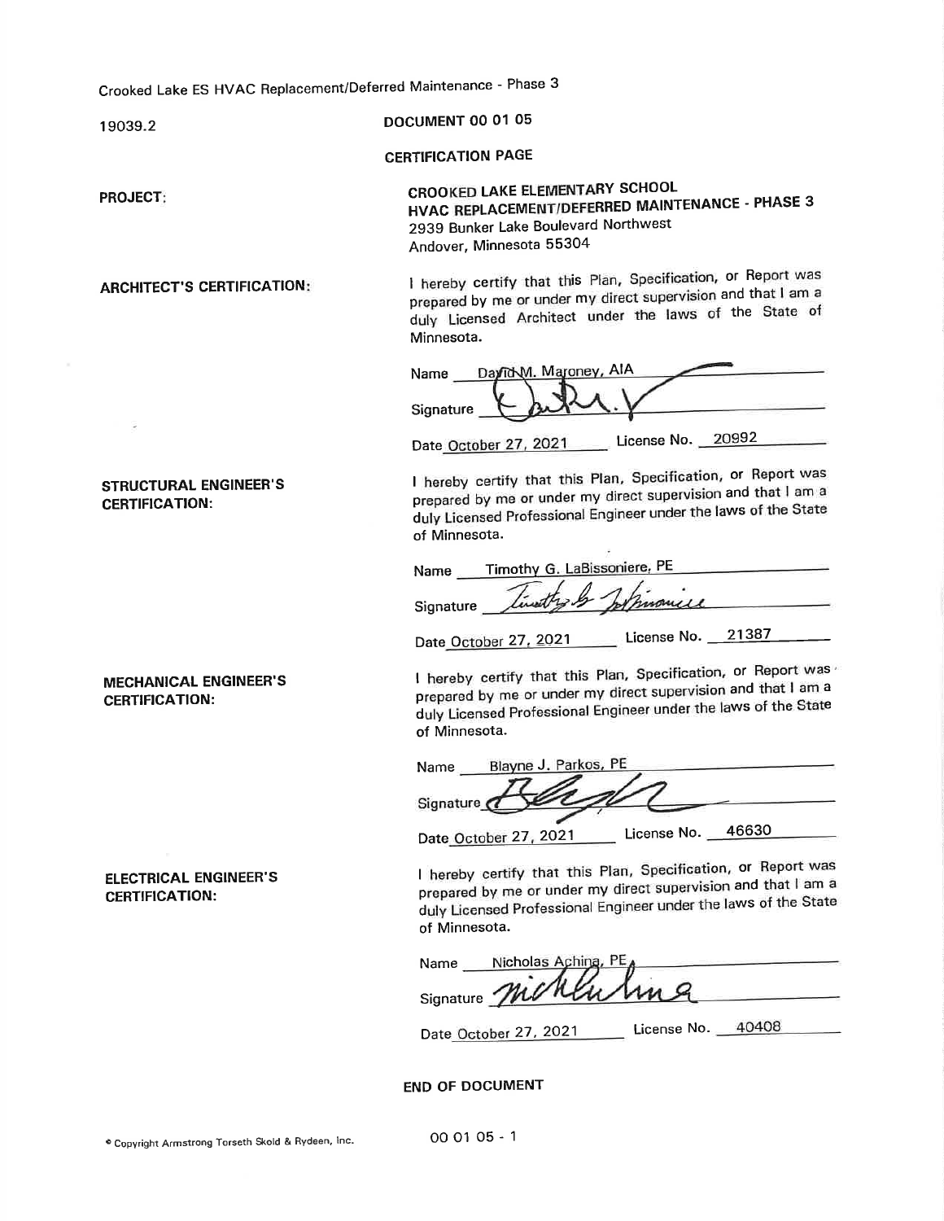19039.2

**DOCUMENT 00 01 05**

**CERTIFICATION PAGE**

**PROJECT:**

**CROOKED LAKE ELEMENTARY SCHOOL**
**HVAC REPLACEMENT/DEFERRED MAINTENANCE - PHASE 3**
2939 Bunker Lake Boulevard Northwest
Andover, Minnesota 55304

**ARCHITECT'S CERTIFICATION:**

I hereby certify that this Plan, Specification, or Report was prepared by me or under my direct supervision and that I am a duly Licensed Architect under the laws of the State of Minnesota.

Name David M. Maroney, AIA

Signature

Date October 27, 2021 License No. 20992

**STRUCTURAL ENGINEER'S CERTIFICATION:**

I hereby certify that this Plan, Specification, or Report was prepared by me or under my direct supervision and that I am a duly Licensed Professional Engineer under the laws of the State of Minnesota.

Name Timothy G. LaBissoniere, PE

Signature

Date October 27, 2021 License No. 21387

**MECHANICAL ENGINEER'S CERTIFICATION:**

I hereby certify that this Plan, Specification, or Report was prepared by me or under my direct supervision and that I am a duly Licensed Professional Engineer under the laws of the State of Minnesota.

Name Blayne J. Parkos, PE

Signature

Date October 27, 2021 License No. 46630

**ELECTRICAL ENGINEER'S CERTIFICATION:**

I hereby certify that this Plan, Specification, or Report was prepared by me or under my direct supervision and that I am a duly Licensed Professional Engineer under the laws of the State of Minnesota.

Name Nicholas Achina, PE

Signature

Date October 27, 2021 License No. 40408

**END OF DOCUMENT**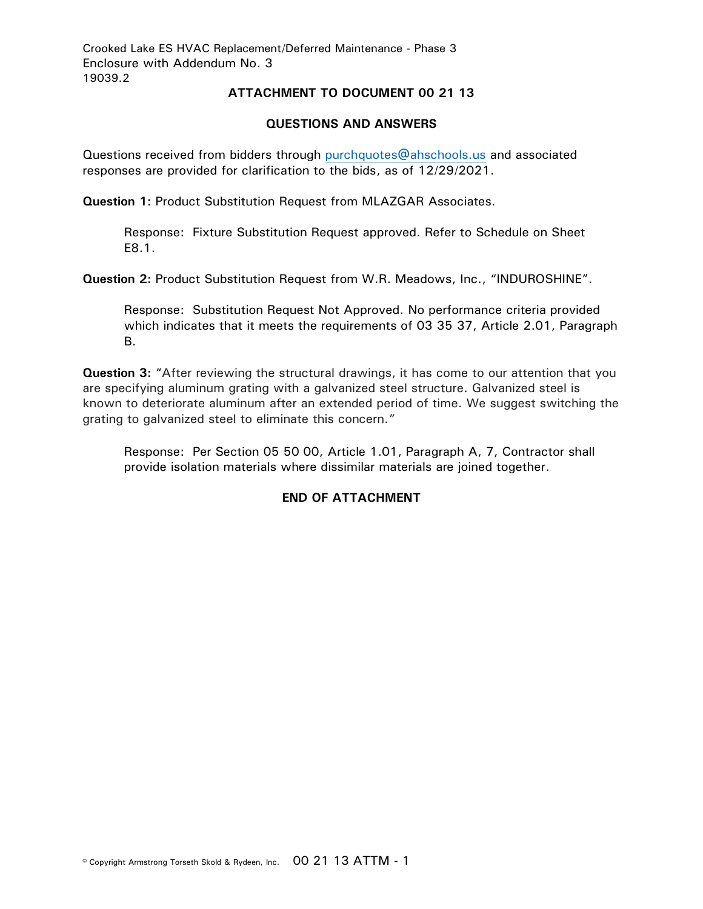Crooked Lake ES HVAC Replacement/Deferred Maintenance - Phase 3
Enclosure with Addendum No. 3
19039.2

## ATTACHMENT TO DOCUMENT 00 21 13

## QUESTIONS AND ANSWERS

Questions received from bidders through purchquotes@ahschools.us and associated responses are provided for clarification to the bids, as of 12/29/2021.

**Question 1:** Product Substitution Request from MLAZGAR Associates.

> Response: Fixture Substitution Request approved. Refer to Schedule on Sheet E8.1.

**Question 2:** Product Substitution Request from W.R. Meadows, Inc., "INDUROSHINE".

> Response: Substitution Request Not Approved. No performance criteria provided which indicates that it meets the requirements of 03 35 37, Article 2.01, Paragraph B.

**Question 3:** "After reviewing the structural drawings, it has come to our attention that you are specifying aluminum grating with a galvanized steel structure. Galvanized steel is known to deteriorate aluminum after an extended period of time. We suggest switching the grating to galvanized steel to eliminate this concern."

> Response: Per Section 05 50 00, Article 1.01, Paragraph A, 7, Contractor shall provide isolation materials where dissimilar materials are joined together.

**END OF ATTACHMENT**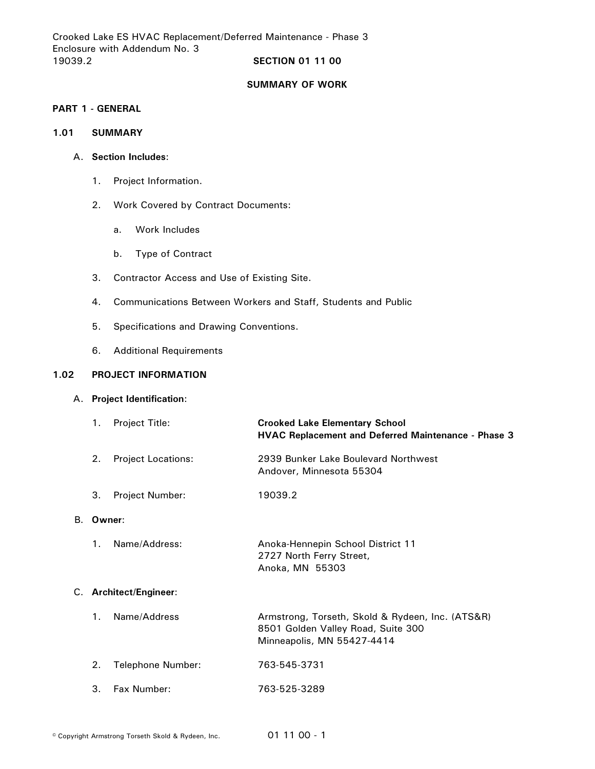# SECTION 01 11 00

## SUMMARY OF WORK

### PART 1 - GENERAL

### 1.01 SUMMARY

A. **Section Includes**:

1. Project Information.
2. Work Covered by Contract Documents:
   a. Work Includes
   b. Type of Contract
3. Contractor Access and Use of Existing Site.
4. Communications Between Workers and Staff, Students and Public
5. Specifications and Drawing Conventions.
6. Additional Requirements

### 1.02 PROJECT INFORMATION

A. **Project Identification**:

1. Project Title: **Crooked Lake Elementary School HVAC Replacement and Deferred Maintenance - Phase 3**
2. Project Locations: 2939 Bunker Lake Boulevard Northwest
   Andover, Minnesota 55304
3. Project Number: 19039.2

B. **Owner**:

1. Name/Address: Anoka-Hennepin School District 11
   2727 North Ferry Street,
   Anoka, MN 55303

C. **Architect/Engineer**:

1. Name/Address: Armstrong, Torseth, Skold & Rydeen, Inc. (ATS&R)
   8501 Golden Valley Road, Suite 300
   Minneapolis, MN 55427-4414
2. Telephone Number: 763-545-3731
3. Fax Number: 763-525-3289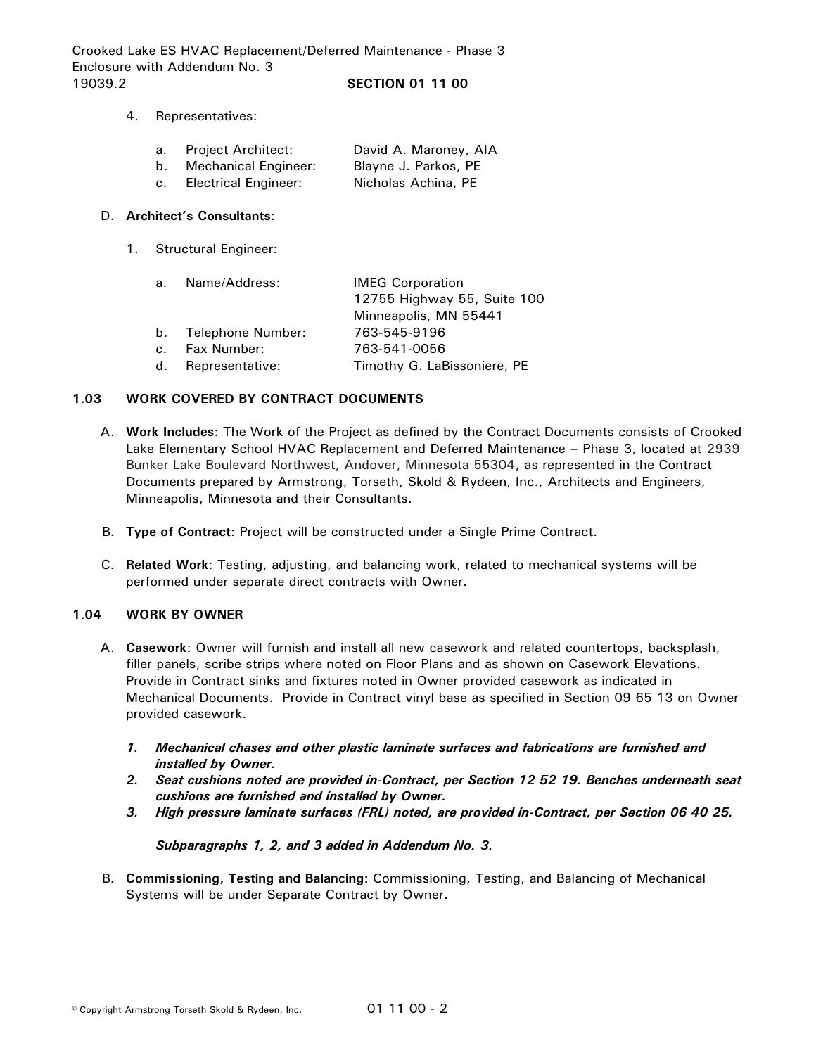4. Representatives:

   a. Project Architect: David A. Maroney, AIA
   b. Mechanical Engineer: Blayne J. Parkos, PE
   c. Electrical Engineer: Nicholas Achina, PE

D. **Architect's Consultants**:

   1. Structural Engineer:

      a. Name/Address: IMEG Corporation
         12755 Highway 55, Suite 100
         Minneapolis, MN 55441
      b. Telephone Number: 763-545-9196
      c. Fax Number: 763-541-0056
      d. Representative: Timothy G. LaBissoniere, PE

### 1.03 WORK COVERED BY CONTRACT DOCUMENTS

A. **Work Includes**: The Work of the Project as defined by the Contract Documents consists of Crooked Lake Elementary School HVAC Replacement and Deferred Maintenance – Phase 3, located at 2939 Bunker Lake Boulevard Northwest, Andover, Minnesota 55304, as represented in the Contract Documents prepared by Armstrong, Torseth, Skold & Rydeen, Inc., Architects and Engineers, Minneapolis, Minnesota and their Consultants.

B. **Type of Contract**: Project will be constructed under a Single Prime Contract.

C. **Related Work**: Testing, adjusting, and balancing work, related to mechanical systems will be performed under separate direct contracts with Owner.

### 1.04 WORK BY OWNER

A. **Casework**: Owner will furnish and install all new casework and related countertops, backsplash, filler panels, scribe strips where noted on Floor Plans and as shown on Casework Elevations. Provide in Contract sinks and fixtures noted in Owner provided casework as indicated in Mechanical Documents. Provide in Contract vinyl base as specified in Section 09 65 13 on Owner provided casework.

   ***1. Mechanical chases and other plastic laminate surfaces and fabrications are furnished and installed by Owner.***
   ***2. Seat cushions noted are provided in-Contract, per Section 12 52 19. Benches underneath seat cushions are furnished and installed by Owner.***
   ***3. High pressure laminate surfaces (FRL) noted, are provided in-Contract, per Section 06 40 25.***

   ***Subparagraphs 1, 2, and 3 added in Addendum No. 3.***

B. **Commissioning, Testing and Balancing:** Commissioning, Testing, and Balancing of Mechanical Systems will be under Separate Contract by Owner.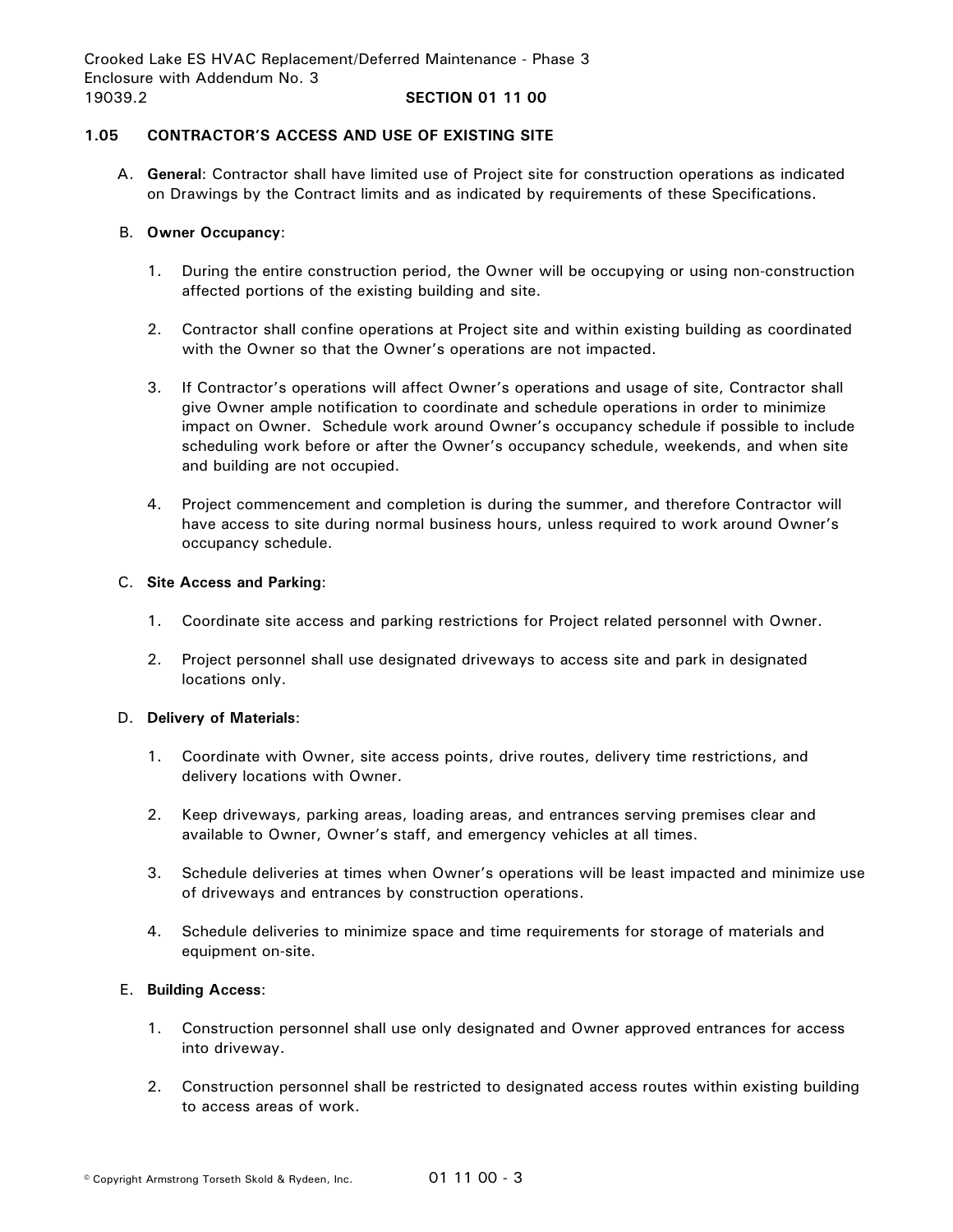## 1.05 CONTRACTOR'S ACCESS AND USE OF EXISTING SITE

A. **General**: Contractor shall have limited use of Project site for construction operations as indicated on Drawings by the Contract limits and as indicated by requirements of these Specifications.

B. **Owner Occupancy**:

1. During the entire construction period, the Owner will be occupying or using non-construction affected portions of the existing building and site.

2. Contractor shall confine operations at Project site and within existing building as coordinated with the Owner so that the Owner's operations are not impacted.

3. If Contractor's operations will affect Owner's operations and usage of site, Contractor shall give Owner ample notification to coordinate and schedule operations in order to minimize impact on Owner. Schedule work around Owner's occupancy schedule if possible to include scheduling work before or after the Owner's occupancy schedule, weekends, and when site and building are not occupied.

4. Project commencement and completion is during the summer, and therefore Contractor will have access to site during normal business hours, unless required to work around Owner's occupancy schedule.

C. **Site Access and Parking**:

1. Coordinate site access and parking restrictions for Project related personnel with Owner.

2. Project personnel shall use designated driveways to access site and park in designated locations only.

D. **Delivery of Materials**:

1. Coordinate with Owner, site access points, drive routes, delivery time restrictions, and delivery locations with Owner.

2. Keep driveways, parking areas, loading areas, and entrances serving premises clear and available to Owner, Owner's staff, and emergency vehicles at all times.

3. Schedule deliveries at times when Owner's operations will be least impacted and minimize use of driveways and entrances by construction operations.

4. Schedule deliveries to minimize space and time requirements for storage of materials and equipment on-site.

E. **Building Access**:

1. Construction personnel shall use only designated and Owner approved entrances for access into driveway.

2. Construction personnel shall be restricted to designated access routes within existing building to access areas of work.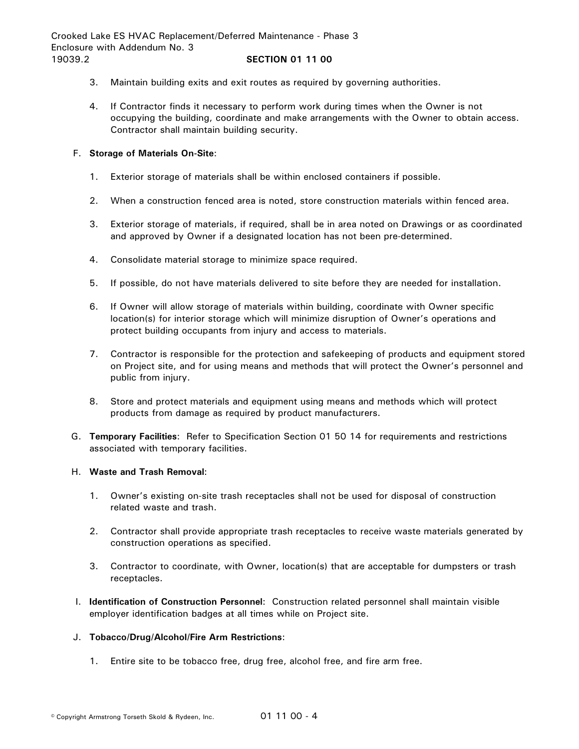3. Maintain building exits and exit routes as required by governing authorities.

4. If Contractor finds it necessary to perform work during times when the Owner is not occupying the building, coordinate and make arrangements with the Owner to obtain access. Contractor shall maintain building security.

F. **Storage of Materials On-Site**:

1. Exterior storage of materials shall be within enclosed containers if possible.

2. When a construction fenced area is noted, store construction materials within fenced area.

3. Exterior storage of materials, if required, shall be in area noted on Drawings or as coordinated and approved by Owner if a designated location has not been pre-determined.

4. Consolidate material storage to minimize space required.

5. If possible, do not have materials delivered to site before they are needed for installation.

6. If Owner will allow storage of materials within building, coordinate with Owner specific location(s) for interior storage which will minimize disruption of Owner's operations and protect building occupants from injury and access to materials.

7. Contractor is responsible for the protection and safekeeping of products and equipment stored on Project site, and for using means and methods that will protect the Owner's personnel and public from injury.

8. Store and protect materials and equipment using means and methods which will protect products from damage as required by product manufacturers.

G. **Temporary Facilities**: Refer to Specification Section 01 50 14 for requirements and restrictions associated with temporary facilities.

H. **Waste and Trash Removal**:

1. Owner's existing on-site trash receptacles shall not be used for disposal of construction related waste and trash.

2. Contractor shall provide appropriate trash receptacles to receive waste materials generated by construction operations as specified.

3. Contractor to coordinate, with Owner, location(s) that are acceptable for dumpsters or trash receptacles.

I. **Identification of Construction Personnel**: Construction related personnel shall maintain visible employer identification badges at all times while on Project site.

J. **Tobacco/Drug/Alcohol/Fire Arm Restrictions**:

1. Entire site to be tobacco free, drug free, alcohol free, and fire arm free.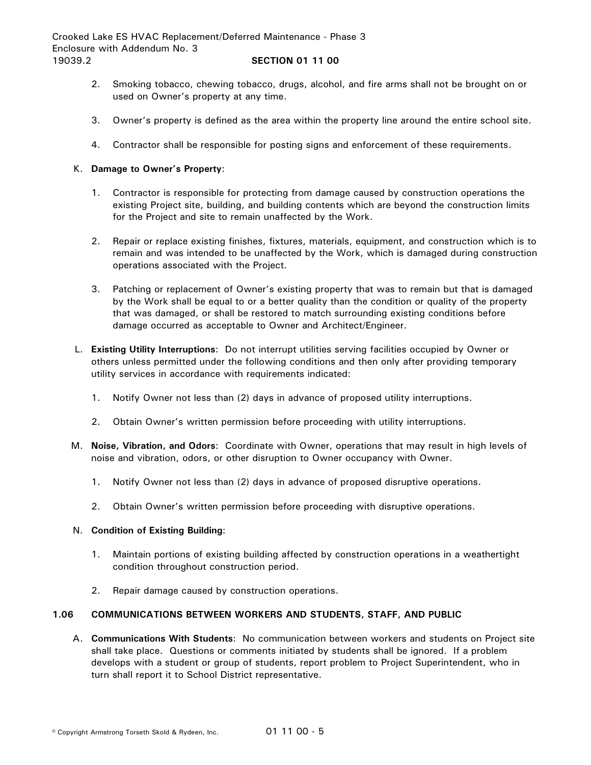2. Smoking tobacco, chewing tobacco, drugs, alcohol, and fire arms shall not be brought on or used on Owner's property at any time.

3. Owner's property is defined as the area within the property line around the entire school site.

4. Contractor shall be responsible for posting signs and enforcement of these requirements.

K. **Damage to Owner's Property**:

1. Contractor is responsible for protecting from damage caused by construction operations the existing Project site, building, and building contents which are beyond the construction limits for the Project and site to remain unaffected by the Work.

2. Repair or replace existing finishes, fixtures, materials, equipment, and construction which is to remain and was intended to be unaffected by the Work, which is damaged during construction operations associated with the Project.

3. Patching or replacement of Owner's existing property that was to remain but that is damaged by the Work shall be equal to or a better quality than the condition or quality of the property that was damaged, or shall be restored to match surrounding existing conditions before damage occurred as acceptable to Owner and Architect/Engineer.

L. **Existing Utility Interruptions**: Do not interrupt utilities serving facilities occupied by Owner or others unless permitted under the following conditions and then only after providing temporary utility services in accordance with requirements indicated:

1. Notify Owner not less than (2) days in advance of proposed utility interruptions.

2. Obtain Owner's written permission before proceeding with utility interruptions.

M. **Noise, Vibration, and Odors**: Coordinate with Owner, operations that may result in high levels of noise and vibration, odors, or other disruption to Owner occupancy with Owner.

1. Notify Owner not less than (2) days in advance of proposed disruptive operations.

2. Obtain Owner's written permission before proceeding with disruptive operations.

N. **Condition of Existing Building**:

1. Maintain portions of existing building affected by construction operations in a weathertight condition throughout construction period.

2. Repair damage caused by construction operations.

## 1.06 COMMUNICATIONS BETWEEN WORKERS AND STUDENTS, STAFF, AND PUBLIC

A. **Communications With Students**: No communication between workers and students on Project site shall take place. Questions or comments initiated by students shall be ignored. If a problem develops with a student or group of students, report problem to Project Superintendent, who in turn shall report it to School District representative.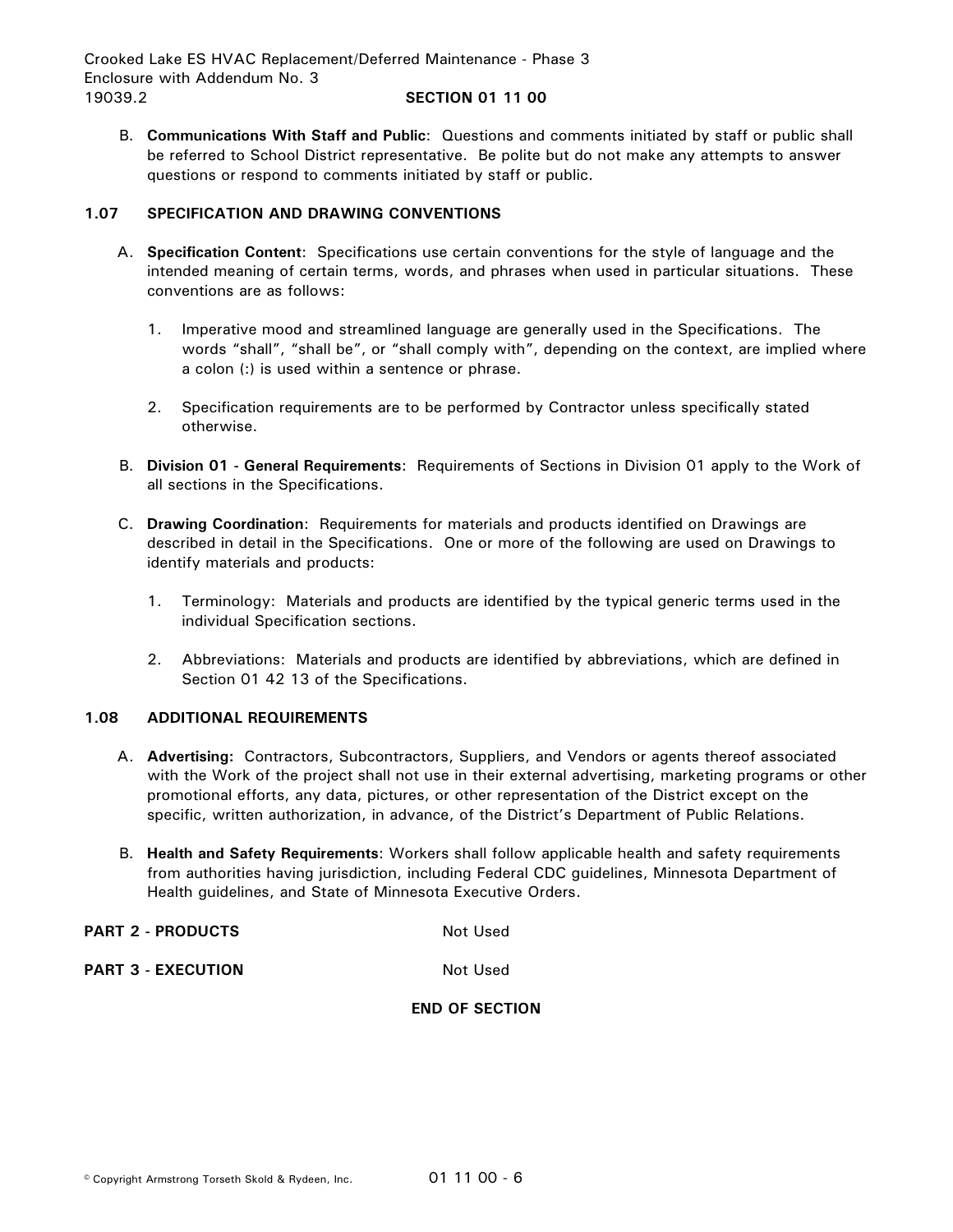B. **Communications With Staff and Public**: Questions and comments initiated by staff or public shall be referred to School District representative. Be polite but do not make any attempts to answer questions or respond to comments initiated by staff or public.

## 1.07 SPECIFICATION AND DRAWING CONVENTIONS

A. **Specification Content**: Specifications use certain conventions for the style of language and the intended meaning of certain terms, words, and phrases when used in particular situations. These conventions are as follows:

1. Imperative mood and streamlined language are generally used in the Specifications. The words "shall", "shall be", or "shall comply with", depending on the context, are implied where a colon (:) is used within a sentence or phrase.

2. Specification requirements are to be performed by Contractor unless specifically stated otherwise.

B. **Division 01 - General Requirements**: Requirements of Sections in Division 01 apply to the Work of all sections in the Specifications.

C. **Drawing Coordination**: Requirements for materials and products identified on Drawings are described in detail in the Specifications. One or more of the following are used on Drawings to identify materials and products:

1. Terminology: Materials and products are identified by the typical generic terms used in the individual Specification sections.

2. Abbreviations: Materials and products are identified by abbreviations, which are defined in Section 01 42 13 of the Specifications.

## 1.08 ADDITIONAL REQUIREMENTS

A. **Advertising:** Contractors, Subcontractors, Suppliers, and Vendors or agents thereof associated with the Work of the project shall not use in their external advertising, marketing programs or other promotional efforts, any data, pictures, or other representation of the District except on the specific, written authorization, in advance, of the District's Department of Public Relations.

B. **Health and Safety Requirements**: Workers shall follow applicable health and safety requirements from authorities having jurisdiction, including Federal CDC guidelines, Minnesota Department of Health guidelines, and State of Minnesota Executive Orders.

**PART 2 - PRODUCTS** Not Used

**PART 3 - EXECUTION** Not Used

**END OF SECTION**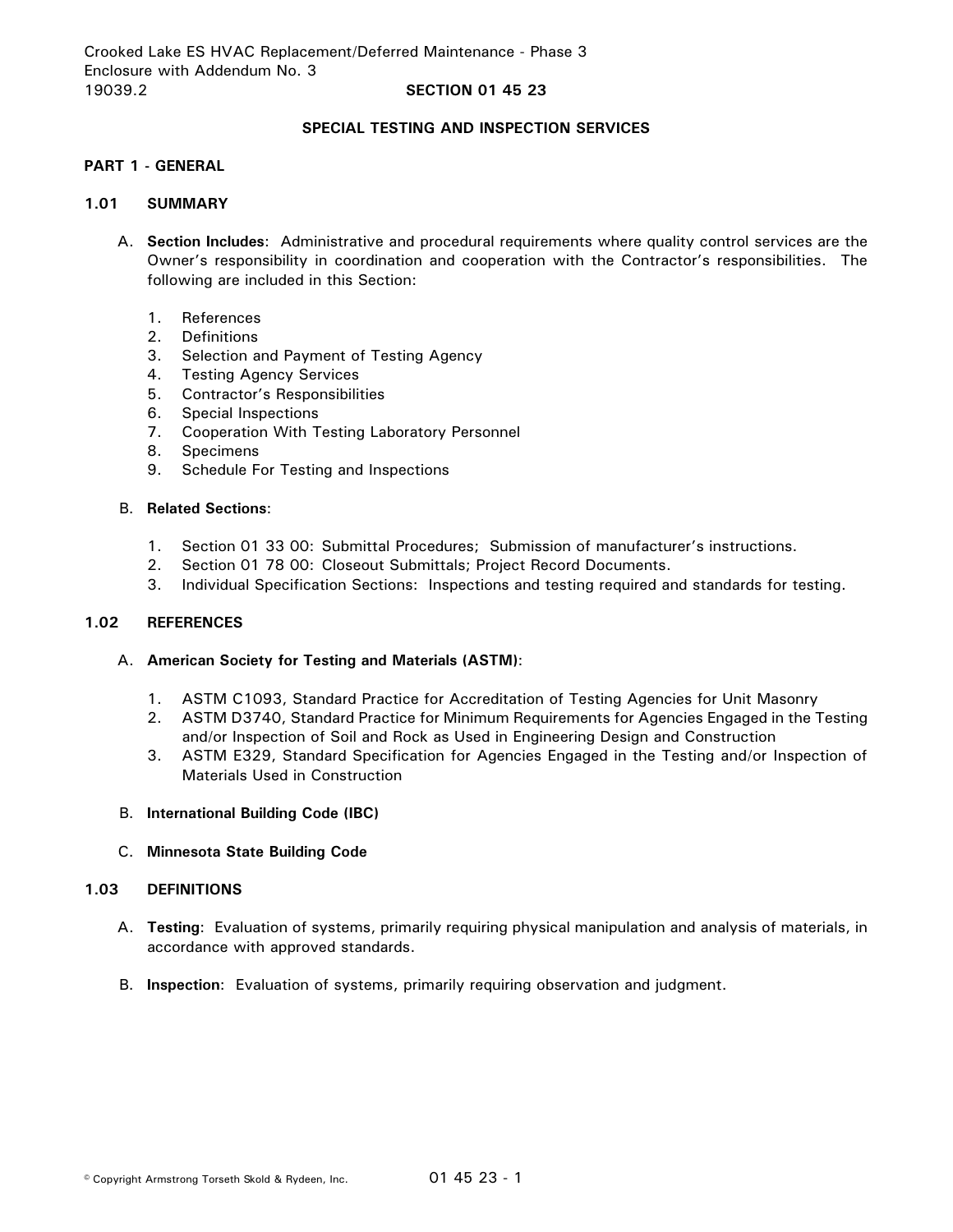**SECTION 01 45 23**

# SPECIAL TESTING AND INSPECTION SERVICES

## PART 1 - GENERAL

### 1.01 SUMMARY

A. **Section Includes**: Administrative and procedural requirements where quality control services are the Owner's responsibility in coordination and cooperation with the Contractor's responsibilities. The following are included in this Section:

1. References
2. Definitions
3. Selection and Payment of Testing Agency
4. Testing Agency Services
5. Contractor's Responsibilities
6. Special Inspections
7. Cooperation With Testing Laboratory Personnel
8. Specimens
9. Schedule For Testing and Inspections

B. **Related Sections**:

1. Section 01 33 00: Submittal Procedures; Submission of manufacturer's instructions.
2. Section 01 78 00: Closeout Submittals; Project Record Documents.
3. Individual Specification Sections: Inspections and testing required and standards for testing.

### 1.02 REFERENCES

A. **American Society for Testing and Materials (ASTM)**:

1. ASTM C1093, Standard Practice for Accreditation of Testing Agencies for Unit Masonry
2. ASTM D3740, Standard Practice for Minimum Requirements for Agencies Engaged in the Testing and/or Inspection of Soil and Rock as Used in Engineering Design and Construction
3. ASTM E329, Standard Specification for Agencies Engaged in the Testing and/or Inspection of Materials Used in Construction

B. **International Building Code (IBC)**

C. **Minnesota State Building Code**

### 1.03 DEFINITIONS

A. **Testing**: Evaluation of systems, primarily requiring physical manipulation and analysis of materials, in accordance with approved standards.

B. **Inspection**: Evaluation of systems, primarily requiring observation and judgment.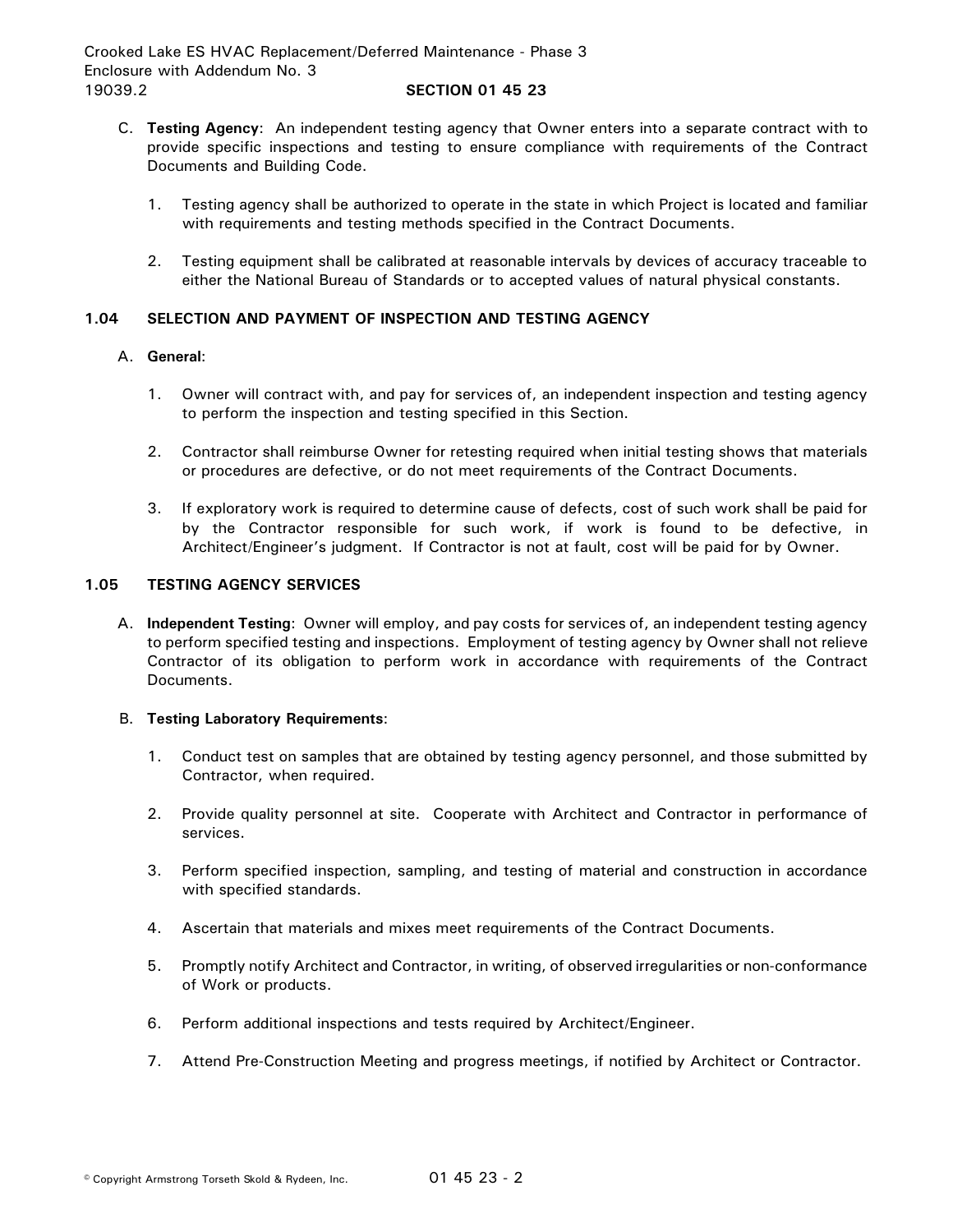C. **Testing Agency**: An independent testing agency that Owner enters into a separate contract with to provide specific inspections and testing to ensure compliance with requirements of the Contract Documents and Building Code.

1. Testing agency shall be authorized to operate in the state in which Project is located and familiar with requirements and testing methods specified in the Contract Documents.

2. Testing equipment shall be calibrated at reasonable intervals by devices of accuracy traceable to either the National Bureau of Standards or to accepted values of natural physical constants.

## 1.04 SELECTION AND PAYMENT OF INSPECTION AND TESTING AGENCY

A. **General**:

1. Owner will contract with, and pay for services of, an independent inspection and testing agency to perform the inspection and testing specified in this Section.

2. Contractor shall reimburse Owner for retesting required when initial testing shows that materials or procedures are defective, or do not meet requirements of the Contract Documents.

3. If exploratory work is required to determine cause of defects, cost of such work shall be paid for by the Contractor responsible for such work, if work is found to be defective, in Architect/Engineer's judgment. If Contractor is not at fault, cost will be paid for by Owner.

## 1.05 TESTING AGENCY SERVICES

A. **Independent Testing**: Owner will employ, and pay costs for services of, an independent testing agency to perform specified testing and inspections. Employment of testing agency by Owner shall not relieve Contractor of its obligation to perform work in accordance with requirements of the Contract Documents.

B. **Testing Laboratory Requirements**:

1. Conduct test on samples that are obtained by testing agency personnel, and those submitted by Contractor, when required.

2. Provide quality personnel at site. Cooperate with Architect and Contractor in performance of services.

3. Perform specified inspection, sampling, and testing of material and construction in accordance with specified standards.

4. Ascertain that materials and mixes meet requirements of the Contract Documents.

5. Promptly notify Architect and Contractor, in writing, of observed irregularities or non-conformance of Work or products.

6. Perform additional inspections and tests required by Architect/Engineer.

7. Attend Pre-Construction Meeting and progress meetings, if notified by Architect or Contractor.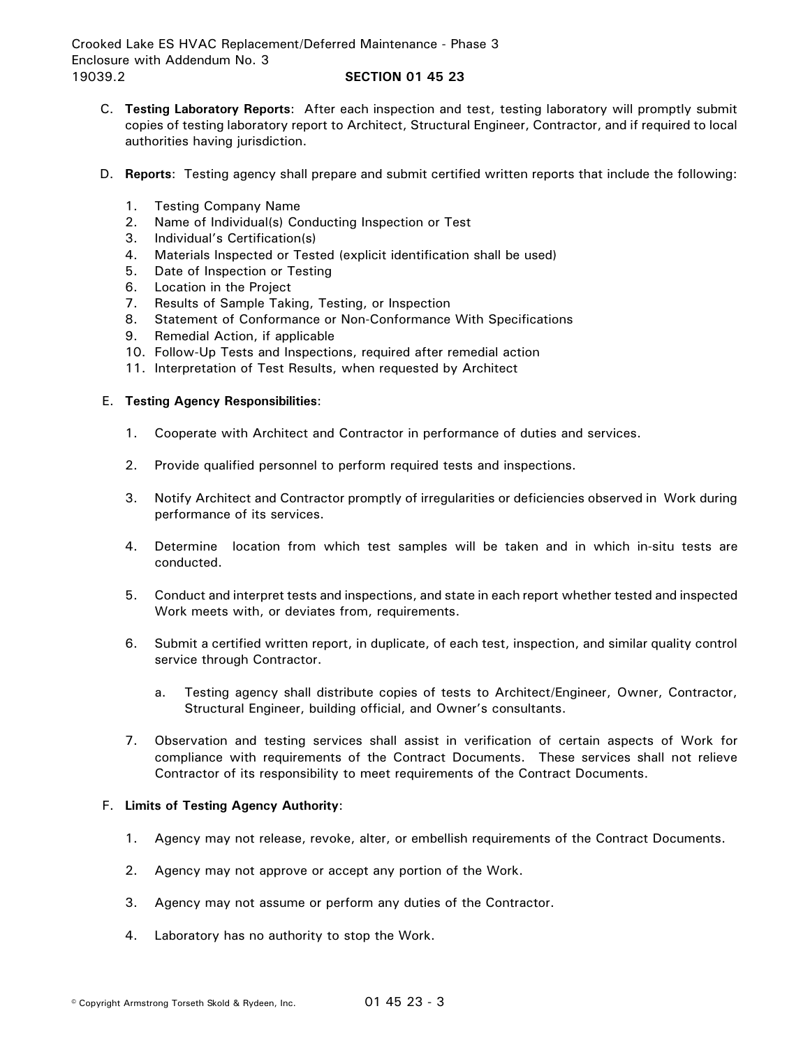C. **Testing Laboratory Reports**: After each inspection and test, testing laboratory will promptly submit copies of testing laboratory report to Architect, Structural Engineer, Contractor, and if required to local authorities having jurisdiction.

D. **Reports**: Testing agency shall prepare and submit certified written reports that include the following:

1. Testing Company Name
2. Name of Individual(s) Conducting Inspection or Test
3. Individual's Certification(s)
4. Materials Inspected or Tested (explicit identification shall be used)
5. Date of Inspection or Testing
6. Location in the Project
7. Results of Sample Taking, Testing, or Inspection
8. Statement of Conformance or Non-Conformance With Specifications
9. Remedial Action, if applicable
10. Follow-Up Tests and Inspections, required after remedial action
11. Interpretation of Test Results, when requested by Architect

E. **Testing Agency Responsibilities**:

1. Cooperate with Architect and Contractor in performance of duties and services.

2. Provide qualified personnel to perform required tests and inspections.

3. Notify Architect and Contractor promptly of irregularities or deficiencies observed in Work during performance of its services.

4. Determine location from which test samples will be taken and in which in-situ tests are conducted.

5. Conduct and interpret tests and inspections, and state in each report whether tested and inspected Work meets with, or deviates from, requirements.

6. Submit a certified written report, in duplicate, of each test, inspection, and similar quality control service through Contractor.

   a. Testing agency shall distribute copies of tests to Architect/Engineer, Owner, Contractor, Structural Engineer, building official, and Owner's consultants.

7. Observation and testing services shall assist in verification of certain aspects of Work for compliance with requirements of the Contract Documents. These services shall not relieve Contractor of its responsibility to meet requirements of the Contract Documents.

F. **Limits of Testing Agency Authority**:

1. Agency may not release, revoke, alter, or embellish requirements of the Contract Documents.

2. Agency may not approve or accept any portion of the Work.

3. Agency may not assume or perform any duties of the Contractor.

4. Laboratory has no authority to stop the Work.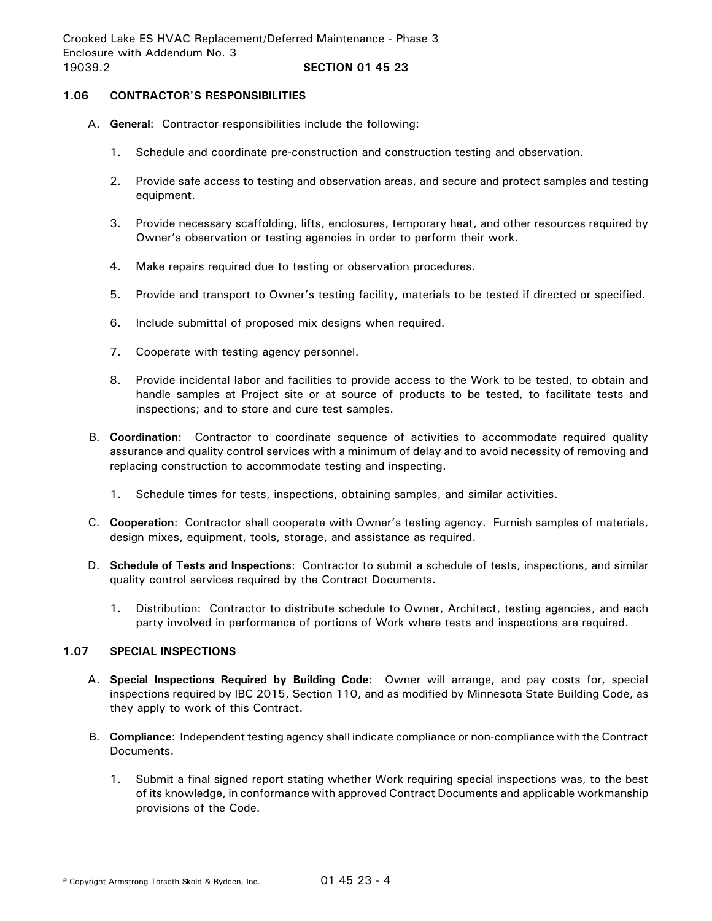### 1.06 CONTRACTOR'S RESPONSIBILITIES

A. **General**: Contractor responsibilities include the following:

1. Schedule and coordinate pre-construction and construction testing and observation.

2. Provide safe access to testing and observation areas, and secure and protect samples and testing equipment.

3. Provide necessary scaffolding, lifts, enclosures, temporary heat, and other resources required by Owner's observation or testing agencies in order to perform their work.

4. Make repairs required due to testing or observation procedures.

5. Provide and transport to Owner's testing facility, materials to be tested if directed or specified.

6. Include submittal of proposed mix designs when required.

7. Cooperate with testing agency personnel.

8. Provide incidental labor and facilities to provide access to the Work to be tested, to obtain and handle samples at Project site or at source of products to be tested, to facilitate tests and inspections; and to store and cure test samples.

B. **Coordination**: Contractor to coordinate sequence of activities to accommodate required quality assurance and quality control services with a minimum of delay and to avoid necessity of removing and replacing construction to accommodate testing and inspecting.

1. Schedule times for tests, inspections, obtaining samples, and similar activities.

C. **Cooperation**: Contractor shall cooperate with Owner's testing agency. Furnish samples of materials, design mixes, equipment, tools, storage, and assistance as required.

D. **Schedule of Tests and Inspections**: Contractor to submit a schedule of tests, inspections, and similar quality control services required by the Contract Documents.

1. Distribution: Contractor to distribute schedule to Owner, Architect, testing agencies, and each party involved in performance of portions of Work where tests and inspections are required.

### 1.07 SPECIAL INSPECTIONS

A. **Special Inspections Required by Building Code**: Owner will arrange, and pay costs for, special inspections required by IBC 2015, Section 110, and as modified by Minnesota State Building Code, as they apply to work of this Contract.

B. **Compliance**: Independent testing agency shall indicate compliance or non-compliance with the Contract Documents.

1. Submit a final signed report stating whether Work requiring special inspections was, to the best of its knowledge, in conformance with approved Contract Documents and applicable workmanship provisions of the Code.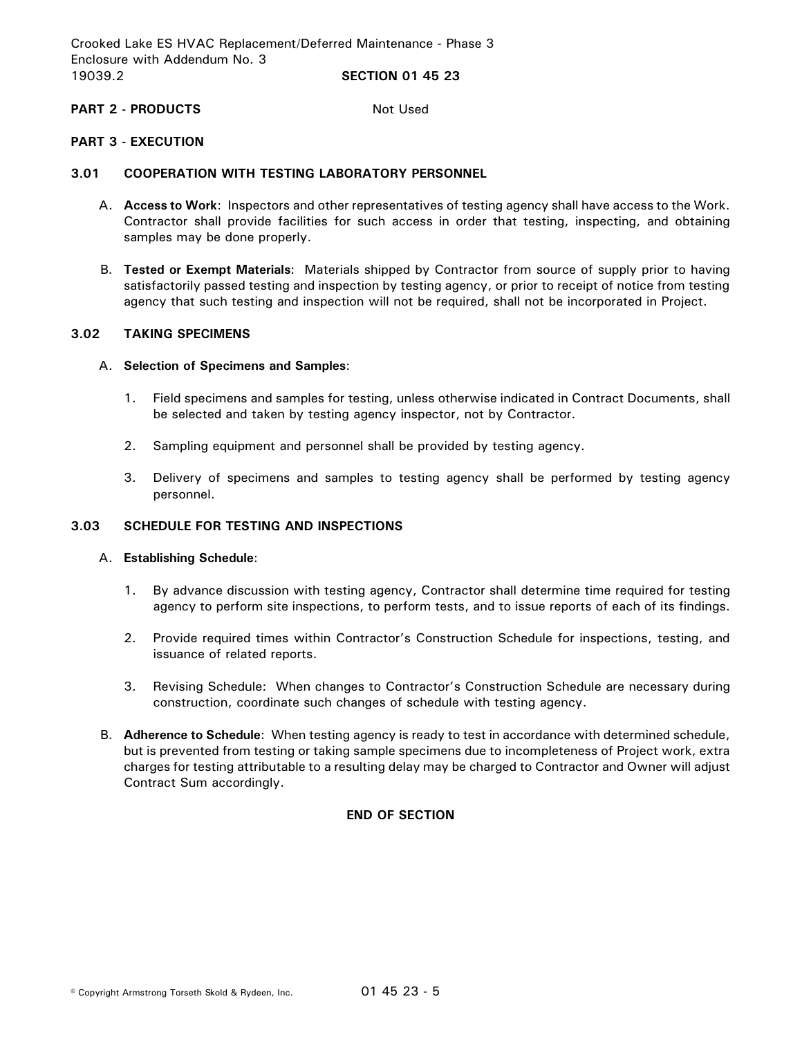**PART 2 - PRODUCTS** Not Used

**PART 3 - EXECUTION**

### 3.01 COOPERATION WITH TESTING LABORATORY PERSONNEL

A. **Access to Work**: Inspectors and other representatives of testing agency shall have access to the Work. Contractor shall provide facilities for such access in order that testing, inspecting, and obtaining samples may be done properly.

B. **Tested or Exempt Materials**: Materials shipped by Contractor from source of supply prior to having satisfactorily passed testing and inspection by testing agency, or prior to receipt of notice from testing agency that such testing and inspection will not be required, shall not be incorporated in Project.

### 3.02 TAKING SPECIMENS

A. **Selection of Specimens and Samples**:

1. Field specimens and samples for testing, unless otherwise indicated in Contract Documents, shall be selected and taken by testing agency inspector, not by Contractor.
2. Sampling equipment and personnel shall be provided by testing agency.
3. Delivery of specimens and samples to testing agency shall be performed by testing agency personnel.

### 3.03 SCHEDULE FOR TESTING AND INSPECTIONS

A. **Establishing Schedule**:

1. By advance discussion with testing agency, Contractor shall determine time required for testing agency to perform site inspections, to perform tests, and to issue reports of each of its findings.
2. Provide required times within Contractor's Construction Schedule for inspections, testing, and issuance of related reports.
3. Revising Schedule: When changes to Contractor's Construction Schedule are necessary during construction, coordinate such changes of schedule with testing agency.

B. **Adherence to Schedule**: When testing agency is ready to test in accordance with determined schedule, but is prevented from testing or taking sample specimens due to incompleteness of Project work, extra charges for testing attributable to a resulting delay may be charged to Contractor and Owner will adjust Contract Sum accordingly.

**END OF SECTION**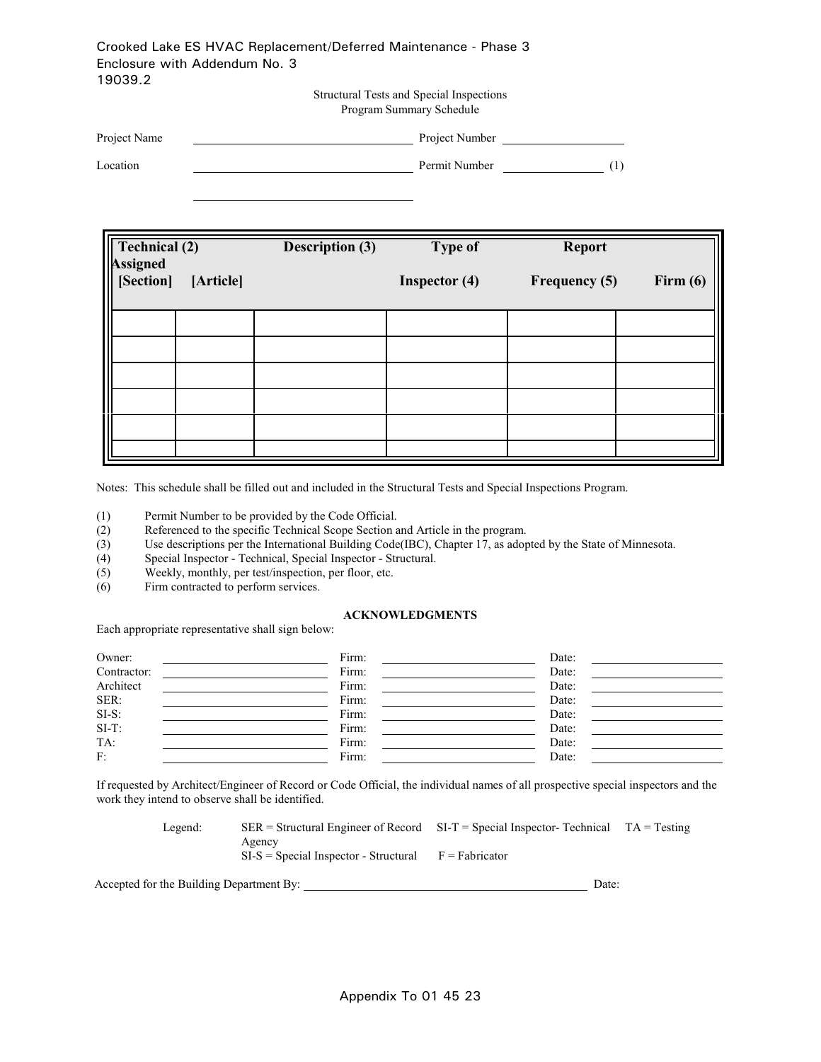Structural Tests and Special Inspections
Program Summary Schedule

Project Name \_\_\_\_\_\_\_\_\_\_\_\_\_\_\_\_\_\_\_\_\_\_\_\_\_\_\_\_ Project Number \_\_\_\_\_\_\_\_\_\_\_\_\_\_\_\_\_\_

Location \_\_\_\_\_\_\_\_\_\_\_\_\_\_\_\_\_\_\_\_\_\_\_\_\_\_\_\_ Permit Number \_\_\_\_\_\_\_\_\_\_\_\_\_\_ (1)

\_\_\_\_\_\_\_\_\_\_\_\_\_\_\_\_\_\_\_\_\_\_\_\_\_\_\_\_

| Technical (2) Assigned [Section] | [Article] | Description (3) | Type of Inspector (4) | Report Frequency (5) | Firm (6) |
|---|---|---|---|---|---|
| | | | | | |
| | | | | | |
| | | | | | |
| | | | | | |
| | | | | | |
| | | | | | |

Notes: This schedule shall be filled out and included in the Structural Tests and Special Inspections Program.

(1) Permit Number to be provided by the Code Official.
(2) Referenced to the specific Technical Scope Section and Article in the program.
(3) Use descriptions per the International Building Code(IBC), Chapter 17, as adopted by the State of Minnesota.
(4) Special Inspector - Technical, Special Inspector - Structural.
(5) Weekly, monthly, per test/inspection, per floor, etc.
(6) Firm contracted to perform services.

**ACKNOWLEDGMENTS**

Each appropriate representative shall sign below:

Owner: \_\_\_\_\_\_\_\_\_\_\_\_\_\_\_\_ Firm: \_\_\_\_\_\_\_\_\_\_\_\_\_\_\_\_ Date: \_\_\_\_\_\_\_\_\_\_\_\_
Contractor: \_\_\_\_\_\_\_\_\_\_\_\_\_\_\_\_ Firm: \_\_\_\_\_\_\_\_\_\_\_\_\_\_\_\_ Date: \_\_\_\_\_\_\_\_\_\_\_\_
Architect \_\_\_\_\_\_\_\_\_\_\_\_\_\_\_\_ Firm: \_\_\_\_\_\_\_\_\_\_\_\_\_\_\_\_ Date: \_\_\_\_\_\_\_\_\_\_\_\_
SER: \_\_\_\_\_\_\_\_\_\_\_\_\_\_\_\_ Firm: \_\_\_\_\_\_\_\_\_\_\_\_\_\_\_\_ Date: \_\_\_\_\_\_\_\_\_\_\_\_
SI-S: \_\_\_\_\_\_\_\_\_\_\_\_\_\_\_\_ Firm: \_\_\_\_\_\_\_\_\_\_\_\_\_\_\_\_ Date: \_\_\_\_\_\_\_\_\_\_\_\_
SI-T: \_\_\_\_\_\_\_\_\_\_\_\_\_\_\_\_ Firm: \_\_\_\_\_\_\_\_\_\_\_\_\_\_\_\_ Date: \_\_\_\_\_\_\_\_\_\_\_\_
TA: \_\_\_\_\_\_\_\_\_\_\_\_\_\_\_\_ Firm: \_\_\_\_\_\_\_\_\_\_\_\_\_\_\_\_ Date: \_\_\_\_\_\_\_\_\_\_\_\_
F: \_\_\_\_\_\_\_\_\_\_\_\_\_\_\_\_ Firm: \_\_\_\_\_\_\_\_\_\_\_\_\_\_\_\_ Date: \_\_\_\_\_\_\_\_\_\_\_\_

If requested by Architect/Engineer of Record or Code Official, the individual names of all prospective special inspectors and the work they intend to observe shall be identified.

Legend: SER = Structural Engineer of Record SI-T = Special Inspector- Technical TA = Testing Agency
SI-S = Special Inspector - Structural F = Fabricator

Accepted for the Building Department By: \_\_\_\_\_\_\_\_\_\_\_\_\_\_\_\_\_\_\_\_\_\_\_\_\_\_\_\_\_\_ Date: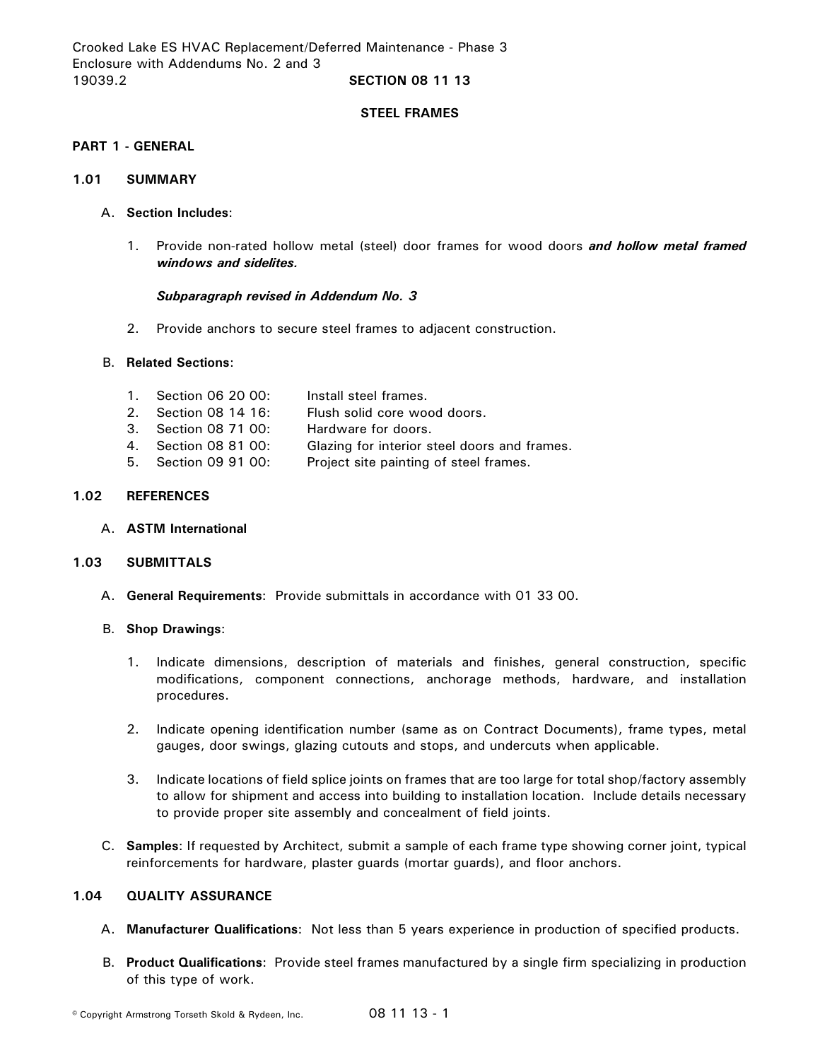## SECTION 08 11 13

## STEEL FRAMES

### PART 1 - GENERAL

### 1.01 SUMMARY

A. **Section Includes**:

1. Provide non-rated hollow metal (steel) door frames for wood doors ***and hollow metal framed windows and sidelites.***

   ***Subparagraph revised in Addendum No. 3***

2. Provide anchors to secure steel frames to adjacent construction.

B. **Related Sections**:

1. Section 06 20 00: Install steel frames.
2. Section 08 14 16: Flush solid core wood doors.
3. Section 08 71 00: Hardware for doors.
4. Section 08 81 00: Glazing for interior steel doors and frames.
5. Section 09 91 00: Project site painting of steel frames.

### 1.02 REFERENCES

A. **ASTM International**

### 1.03 SUBMITTALS

A. **General Requirements**: Provide submittals in accordance with 01 33 00.

B. **Shop Drawings**:

1. Indicate dimensions, description of materials and finishes, general construction, specific modifications, component connections, anchorage methods, hardware, and installation procedures.

2. Indicate opening identification number (same as on Contract Documents), frame types, metal gauges, door swings, glazing cutouts and stops, and undercuts when applicable.

3. Indicate locations of field splice joints on frames that are too large for total shop/factory assembly to allow for shipment and access into building to installation location. Include details necessary to provide proper site assembly and concealment of field joints.

C. **Samples**: If requested by Architect, submit a sample of each frame type showing corner joint, typical reinforcements for hardware, plaster guards (mortar guards), and floor anchors.

### 1.04 QUALITY ASSURANCE

A. **Manufacturer Qualifications**: Not less than 5 years experience in production of specified products.

B. **Product Qualifications**: Provide steel frames manufactured by a single firm specializing in production of this type of work.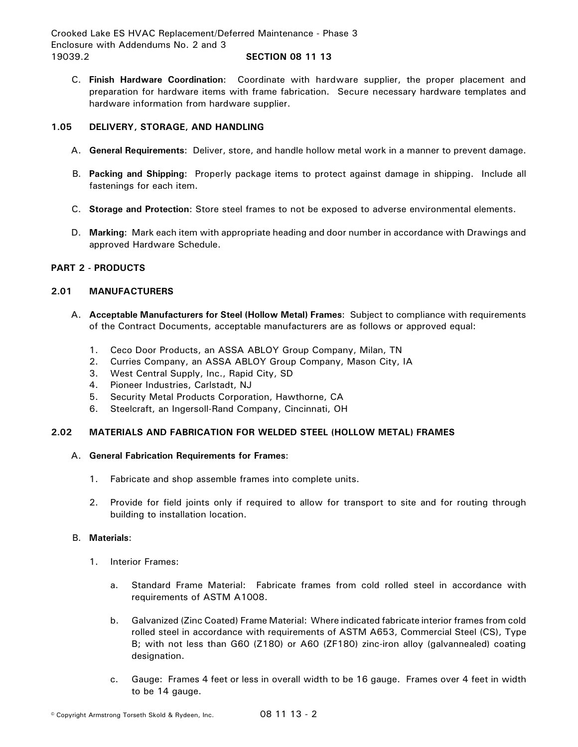C. **Finish Hardware Coordination**: Coordinate with hardware supplier, the proper placement and preparation for hardware items with frame fabrication. Secure necessary hardware templates and hardware information from hardware supplier.

### 1.05 DELIVERY, STORAGE, AND HANDLING

A. **General Requirements**: Deliver, store, and handle hollow metal work in a manner to prevent damage.

B. **Packing and Shipping**: Properly package items to protect against damage in shipping. Include all fastenings for each item.

C. **Storage and Protection**: Store steel frames to not be exposed to adverse environmental elements.

D. **Marking**: Mark each item with appropriate heading and door number in accordance with Drawings and approved Hardware Schedule.

## PART 2 - PRODUCTS

### 2.01 MANUFACTURERS

A. **Acceptable Manufacturers for Steel (Hollow Metal) Frames**: Subject to compliance with requirements of the Contract Documents, acceptable manufacturers are as follows or approved equal:

1. Ceco Door Products, an ASSA ABLOY Group Company, Milan, TN
2. Curries Company, an ASSA ABLOY Group Company, Mason City, IA
3. West Central Supply, Inc., Rapid City, SD
4. Pioneer Industries, Carlstadt, NJ
5. Security Metal Products Corporation, Hawthorne, CA
6. Steelcraft, an Ingersoll-Rand Company, Cincinnati, OH

### 2.02 MATERIALS AND FABRICATION FOR WELDED STEEL (HOLLOW METAL) FRAMES

A. **General Fabrication Requirements for Frames**:

1. Fabricate and shop assemble frames into complete units.
2. Provide for field joints only if required to allow for transport to site and for routing through building to installation location.

B. **Materials**:

1. Interior Frames:

   a. Standard Frame Material: Fabricate frames from cold rolled steel in accordance with requirements of ASTM A1008.

   b. Galvanized (Zinc Coated) Frame Material: Where indicated fabricate interior frames from cold rolled steel in accordance with requirements of ASTM A653, Commercial Steel (CS), Type B; with not less than G60 (Z180) or A60 (ZF180) zinc-iron alloy (galvannealed) coating designation.

   c. Gauge: Frames 4 feet or less in overall width to be 16 gauge. Frames over 4 feet in width to be 14 gauge.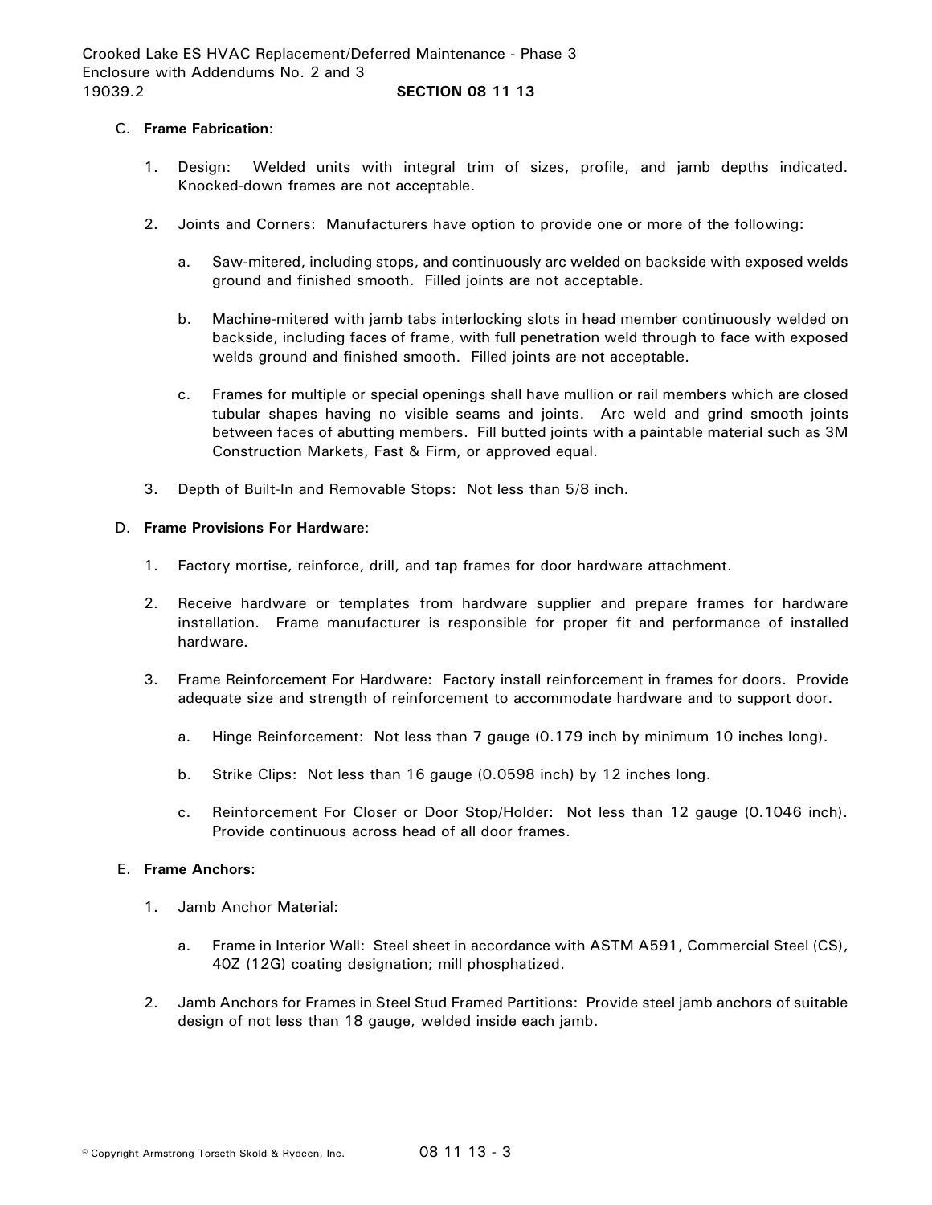C. **Frame Fabrication**:

1. Design: Welded units with integral trim of sizes, profile, and jamb depths indicated. Knocked-down frames are not acceptable.

2. Joints and Corners: Manufacturers have option to provide one or more of the following:

   a. Saw-mitered, including stops, and continuously arc welded on backside with exposed welds ground and finished smooth. Filled joints are not acceptable.

   b. Machine-mitered with jamb tabs interlocking slots in head member continuously welded on backside, including faces of frame, with full penetration weld through to face with exposed welds ground and finished smooth. Filled joints are not acceptable.

   c. Frames for multiple or special openings shall have mullion or rail members which are closed tubular shapes having no visible seams and joints. Arc weld and grind smooth joints between faces of abutting members. Fill butted joints with a paintable material such as 3M Construction Markets, Fast & Firm, or approved equal.

3. Depth of Built-In and Removable Stops: Not less than 5/8 inch.

D. **Frame Provisions For Hardware**:

1. Factory mortise, reinforce, drill, and tap frames for door hardware attachment.

2. Receive hardware or templates from hardware supplier and prepare frames for hardware installation. Frame manufacturer is responsible for proper fit and performance of installed hardware.

3. Frame Reinforcement For Hardware: Factory install reinforcement in frames for doors. Provide adequate size and strength of reinforcement to accommodate hardware and to support door.

   a. Hinge Reinforcement: Not less than 7 gauge (0.179 inch by minimum 10 inches long).

   b. Strike Clips: Not less than 16 gauge (0.0598 inch) by 12 inches long.

   c. Reinforcement For Closer or Door Stop/Holder: Not less than 12 gauge (0.1046 inch). Provide continuous across head of all door frames.

E. **Frame Anchors**:

1. Jamb Anchor Material:

   a. Frame in Interior Wall: Steel sheet in accordance with ASTM A591, Commercial Steel (CS), 40Z (12G) coating designation; mill phosphatized.

2. Jamb Anchors for Frames in Steel Stud Framed Partitions: Provide steel jamb anchors of suitable design of not less than 18 gauge, welded inside each jamb.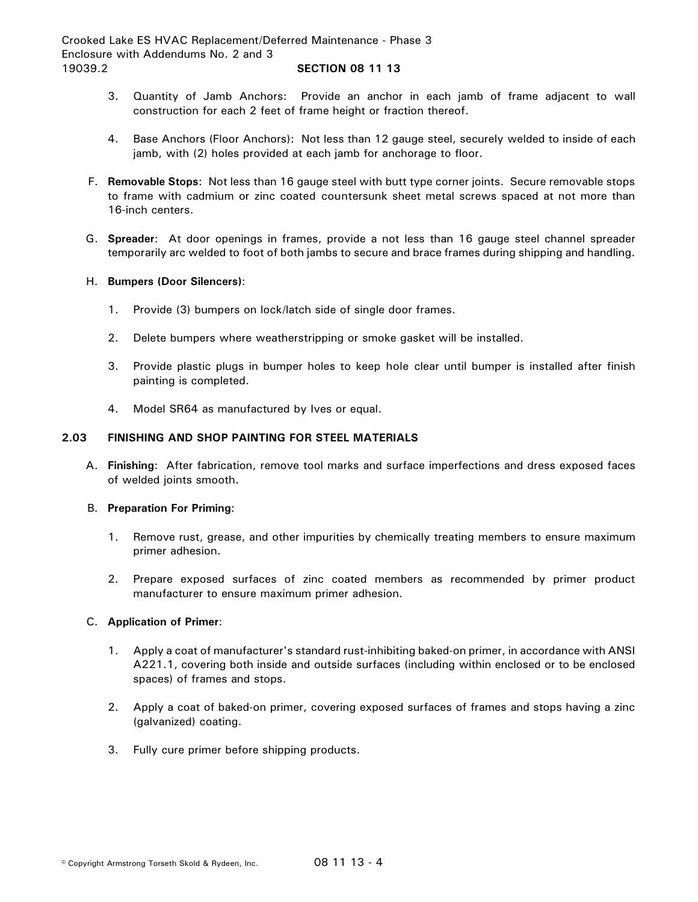3. Quantity of Jamb Anchors: Provide an anchor in each jamb of frame adjacent to wall construction for each 2 feet of frame height or fraction thereof.

4. Base Anchors (Floor Anchors): Not less than 12 gauge steel, securely welded to inside of each jamb, with (2) holes provided at each jamb for anchorage to floor.

F. **Removable Stops**: Not less than 16 gauge steel with butt type corner joints. Secure removable stops to frame with cadmium or zinc coated countersunk sheet metal screws spaced at not more than 16-inch centers.

G. **Spreader**: At door openings in frames, provide a not less than 16 gauge steel channel spreader temporarily arc welded to foot of both jambs to secure and brace frames during shipping and handling.

H. **Bumpers (Door Silencers)**:

1. Provide (3) bumpers on lock/latch side of single door frames.

2. Delete bumpers where weatherstripping or smoke gasket will be installed.

3. Provide plastic plugs in bumper holes to keep hole clear until bumper is installed after finish painting is completed.

4. Model SR64 as manufactured by Ives or equal.

## 2.03 FINISHING AND SHOP PAINTING FOR STEEL MATERIALS

A. **Finishing**: After fabrication, remove tool marks and surface imperfections and dress exposed faces of welded joints smooth.

B. **Preparation For Priming**:

1. Remove rust, grease, and other impurities by chemically treating members to ensure maximum primer adhesion.

2. Prepare exposed surfaces of zinc coated members as recommended by primer product manufacturer to ensure maximum primer adhesion.

C. **Application of Primer**:

1. Apply a coat of manufacturer's standard rust-inhibiting baked-on primer, in accordance with ANSI A221.1, covering both inside and outside surfaces (including within enclosed or to be enclosed spaces) of frames and stops.

2. Apply a coat of baked-on primer, covering exposed surfaces of frames and stops having a zinc (galvanized) coating.

3. Fully cure primer before shipping products.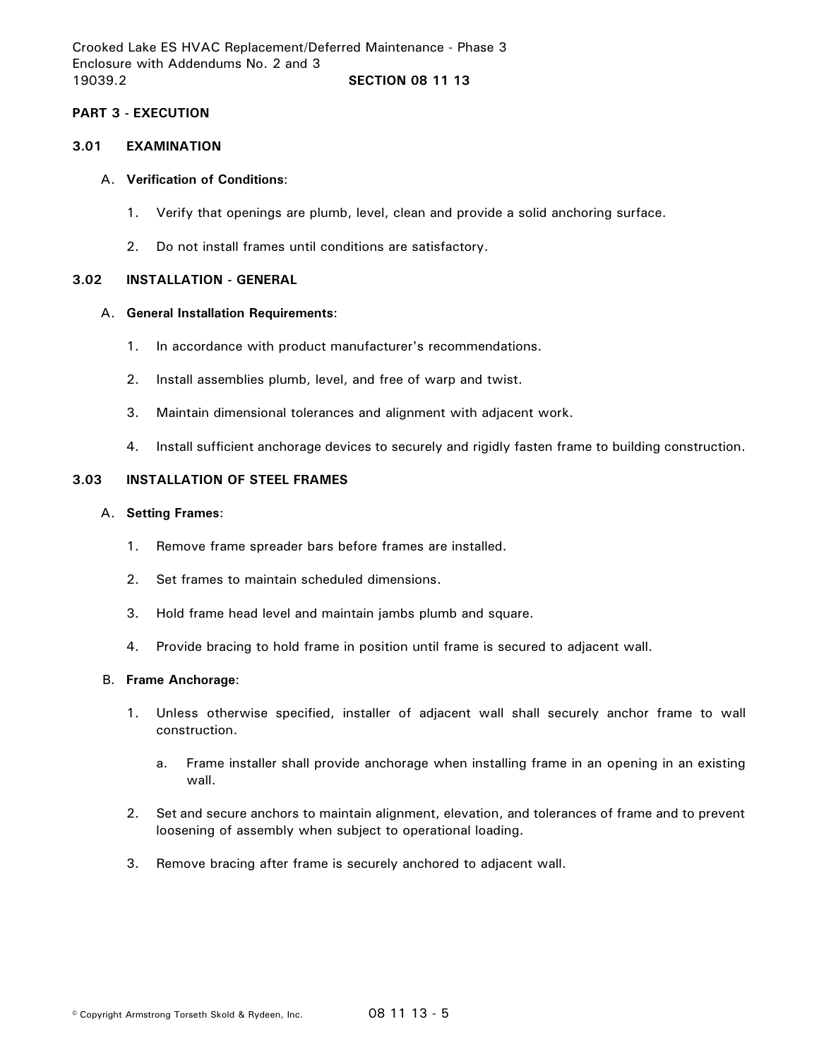## PART 3 - EXECUTION

### 3.01 EXAMINATION

A. **Verification of Conditions**:

1. Verify that openings are plumb, level, clean and provide a solid anchoring surface.

2. Do not install frames until conditions are satisfactory.

### 3.02 INSTALLATION - GENERAL

A. **General Installation Requirements**:

1. In accordance with product manufacturer's recommendations.

2. Install assemblies plumb, level, and free of warp and twist.

3. Maintain dimensional tolerances and alignment with adjacent work.

4. Install sufficient anchorage devices to securely and rigidly fasten frame to building construction.

### 3.03 INSTALLATION OF STEEL FRAMES

A. **Setting Frames**:

1. Remove frame spreader bars before frames are installed.

2. Set frames to maintain scheduled dimensions.

3. Hold frame head level and maintain jambs plumb and square.

4. Provide bracing to hold frame in position until frame is secured to adjacent wall.

B. **Frame Anchorage**:

1. Unless otherwise specified, installer of adjacent wall shall securely anchor frame to wall construction.

   a. Frame installer shall provide anchorage when installing frame in an opening in an existing wall.

2. Set and secure anchors to maintain alignment, elevation, and tolerances of frame and to prevent loosening of assembly when subject to operational loading.

3. Remove bracing after frame is securely anchored to adjacent wall.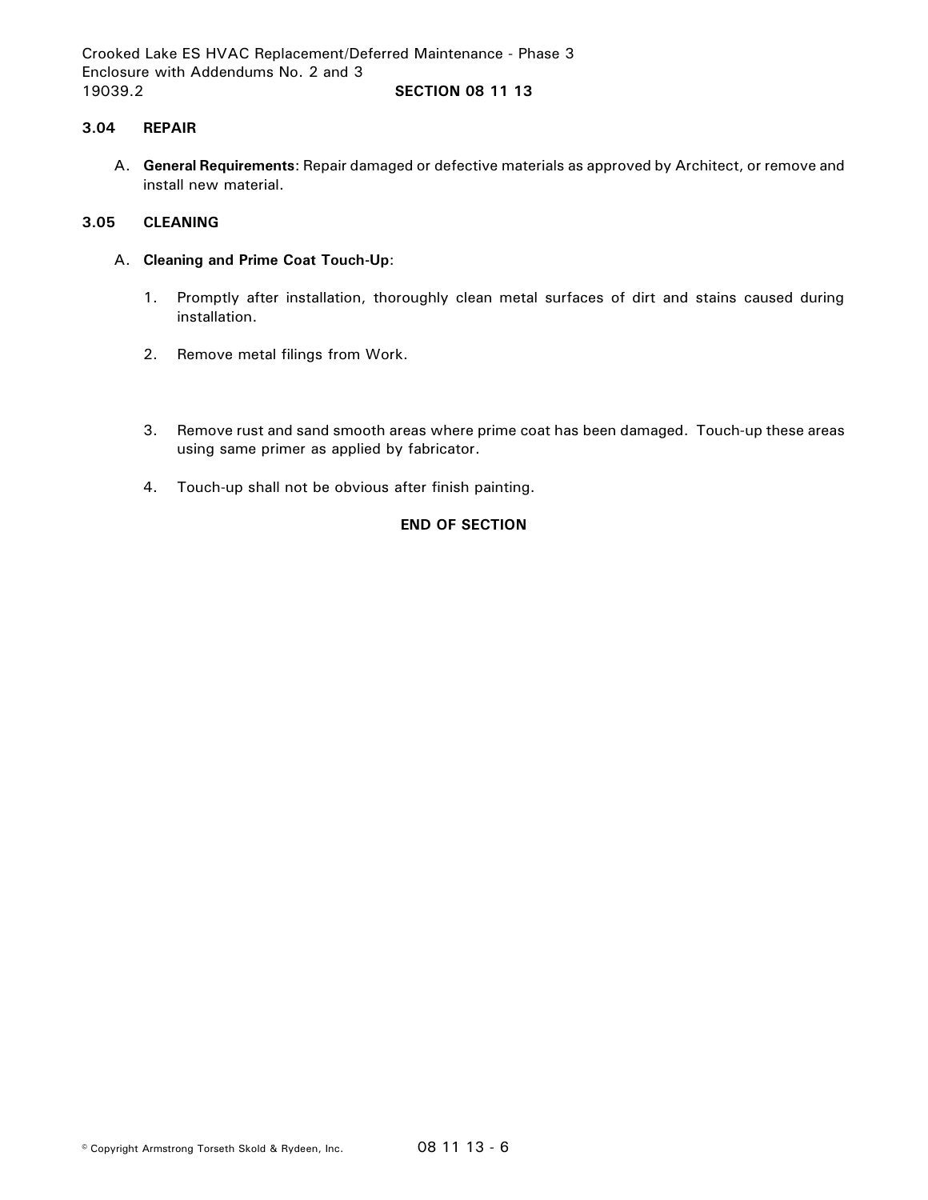### 3.04 REPAIR

A. **General Requirements**: Repair damaged or defective materials as approved by Architect, or remove and install new material.

### 3.05 CLEANING

A. **Cleaning and Prime Coat Touch-Up**:

1. Promptly after installation, thoroughly clean metal surfaces of dirt and stains caused during installation.
2. Remove metal filings from Work.
3. Remove rust and sand smooth areas where prime coat has been damaged. Touch-up these areas using same primer as applied by fabricator.
4. Touch-up shall not be obvious after finish painting.

**END OF SECTION**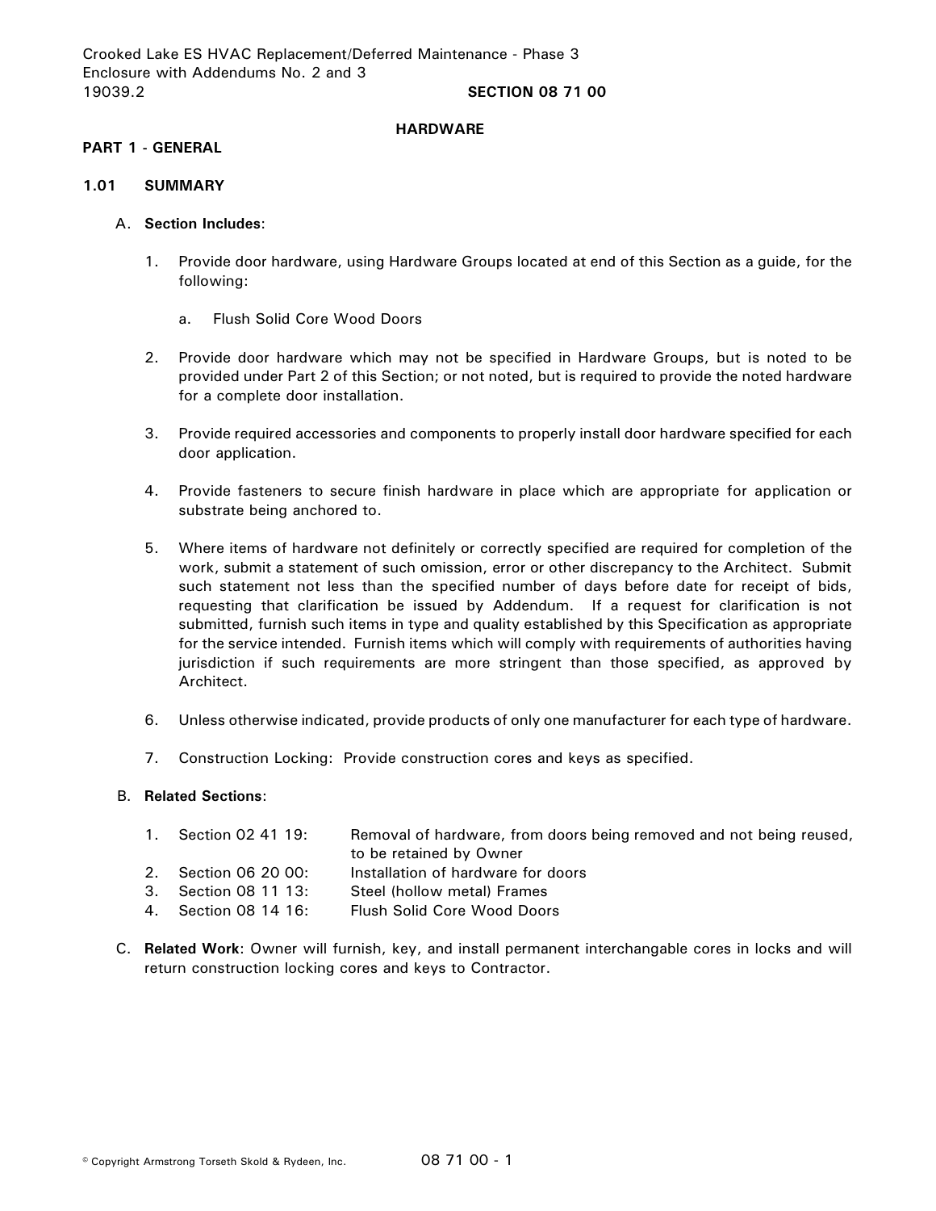## SECTION 08 71 00

## HARDWARE

### PART 1 - GENERAL

### 1.01 SUMMARY

A. **Section Includes**:

1. Provide door hardware, using Hardware Groups located at end of this Section as a guide, for the following:

    a. Flush Solid Core Wood Doors

2. Provide door hardware which may not be specified in Hardware Groups, but is noted to be provided under Part 2 of this Section; or not noted, but is required to provide the noted hardware for a complete door installation.

3. Provide required accessories and components to properly install door hardware specified for each door application.

4. Provide fasteners to secure finish hardware in place which are appropriate for application or substrate being anchored to.

5. Where items of hardware not definitely or correctly specified are required for completion of the work, submit a statement of such omission, error or other discrepancy to the Architect. Submit such statement not less than the specified number of days before date for receipt of bids, requesting that clarification be issued by Addendum. If a request for clarification is not submitted, furnish such items in type and quality established by this Specification as appropriate for the service intended. Furnish items which will comply with requirements of authorities having jurisdiction if such requirements are more stringent than those specified, as approved by Architect.

6. Unless otherwise indicated, provide products of only one manufacturer for each type of hardware.

7. Construction Locking: Provide construction cores and keys as specified.

B. **Related Sections**:

1. Section 02 41 19: Removal of hardware, from doors being removed and not being reused, to be retained by Owner
2. Section 06 20 00: Installation of hardware for doors
3. Section 08 11 13: Steel (hollow metal) Frames
4. Section 08 14 16: Flush Solid Core Wood Doors

C. **Related Work**: Owner will furnish, key, and install permanent interchangable cores in locks and will return construction locking cores and keys to Contractor.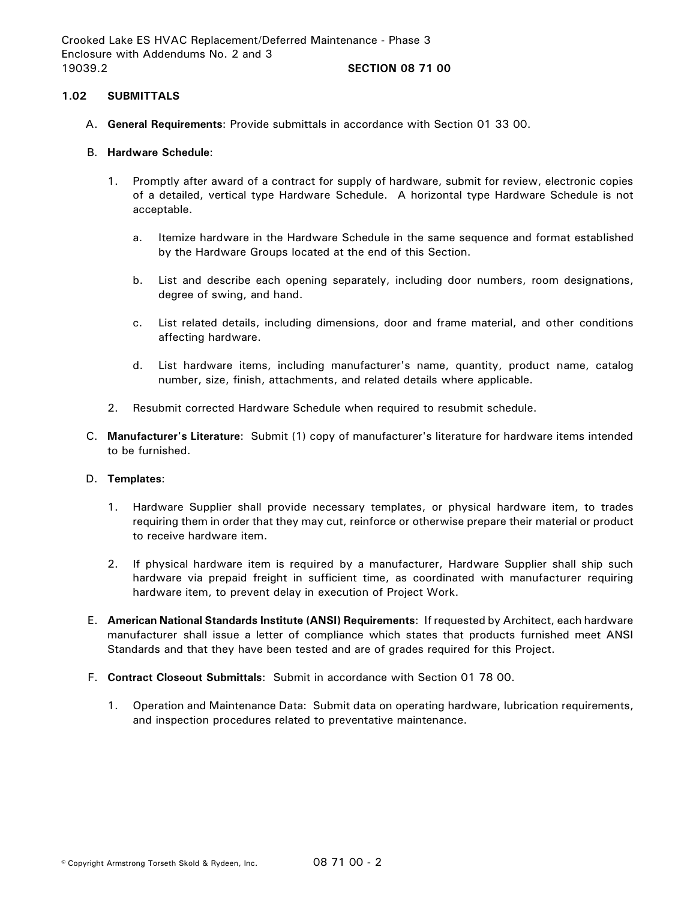### 1.02 SUBMITTALS

A. **General Requirements**: Provide submittals in accordance with Section 01 33 00.

B. **Hardware Schedule**:

1. Promptly after award of a contract for supply of hardware, submit for review, electronic copies of a detailed, vertical type Hardware Schedule. A horizontal type Hardware Schedule is not acceptable.

   a. Itemize hardware in the Hardware Schedule in the same sequence and format established by the Hardware Groups located at the end of this Section.

   b. List and describe each opening separately, including door numbers, room designations, degree of swing, and hand.

   c. List related details, including dimensions, door and frame material, and other conditions affecting hardware.

   d. List hardware items, including manufacturer's name, quantity, product name, catalog number, size, finish, attachments, and related details where applicable.

2. Resubmit corrected Hardware Schedule when required to resubmit schedule.

C. **Manufacturer's Literature**: Submit (1) copy of manufacturer's literature for hardware items intended to be furnished.

D. **Templates**:

1. Hardware Supplier shall provide necessary templates, or physical hardware item, to trades requiring them in order that they may cut, reinforce or otherwise prepare their material or product to receive hardware item.

2. If physical hardware item is required by a manufacturer, Hardware Supplier shall ship such hardware via prepaid freight in sufficient time, as coordinated with manufacturer requiring hardware item, to prevent delay in execution of Project Work.

E. **American National Standards Institute (ANSI) Requirements**: If requested by Architect, each hardware manufacturer shall issue a letter of compliance which states that products furnished meet ANSI Standards and that they have been tested and are of grades required for this Project.

F. **Contract Closeout Submittals**: Submit in accordance with Section 01 78 00.

1. Operation and Maintenance Data: Submit data on operating hardware, lubrication requirements, and inspection procedures related to preventative maintenance.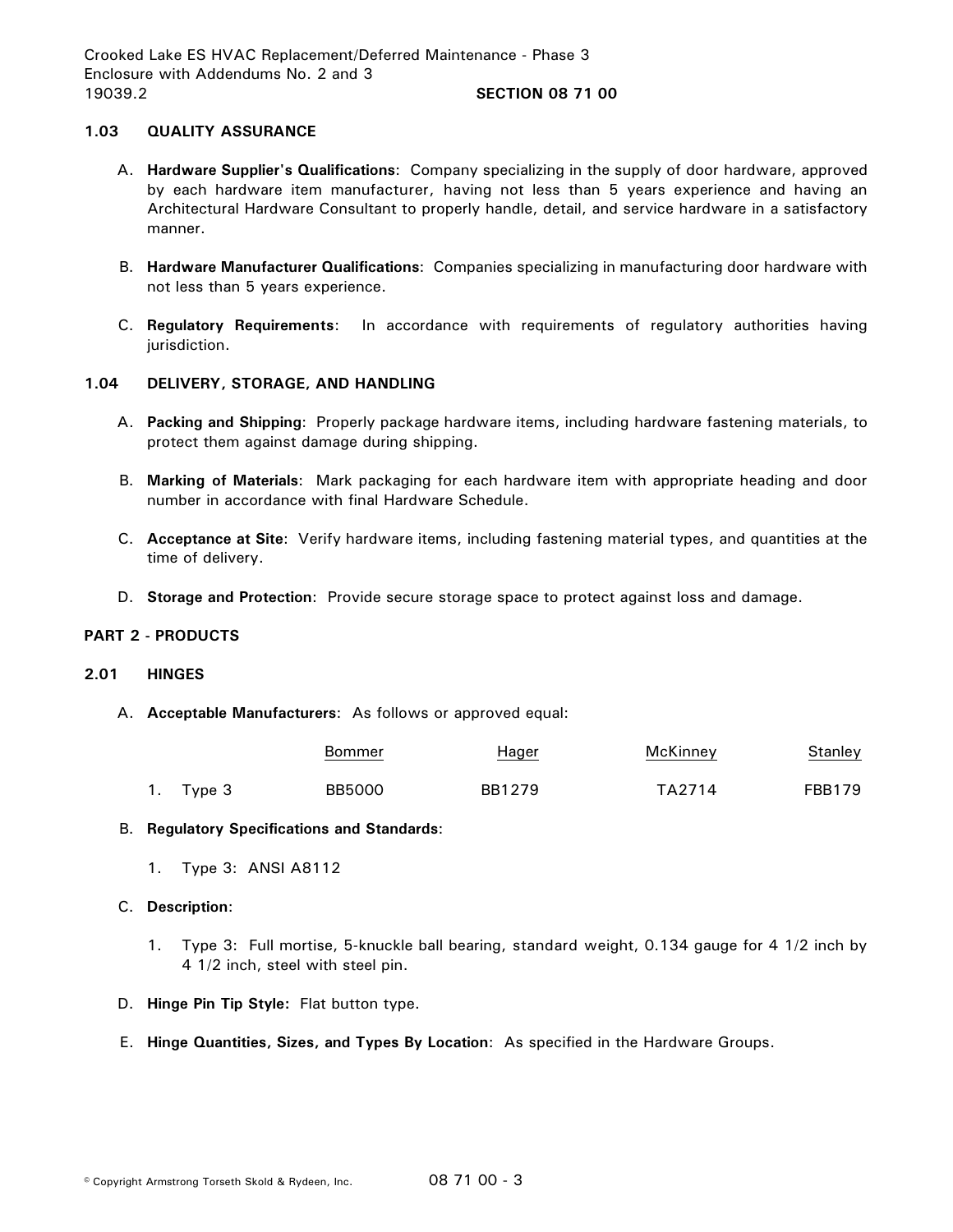### 1.03 QUALITY ASSURANCE

A. **Hardware Supplier's Qualifications**: Company specializing in the supply of door hardware, approved by each hardware item manufacturer, having not less than 5 years experience and having an Architectural Hardware Consultant to properly handle, detail, and service hardware in a satisfactory manner.

B. **Hardware Manufacturer Qualifications**: Companies specializing in manufacturing door hardware with not less than 5 years experience.

C. **Regulatory Requirements**: In accordance with requirements of regulatory authorities having jurisdiction.

### 1.04 DELIVERY, STORAGE, AND HANDLING

A. **Packing and Shipping**: Properly package hardware items, including hardware fastening materials, to protect them against damage during shipping.

B. **Marking of Materials**: Mark packaging for each hardware item with appropriate heading and door number in accordance with final Hardware Schedule.

C. **Acceptance at Site**: Verify hardware items, including fastening material types, and quantities at the time of delivery.

D. **Storage and Protection**: Provide secure storage space to protect against loss and damage.

## PART 2 - PRODUCTS

### 2.01 HINGES

A. **Acceptable Manufacturers**: As follows or approved equal:

| | Bommer | Hager | McKinney | Stanley |
|---|---|---|---|---|
| 1. Type 3 | BB5000 | BB1279 | TA2714 | FBB179 |

B. **Regulatory Specifications and Standards**:

1. Type 3: ANSI A8112

C. **Description**:

1. Type 3: Full mortise, 5-knuckle ball bearing, standard weight, 0.134 gauge for 4 1/2 inch by 4 1/2 inch, steel with steel pin.

D. **Hinge Pin Tip Style:** Flat button type.

E. **Hinge Quantities, Sizes, and Types By Location**: As specified in the Hardware Groups.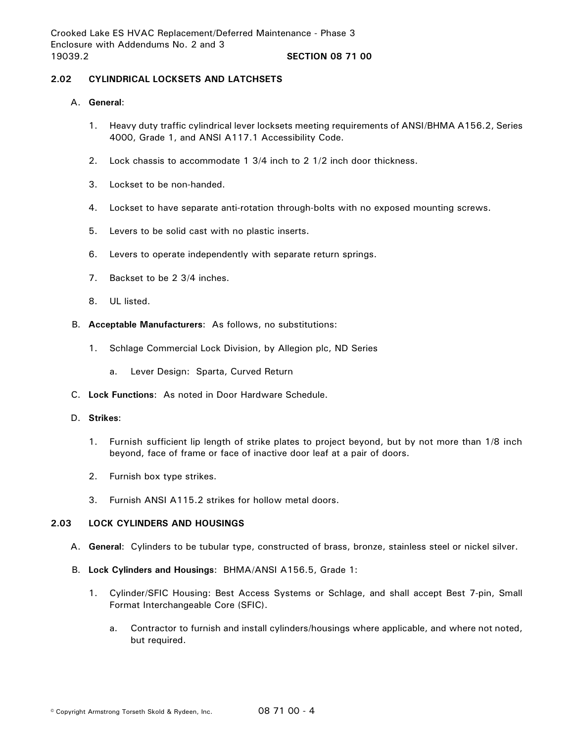## 2.02 CYLINDRICAL LOCKSETS AND LATCHSETS

A. **General**:

1. Heavy duty traffic cylindrical lever locksets meeting requirements of ANSI/BHMA A156.2, Series 4000, Grade 1, and ANSI A117.1 Accessibility Code.

2. Lock chassis to accommodate 1 3/4 inch to 2 1/2 inch door thickness.

3. Lockset to be non-handed.

4. Lockset to have separate anti-rotation through-bolts with no exposed mounting screws.

5. Levers to be solid cast with no plastic inserts.

6. Levers to operate independently with separate return springs.

7. Backset to be 2 3/4 inches.

8. UL listed.

B. **Acceptable Manufacturers**: As follows, no substitutions:

1. Schlage Commercial Lock Division, by Allegion plc, ND Series

   a. Lever Design: Sparta, Curved Return

C. **Lock Functions**: As noted in Door Hardware Schedule.

D. **Strikes**:

1. Furnish sufficient lip length of strike plates to project beyond, but by not more than 1/8 inch beyond, face of frame or face of inactive door leaf at a pair of doors.

2. Furnish box type strikes.

3. Furnish ANSI A115.2 strikes for hollow metal doors.

## 2.03 LOCK CYLINDERS AND HOUSINGS

A. **General**: Cylinders to be tubular type, constructed of brass, bronze, stainless steel or nickel silver.

B. **Lock Cylinders and Housings**: BHMA/ANSI A156.5, Grade 1:

1. Cylinder/SFIC Housing: Best Access Systems or Schlage, and shall accept Best 7-pin, Small Format Interchangeable Core (SFIC).

   a. Contractor to furnish and install cylinders/housings where applicable, and where not noted, but required.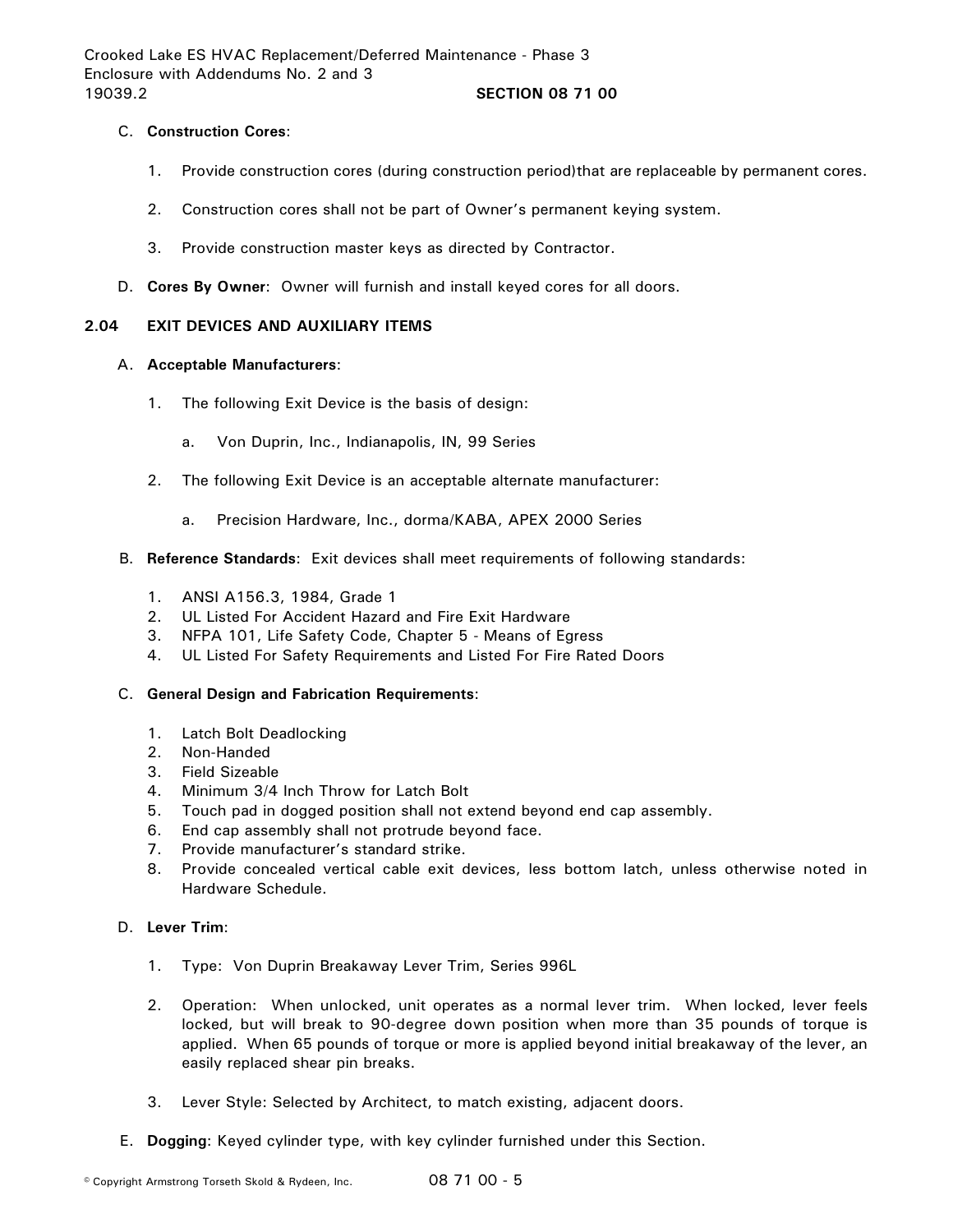C. **Construction Cores**:

1. Provide construction cores (during construction period)that are replaceable by permanent cores.

2. Construction cores shall not be part of Owner's permanent keying system.

3. Provide construction master keys as directed by Contractor.

D. **Cores By Owner**: Owner will furnish and install keyed cores for all doors.

### 2.04 EXIT DEVICES AND AUXILIARY ITEMS

A. **Acceptable Manufacturers**:

1. The following Exit Device is the basis of design:

   a. Von Duprin, Inc., Indianapolis, IN, 99 Series

2. The following Exit Device is an acceptable alternate manufacturer:

   a. Precision Hardware, Inc., dorma/KABA, APEX 2000 Series

B. **Reference Standards**: Exit devices shall meet requirements of following standards:

1. ANSI A156.3, 1984, Grade 1
2. UL Listed For Accident Hazard and Fire Exit Hardware
3. NFPA 101, Life Safety Code, Chapter 5 - Means of Egress
4. UL Listed For Safety Requirements and Listed For Fire Rated Doors

C. **General Design and Fabrication Requirements**:

1. Latch Bolt Deadlocking
2. Non-Handed
3. Field Sizeable
4. Minimum 3/4 Inch Throw for Latch Bolt
5. Touch pad in dogged position shall not extend beyond end cap assembly.
6. End cap assembly shall not protrude beyond face.
7. Provide manufacturer's standard strike.
8. Provide concealed vertical cable exit devices, less bottom latch, unless otherwise noted in Hardware Schedule.

D. **Lever Trim**:

1. Type: Von Duprin Breakaway Lever Trim, Series 996L

2. Operation: When unlocked, unit operates as a normal lever trim. When locked, lever feels locked, but will break to 90-degree down position when more than 35 pounds of torque is applied. When 65 pounds of torque or more is applied beyond initial breakaway of the lever, an easily replaced shear pin breaks.

3. Lever Style: Selected by Architect, to match existing, adjacent doors.

E. **Dogging**: Keyed cylinder type, with key cylinder furnished under this Section.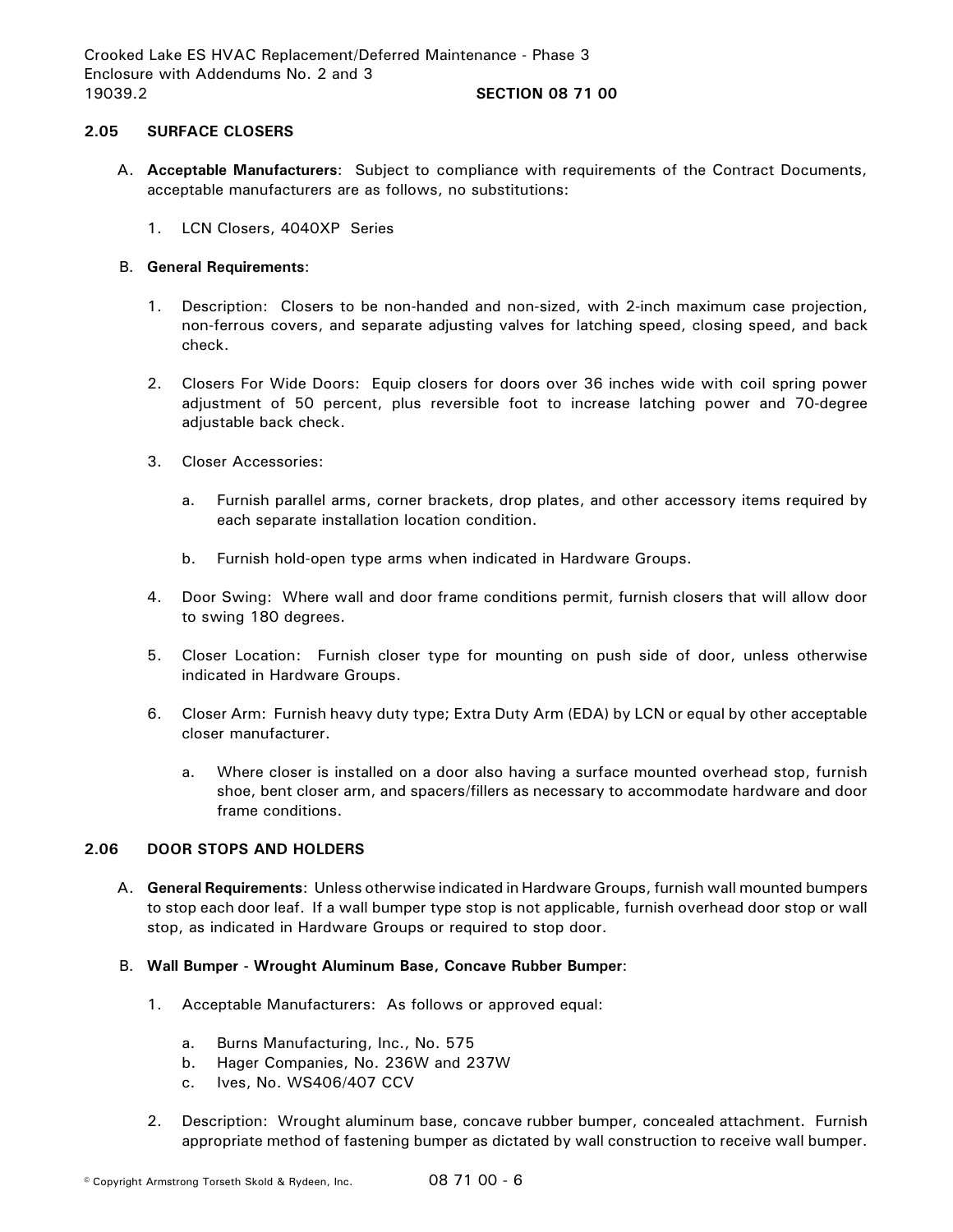### 2.05 SURFACE CLOSERS

A. **Acceptable Manufacturers**: Subject to compliance with requirements of the Contract Documents, acceptable manufacturers are as follows, no substitutions:

1. LCN Closers, 4040XP Series

B. **General Requirements**:

1. Description: Closers to be non-handed and non-sized, with 2-inch maximum case projection, non-ferrous covers, and separate adjusting valves for latching speed, closing speed, and back check.

2. Closers For Wide Doors: Equip closers for doors over 36 inches wide with coil spring power adjustment of 50 percent, plus reversible foot to increase latching power and 70-degree adjustable back check.

3. Closer Accessories:

   a. Furnish parallel arms, corner brackets, drop plates, and other accessory items required by each separate installation location condition.

   b. Furnish hold-open type arms when indicated in Hardware Groups.

4. Door Swing: Where wall and door frame conditions permit, furnish closers that will allow door to swing 180 degrees.

5. Closer Location: Furnish closer type for mounting on push side of door, unless otherwise indicated in Hardware Groups.

6. Closer Arm: Furnish heavy duty type; Extra Duty Arm (EDA) by LCN or equal by other acceptable closer manufacturer.

   a. Where closer is installed on a door also having a surface mounted overhead stop, furnish shoe, bent closer arm, and spacers/fillers as necessary to accommodate hardware and door frame conditions.

### 2.06 DOOR STOPS AND HOLDERS

A. **General Requirements**: Unless otherwise indicated in Hardware Groups, furnish wall mounted bumpers to stop each door leaf. If a wall bumper type stop is not applicable, furnish overhead door stop or wall stop, as indicated in Hardware Groups or required to stop door.

B. **Wall Bumper - Wrought Aluminum Base, Concave Rubber Bumper**:

1. Acceptable Manufacturers: As follows or approved equal:

   a. Burns Manufacturing, Inc., No. 575
   b. Hager Companies, No. 236W and 237W
   c. Ives, No. WS406/407 CCV

2. Description: Wrought aluminum base, concave rubber bumper, concealed attachment. Furnish appropriate method of fastening bumper as dictated by wall construction to receive wall bumper.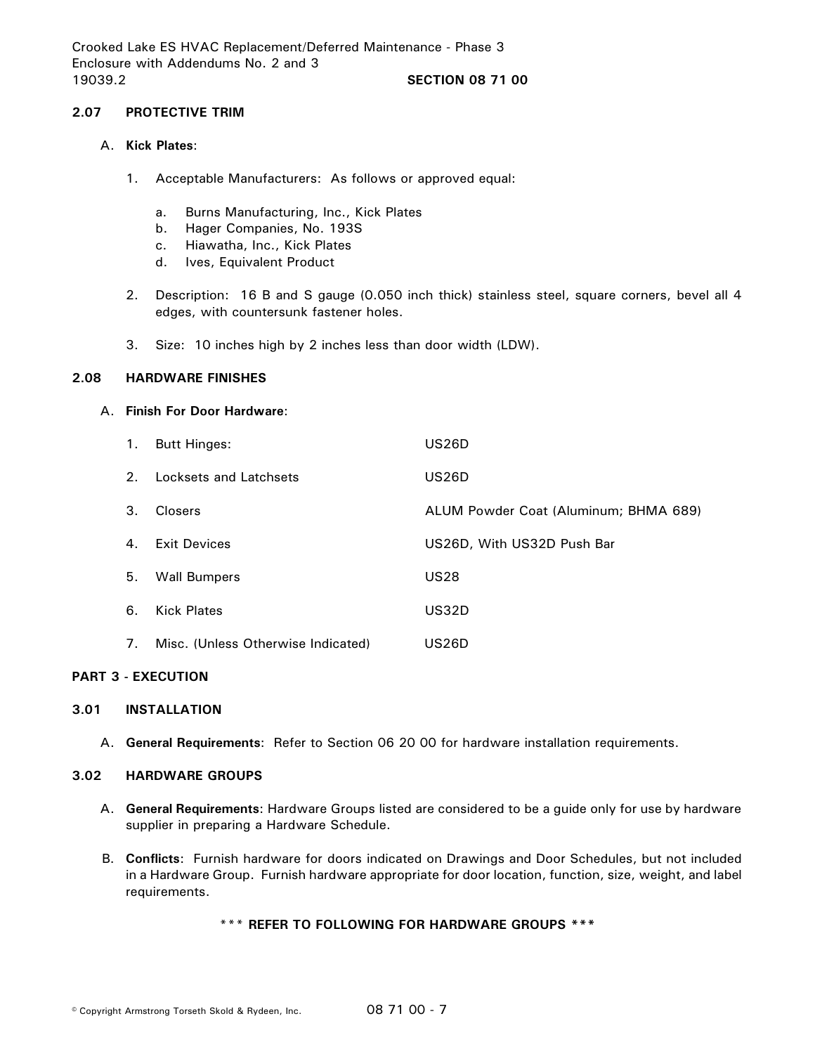### 2.07 PROTECTIVE TRIM

A. **Kick Plates**:

1. Acceptable Manufacturers: As follows or approved equal:

    a. Burns Manufacturing, Inc., Kick Plates
    b. Hager Companies, No. 193S
    c. Hiawatha, Inc., Kick Plates
    d. Ives, Equivalent Product

2. Description: 16 B and S gauge (0.050 inch thick) stainless steel, square corners, bevel all 4 edges, with countersunk fastener holes.

3. Size: 10 inches high by 2 inches less than door width (LDW).

### 2.08 HARDWARE FINISHES

A. **Finish For Door Hardware**:

| | | |
|---|---|---|
| 1. | Butt Hinges: | US26D |
| 2. | Locksets and Latchsets | US26D |
| 3. | Closers | ALUM Powder Coat (Aluminum; BHMA 689) |
| 4. | Exit Devices | US26D, With US32D Push Bar |
| 5. | Wall Bumpers | US28 |
| 6. | Kick Plates | US32D |
| 7. | Misc. (Unless Otherwise Indicated) | US26D |

## PART 3 - EXECUTION

### 3.01 INSTALLATION

A. **General Requirements**: Refer to Section 06 20 00 for hardware installation requirements.

### 3.02 HARDWARE GROUPS

A. **General Requirements**: Hardware Groups listed are considered to be a guide only for use by hardware supplier in preparing a Hardware Schedule.

B. **Conflicts**: Furnish hardware for doors indicated on Drawings and Door Schedules, but not included in a Hardware Group. Furnish hardware appropriate for door location, function, size, weight, and label requirements.

\*\*\* **REFER TO FOLLOWING FOR HARDWARE GROUPS** \*\*\*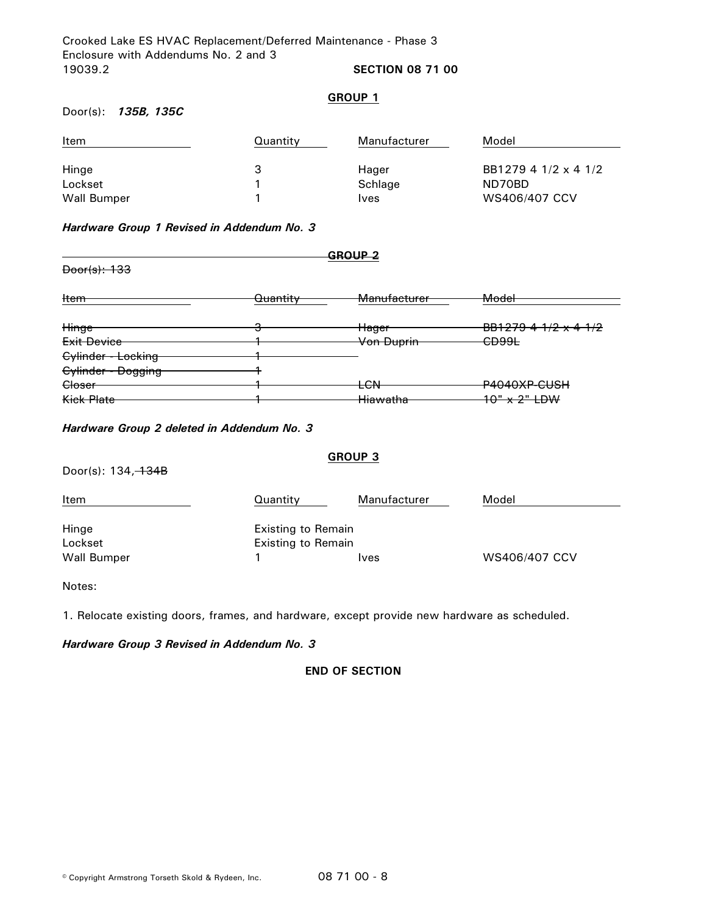Crooked Lake ES HVAC Replacement/Deferred Maintenance - Phase 3
Enclosure with Addendums No. 2 and 3
19039.2

**SECTION 08 71 00**

**GROUP 1**

Door(s): ***135B, 135C***

| Item | Quantity | Manufacturer | Model |
|---|---|---|---|
| Hinge | 3 | Hager | BB1279 4 1/2 x 4 1/2 |
| Lockset | 1 | Schlage | ND70BD |
| Wall Bumper | 1 | Ives | WS406/407 CCV |

***Hardware Group 1 Revised in Addendum No. 3***

~~**GROUP 2**~~

~~Door(s): 133~~

| ~~Item~~ | ~~Quantity~~ | ~~Manufacturer~~ | ~~Model~~ |
|---|---|---|---|
| ~~Hinge~~ | ~~3~~ | ~~Hager~~ | ~~BB1279 4 1/2 x 4 1/2~~ |
| ~~Exit Device~~ | ~~1~~ | ~~Von Duprin~~ | ~~CD99L~~ |
| ~~Cylinder - Locking~~ | ~~1~~ | | |
| ~~Cylinder - Dogging~~ | ~~1~~ | | |
| ~~Closer~~ | ~~1~~ | ~~LCN~~ | ~~P4040XP-CUSH~~ |
| ~~Kick Plate~~ | ~~1~~ | ~~Hiawatha~~ | ~~10" x 2" LDW~~ |

***Hardware Group 2 deleted in Addendum No. 3***

**GROUP 3**

Door(s): 134, ~~134B~~

| Item | Quantity | Manufacturer | Model |
|---|---|---|---|
| Hinge | Existing to Remain | | |
| Lockset | Existing to Remain | | |
| Wall Bumper | 1 | Ives | WS406/407 CCV |

Notes:

1. Relocate existing doors, frames, and hardware, except provide new hardware as scheduled.

***Hardware Group 3 Revised in Addendum No. 3***

**END OF SECTION**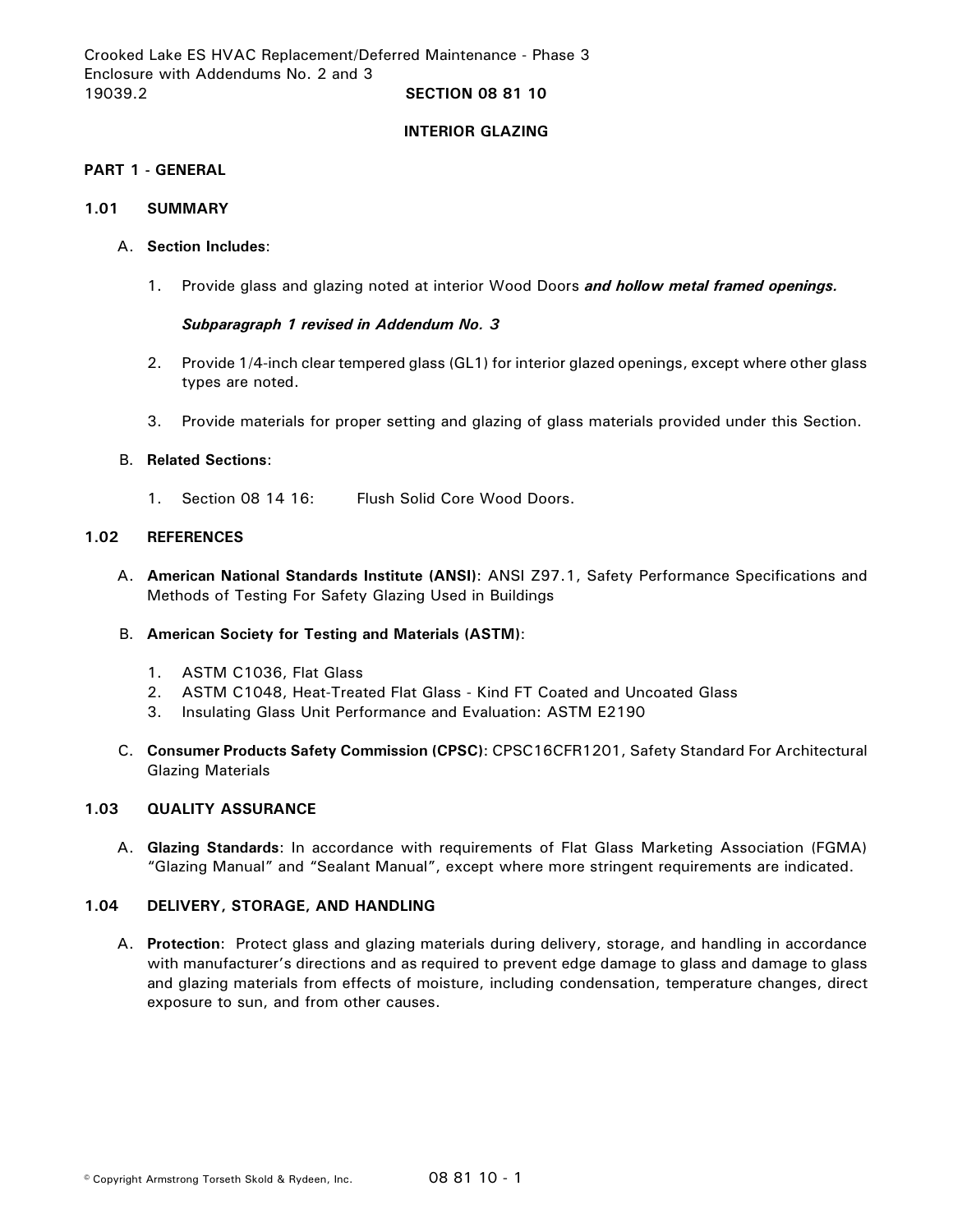# SECTION 08 81 10

## INTERIOR GLAZING

## PART 1 - GENERAL

### 1.01 SUMMARY

A. **Section Includes**:

1. Provide glass and glazing noted at interior Wood Doors ***and hollow metal framed openings.***

   ***Subparagraph 1 revised in Addendum No. 3***

2. Provide 1/4-inch clear tempered glass (GL1) for interior glazed openings, except where other glass types are noted.

3. Provide materials for proper setting and glazing of glass materials provided under this Section.

B. **Related Sections**:

1. Section 08 14 16: Flush Solid Core Wood Doors.

### 1.02 REFERENCES

A. **American National Standards Institute (ANSI)**: ANSI Z97.1, Safety Performance Specifications and Methods of Testing For Safety Glazing Used in Buildings

B. **American Society for Testing and Materials (ASTM)**:

1. ASTM C1036, Flat Glass
2. ASTM C1048, Heat-Treated Flat Glass - Kind FT Coated and Uncoated Glass
3. Insulating Glass Unit Performance and Evaluation: ASTM E2190

C. **Consumer Products Safety Commission (CPSC)**: CPSC16CFR1201, Safety Standard For Architectural Glazing Materials

### 1.03 QUALITY ASSURANCE

A. **Glazing Standards**: In accordance with requirements of Flat Glass Marketing Association (FGMA) "Glazing Manual" and "Sealant Manual", except where more stringent requirements are indicated.

### 1.04 DELIVERY, STORAGE, AND HANDLING

A. **Protection**: Protect glass and glazing materials during delivery, storage, and handling in accordance with manufacturer's directions and as required to prevent edge damage to glass and damage to glass and glazing materials from effects of moisture, including condensation, temperature changes, direct exposure to sun, and from other causes.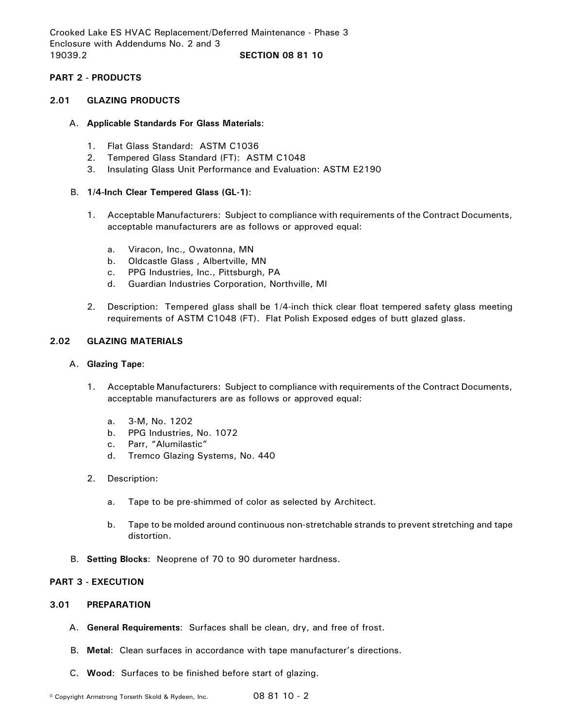## PART 2 - PRODUCTS

### 2.01 GLAZING PRODUCTS

A. **Applicable Standards For Glass Materials**:

1. Flat Glass Standard: ASTM C1036
2. Tempered Glass Standard (FT): ASTM C1048
3. Insulating Glass Unit Performance and Evaluation: ASTM E2190

B. **1/4-Inch Clear Tempered Glass (GL-1)**:

1. Acceptable Manufacturers: Subject to compliance with requirements of the Contract Documents, acceptable manufacturers are as follows or approved equal:

   a. Viracon, Inc., Owatonna, MN
   b. Oldcastle Glass , Albertville, MN
   c. PPG Industries, Inc., Pittsburgh, PA
   d. Guardian Industries Corporation, Northville, MI

2. Description: Tempered glass shall be 1/4-inch thick clear float tempered safety glass meeting requirements of ASTM C1048 (FT). Flat Polish Exposed edges of butt glazed glass.

### 2.02 GLAZING MATERIALS

A. **Glazing Tape**:

1. Acceptable Manufacturers: Subject to compliance with requirements of the Contract Documents, acceptable manufacturers are as follows or approved equal:

   a. 3-M, No. 1202
   b. PPG Industries, No. 1072
   c. Parr, "Alumilastic"
   d. Tremco Glazing Systems, No. 440

2. Description:

   a. Tape to be pre-shimmed of color as selected by Architect.

   b. Tape to be molded around continuous non-stretchable strands to prevent stretching and tape distortion.

B. **Setting Blocks**: Neoprene of 70 to 90 durometer hardness.

## PART 3 - EXECUTION

### 3.01 PREPARATION

A. **General Requirements**: Surfaces shall be clean, dry, and free of frost.

B. **Metal**: Clean surfaces in accordance with tape manufacturer's directions.

C. **Wood**: Surfaces to be finished before start of glazing.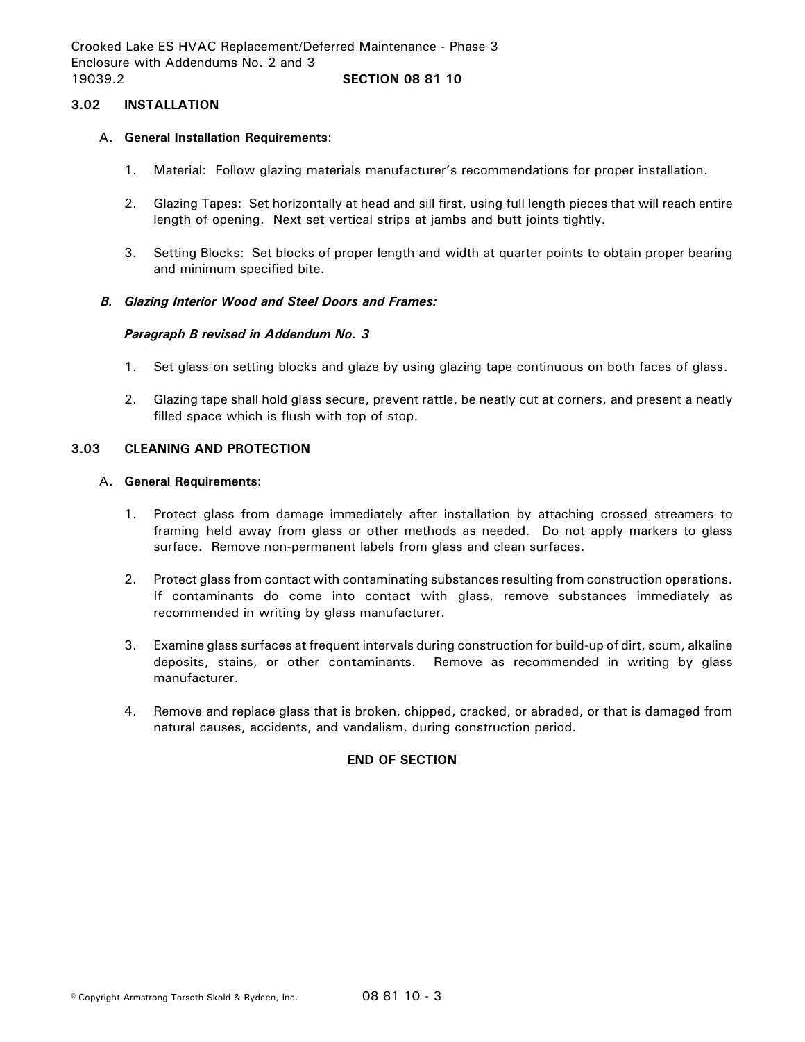## 3.02 INSTALLATION

A. **General Installation Requirements**:

1. Material: Follow glazing materials manufacturer's recommendations for proper installation.

2. Glazing Tapes: Set horizontally at head and sill first, using full length pieces that will reach entire length of opening. Next set vertical strips at jambs and butt joints tightly.

3. Setting Blocks: Set blocks of proper length and width at quarter points to obtain proper bearing and minimum specified bite.

***B. Glazing Interior Wood and Steel Doors and Frames:***

***Paragraph B revised in Addendum No. 3***

1. Set glass on setting blocks and glaze by using glazing tape continuous on both faces of glass.

2. Glazing tape shall hold glass secure, prevent rattle, be neatly cut at corners, and present a neatly filled space which is flush with top of stop.

## 3.03 CLEANING AND PROTECTION

A. **General Requirements**:

1. Protect glass from damage immediately after installation by attaching crossed streamers to framing held away from glass or other methods as needed. Do not apply markers to glass surface. Remove non-permanent labels from glass and clean surfaces.

2. Protect glass from contact with contaminating substances resulting from construction operations. If contaminants do come into contact with glass, remove substances immediately as recommended in writing by glass manufacturer.

3. Examine glass surfaces at frequent intervals during construction for build-up of dirt, scum, alkaline deposits, stains, or other contaminants. Remove as recommended in writing by glass manufacturer.

4. Remove and replace glass that is broken, chipped, cracked, or abraded, or that is damaged from natural causes, accidents, and vandalism, during construction period.

**END OF SECTION**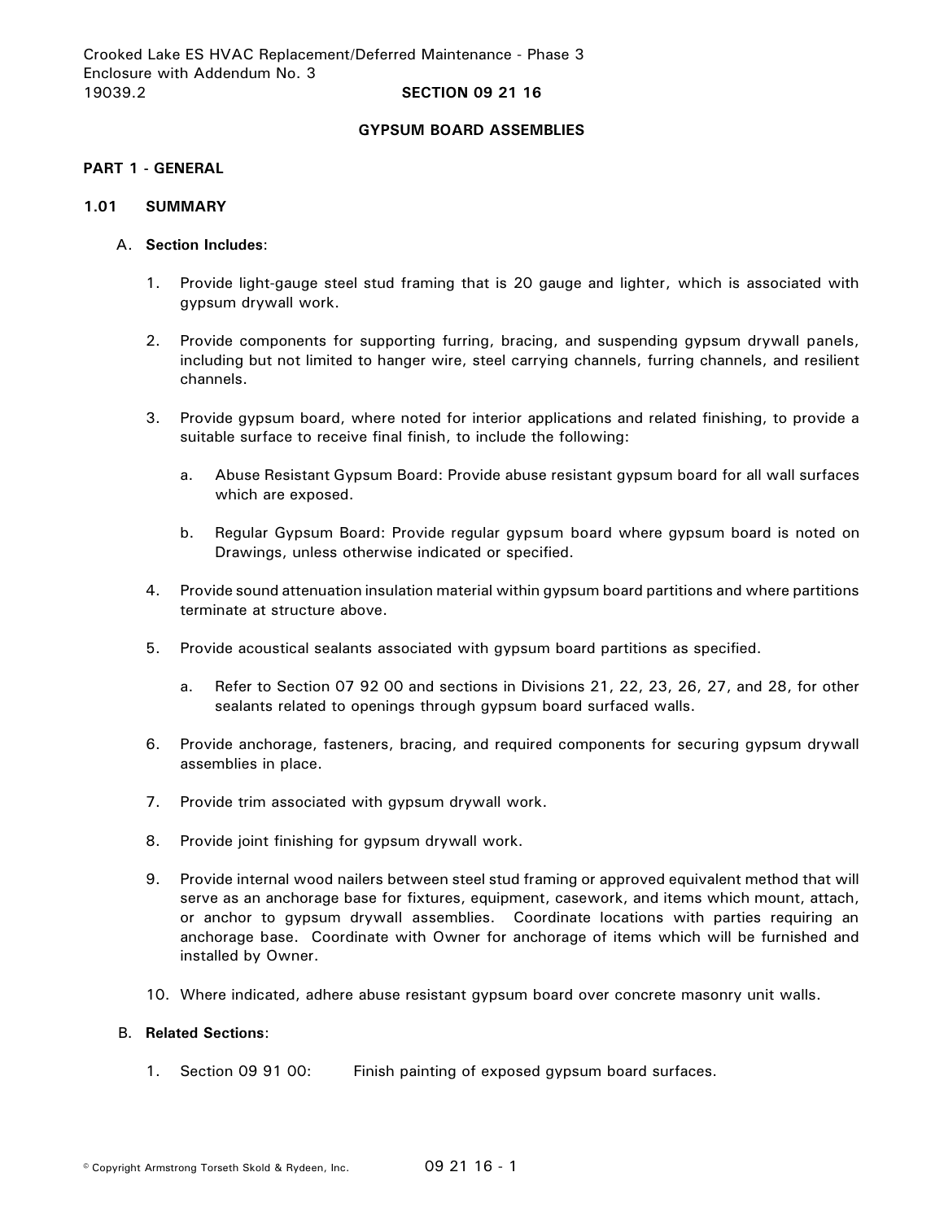## SECTION 09 21 16

## GYPSUM BOARD ASSEMBLIES

### PART 1 - GENERAL

### 1.01 SUMMARY

A. **Section Includes**:

1. Provide light-gauge steel stud framing that is 20 gauge and lighter, which is associated with gypsum drywall work.

2. Provide components for supporting furring, bracing, and suspending gypsum drywall panels, including but not limited to hanger wire, steel carrying channels, furring channels, and resilient channels.

3. Provide gypsum board, where noted for interior applications and related finishing, to provide a suitable surface to receive final finish, to include the following:

   a. Abuse Resistant Gypsum Board: Provide abuse resistant gypsum board for all wall surfaces which are exposed.

   b. Regular Gypsum Board: Provide regular gypsum board where gypsum board is noted on Drawings, unless otherwise indicated or specified.

4. Provide sound attenuation insulation material within gypsum board partitions and where partitions terminate at structure above.

5. Provide acoustical sealants associated with gypsum board partitions as specified.

   a. Refer to Section 07 92 00 and sections in Divisions 21, 22, 23, 26, 27, and 28, for other sealants related to openings through gypsum board surfaced walls.

6. Provide anchorage, fasteners, bracing, and required components for securing gypsum drywall assemblies in place.

7. Provide trim associated with gypsum drywall work.

8. Provide joint finishing for gypsum drywall work.

9. Provide internal wood nailers between steel stud framing or approved equivalent method that will serve as an anchorage base for fixtures, equipment, casework, and items which mount, attach, or anchor to gypsum drywall assemblies. Coordinate locations with parties requiring an anchorage base. Coordinate with Owner for anchorage of items which will be furnished and installed by Owner.

10. Where indicated, adhere abuse resistant gypsum board over concrete masonry unit walls.

B. **Related Sections**:

1. Section 09 91 00: Finish painting of exposed gypsum board surfaces.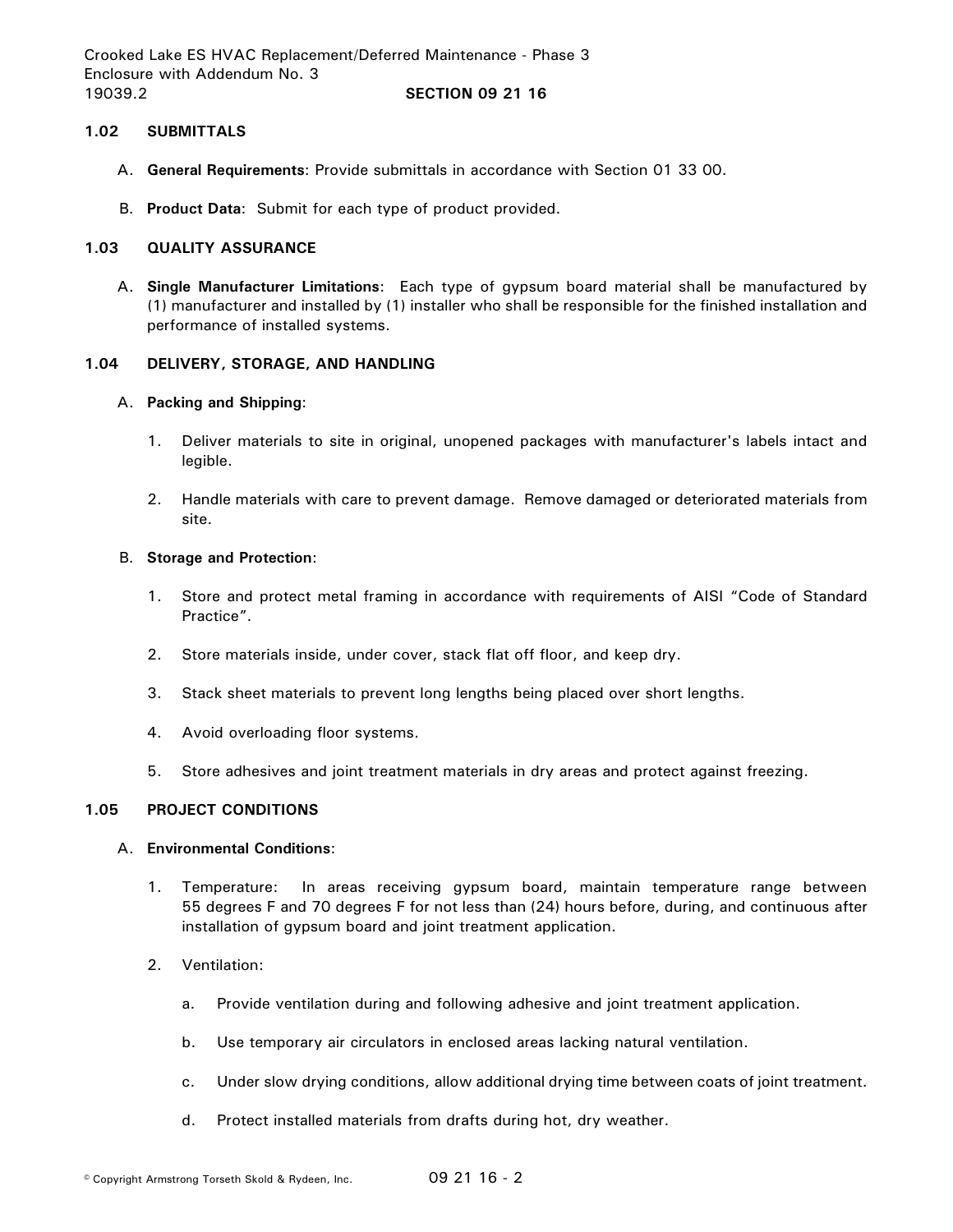### 1.02 SUBMITTALS

A. **General Requirements**: Provide submittals in accordance with Section 01 33 00.

B. **Product Data**: Submit for each type of product provided.

### 1.03 QUALITY ASSURANCE

A. **Single Manufacturer Limitations**: Each type of gypsum board material shall be manufactured by (1) manufacturer and installed by (1) installer who shall be responsible for the finished installation and performance of installed systems.

### 1.04 DELIVERY, STORAGE, AND HANDLING

A. **Packing and Shipping**:

1. Deliver materials to site in original, unopened packages with manufacturer's labels intact and legible.

2. Handle materials with care to prevent damage. Remove damaged or deteriorated materials from site.

B. **Storage and Protection**:

1. Store and protect metal framing in accordance with requirements of AISI "Code of Standard Practice".

2. Store materials inside, under cover, stack flat off floor, and keep dry.

3. Stack sheet materials to prevent long lengths being placed over short lengths.

4. Avoid overloading floor systems.

5. Store adhesives and joint treatment materials in dry areas and protect against freezing.

### 1.05 PROJECT CONDITIONS

A. **Environmental Conditions**:

1. Temperature: In areas receiving gypsum board, maintain temperature range between 55 degrees F and 70 degrees F for not less than (24) hours before, during, and continuous after installation of gypsum board and joint treatment application.

2. Ventilation:

   a. Provide ventilation during and following adhesive and joint treatment application.

   b. Use temporary air circulators in enclosed areas lacking natural ventilation.

   c. Under slow drying conditions, allow additional drying time between coats of joint treatment.

   d. Protect installed materials from drafts during hot, dry weather.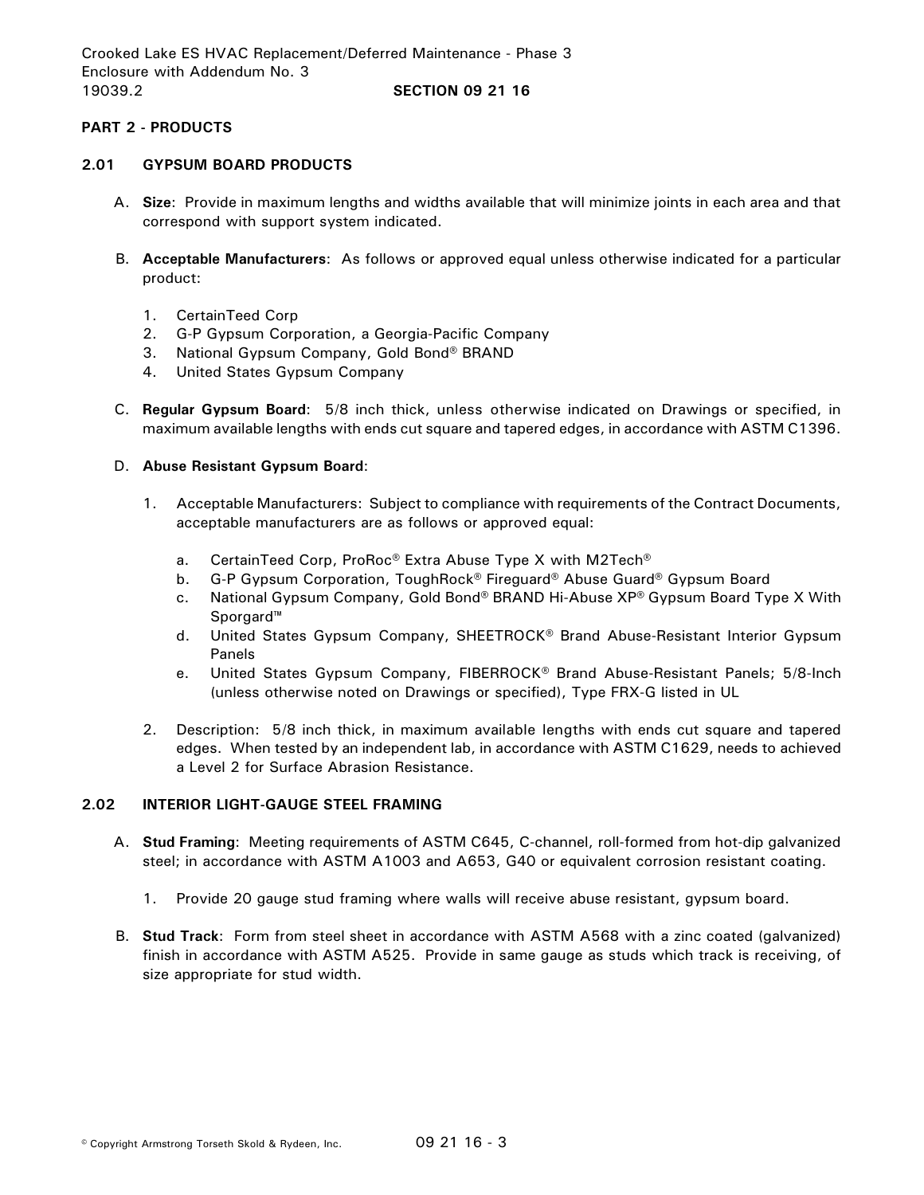## PART 2 - PRODUCTS

### 2.01 GYPSUM BOARD PRODUCTS

A. **Size**: Provide in maximum lengths and widths available that will minimize joints in each area and that correspond with support system indicated.

B. **Acceptable Manufacturers**: As follows or approved equal unless otherwise indicated for a particular product:

1. CertainTeed Corp
2. G-P Gypsum Corporation, a Georgia-Pacific Company
3. National Gypsum Company, Gold Bond® BRAND
4. United States Gypsum Company

C. **Regular Gypsum Board**: 5/8 inch thick, unless otherwise indicated on Drawings or specified, in maximum available lengths with ends cut square and tapered edges, in accordance with ASTM C1396.

D. **Abuse Resistant Gypsum Board**:

1. Acceptable Manufacturers: Subject to compliance with requirements of the Contract Documents, acceptable manufacturers are as follows or approved equal:
   a. CertainTeed Corp, ProRoc® Extra Abuse Type X with M2Tech®
   b. G-P Gypsum Corporation, ToughRock® Fireguard® Abuse Guard® Gypsum Board
   c. National Gypsum Company, Gold Bond® BRAND Hi-Abuse XP® Gypsum Board Type X With Sporgard™
   d. United States Gypsum Company, SHEETROCK® Brand Abuse-Resistant Interior Gypsum Panels
   e. United States Gypsum Company, FIBERROCK® Brand Abuse-Resistant Panels; 5/8-Inch (unless otherwise noted on Drawings or specified), Type FRX-G listed in UL

2. Description: 5/8 inch thick, in maximum available lengths with ends cut square and tapered edges. When tested by an independent lab, in accordance with ASTM C1629, needs to achieved a Level 2 for Surface Abrasion Resistance.

### 2.02 INTERIOR LIGHT-GAUGE STEEL FRAMING

A. **Stud Framing**: Meeting requirements of ASTM C645, C-channel, roll-formed from hot-dip galvanized steel; in accordance with ASTM A1003 and A653, G40 or equivalent corrosion resistant coating.

1. Provide 20 gauge stud framing where walls will receive abuse resistant, gypsum board.

B. **Stud Track**: Form from steel sheet in accordance with ASTM A568 with a zinc coated (galvanized) finish in accordance with ASTM A525. Provide in same gauge as studs which track is receiving, of size appropriate for stud width.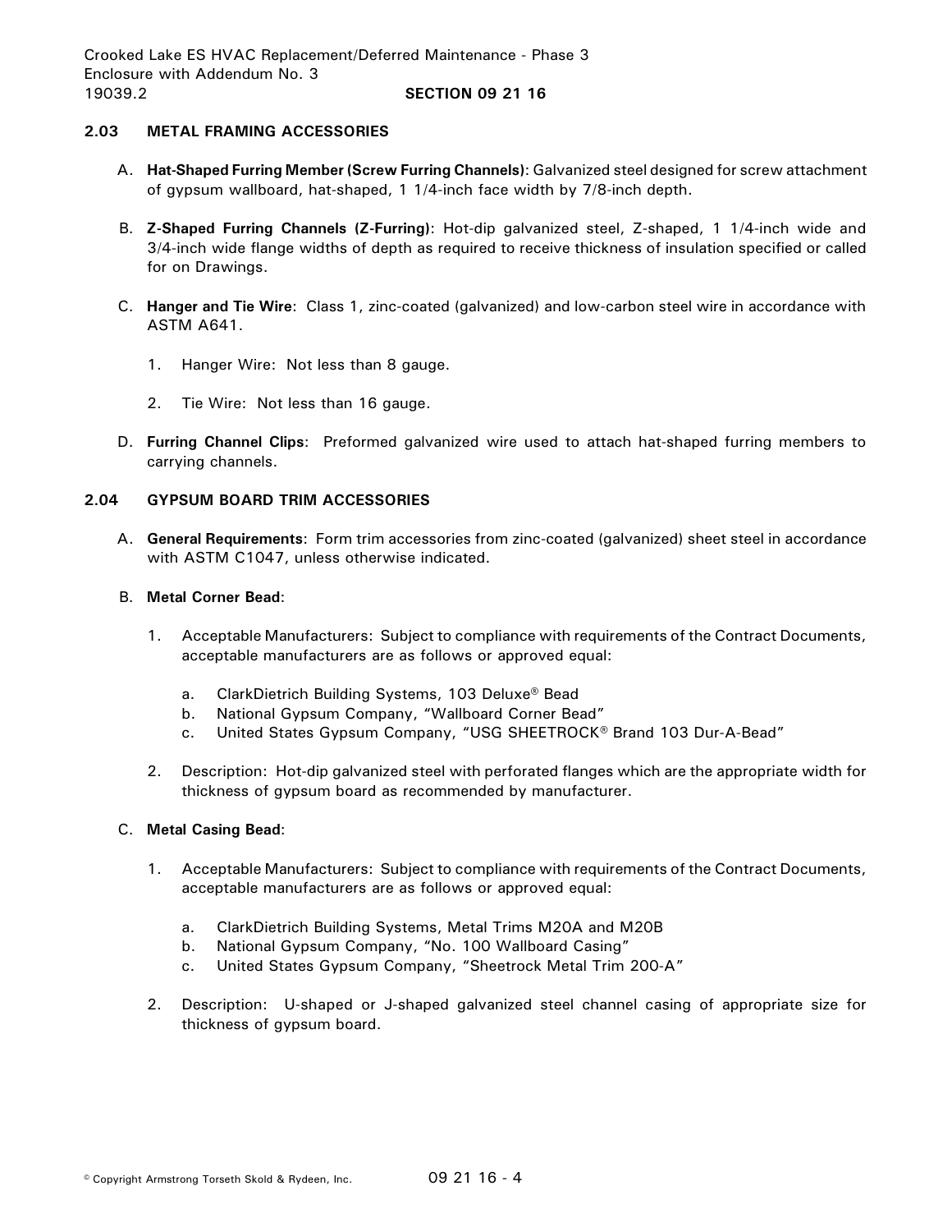## 2.03 METAL FRAMING ACCESSORIES

A. **Hat-Shaped Furring Member (Screw Furring Channels)**: Galvanized steel designed for screw attachment of gypsum wallboard, hat-shaped, 1 1/4-inch face width by 7/8-inch depth.

B. **Z-Shaped Furring Channels (Z-Furring)**: Hot-dip galvanized steel, Z-shaped, 1 1/4-inch wide and 3/4-inch wide flange widths of depth as required to receive thickness of insulation specified or called for on Drawings.

C. **Hanger and Tie Wire**: Class 1, zinc-coated (galvanized) and low-carbon steel wire in accordance with ASTM A641.

1. Hanger Wire: Not less than 8 gauge.

2. Tie Wire: Not less than 16 gauge.

D. **Furring Channel Clips**: Preformed galvanized wire used to attach hat-shaped furring members to carrying channels.

## 2.04 GYPSUM BOARD TRIM ACCESSORIES

A. **General Requirements**: Form trim accessories from zinc-coated (galvanized) sheet steel in accordance with ASTM C1047, unless otherwise indicated.

B. **Metal Corner Bead**:

1. Acceptable Manufacturers: Subject to compliance with requirements of the Contract Documents, acceptable manufacturers are as follows or approved equal:

   a. ClarkDietrich Building Systems, 103 Deluxe® Bead
   b. National Gypsum Company, "Wallboard Corner Bead"
   c. United States Gypsum Company, "USG SHEETROCK® Brand 103 Dur-A-Bead"

2. Description: Hot-dip galvanized steel with perforated flanges which are the appropriate width for thickness of gypsum board as recommended by manufacturer.

C. **Metal Casing Bead**:

1. Acceptable Manufacturers: Subject to compliance with requirements of the Contract Documents, acceptable manufacturers are as follows or approved equal:

   a. ClarkDietrich Building Systems, Metal Trims M20A and M20B
   b. National Gypsum Company, "No. 100 Wallboard Casing"
   c. United States Gypsum Company, "Sheetrock Metal Trim 200-A"

2. Description: U-shaped or J-shaped galvanized steel channel casing of appropriate size for thickness of gypsum board.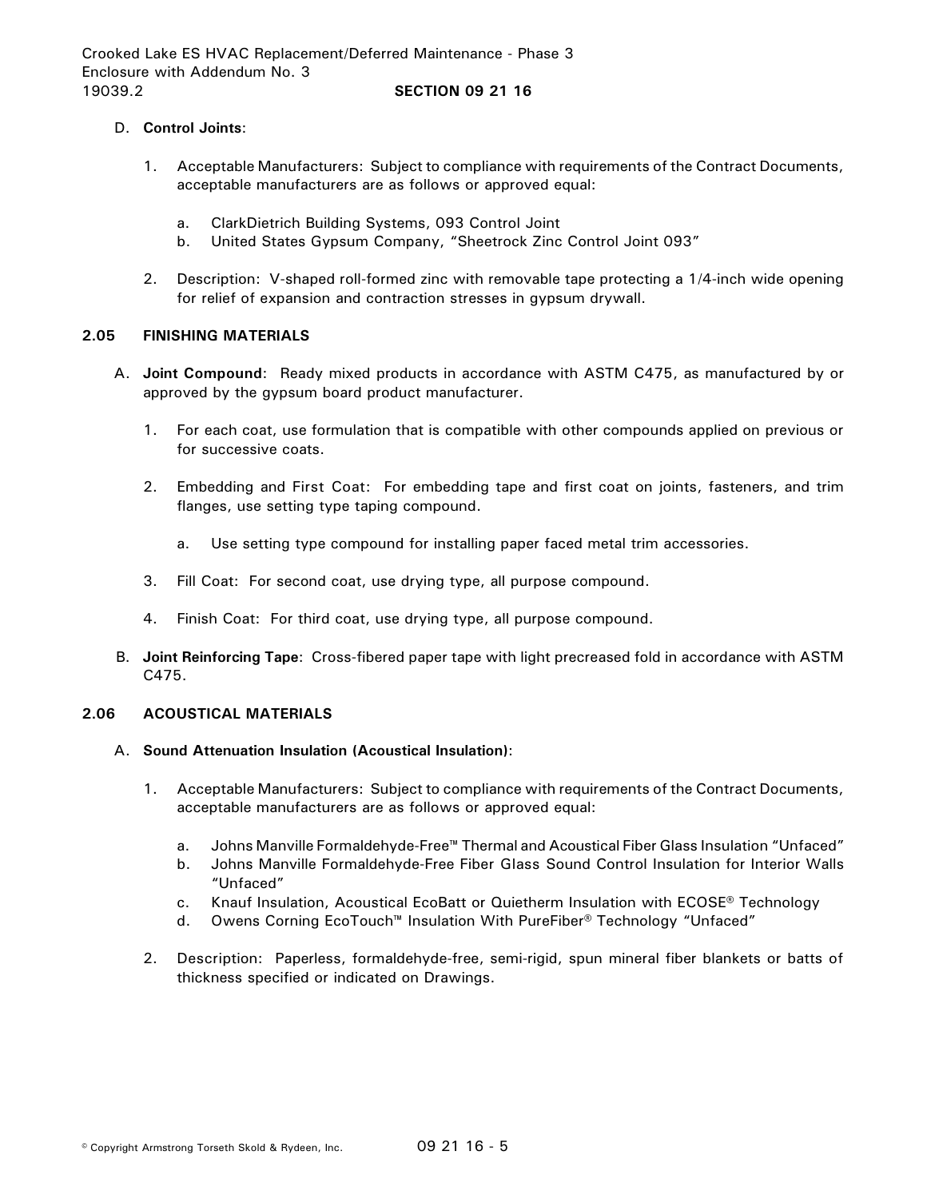D. **Control Joints**:

1. Acceptable Manufacturers: Subject to compliance with requirements of the Contract Documents, acceptable manufacturers are as follows or approved equal:

    a. ClarkDietrich Building Systems, 093 Control Joint
    b. United States Gypsum Company, "Sheetrock Zinc Control Joint 093"

2. Description: V-shaped roll-formed zinc with removable tape protecting a 1/4-inch wide opening for relief of expansion and contraction stresses in gypsum drywall.

### 2.05 FINISHING MATERIALS

A. **Joint Compound**: Ready mixed products in accordance with ASTM C475, as manufactured by or approved by the gypsum board product manufacturer.

1. For each coat, use formulation that is compatible with other compounds applied on previous or for successive coats.

2. Embedding and First Coat: For embedding tape and first coat on joints, fasteners, and trim flanges, use setting type taping compound.

    a. Use setting type compound for installing paper faced metal trim accessories.

3. Fill Coat: For second coat, use drying type, all purpose compound.

4. Finish Coat: For third coat, use drying type, all purpose compound.

B. **Joint Reinforcing Tape**: Cross-fibered paper tape with light precreased fold in accordance with ASTM C475.

### 2.06 ACOUSTICAL MATERIALS

A. **Sound Attenuation Insulation (Acoustical Insulation)**:

1. Acceptable Manufacturers: Subject to compliance with requirements of the Contract Documents, acceptable manufacturers are as follows or approved equal:

    a. Johns Manville Formaldehyde-Free™ Thermal and Acoustical Fiber Glass Insulation "Unfaced"
    b. Johns Manville Formaldehyde-Free Fiber Glass Sound Control Insulation for Interior Walls "Unfaced"
    c. Knauf Insulation, Acoustical EcoBatt or Quietherm Insulation with ECOSE® Technology
    d. Owens Corning EcoTouch™ Insulation With PureFiber® Technology "Unfaced"

2. Description: Paperless, formaldehyde-free, semi-rigid, spun mineral fiber blankets or batts of thickness specified or indicated on Drawings.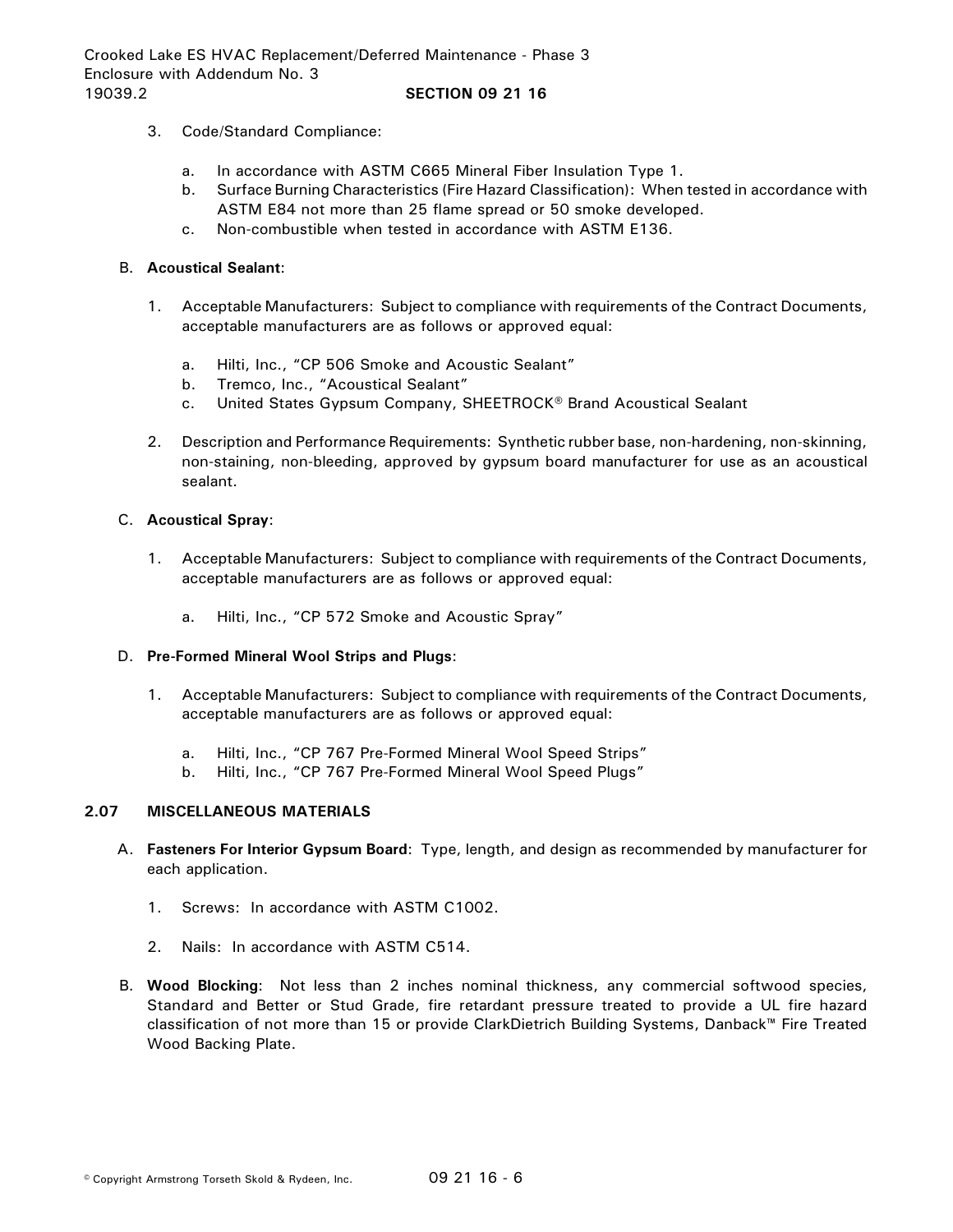3. Code/Standard Compliance:

    a. In accordance with ASTM C665 Mineral Fiber Insulation Type 1.
    b. Surface Burning Characteristics (Fire Hazard Classification): When tested in accordance with ASTM E84 not more than 25 flame spread or 50 smoke developed.
    c. Non-combustible when tested in accordance with ASTM E136.

B. **Acoustical Sealant**:

1. Acceptable Manufacturers: Subject to compliance with requirements of the Contract Documents, acceptable manufacturers are as follows or approved equal:

    a. Hilti, Inc., "CP 506 Smoke and Acoustic Sealant"
    b. Tremco, Inc., "Acoustical Sealant"
    c. United States Gypsum Company, SHEETROCK® Brand Acoustical Sealant

2. Description and Performance Requirements: Synthetic rubber base, non-hardening, non-skinning, non-staining, non-bleeding, approved by gypsum board manufacturer for use as an acoustical sealant.

C. **Acoustical Spray**:

1. Acceptable Manufacturers: Subject to compliance with requirements of the Contract Documents, acceptable manufacturers are as follows or approved equal:

    a. Hilti, Inc., "CP 572 Smoke and Acoustic Spray"

D. **Pre-Formed Mineral Wool Strips and Plugs**:

1. Acceptable Manufacturers: Subject to compliance with requirements of the Contract Documents, acceptable manufacturers are as follows or approved equal:

    a. Hilti, Inc., "CP 767 Pre-Formed Mineral Wool Speed Strips"
    b. Hilti, Inc., "CP 767 Pre-Formed Mineral Wool Speed Plugs"

### 2.07 MISCELLANEOUS MATERIALS

A. **Fasteners For Interior Gypsum Board**: Type, length, and design as recommended by manufacturer for each application.

1. Screws: In accordance with ASTM C1002.

2. Nails: In accordance with ASTM C514.

B. **Wood Blocking**: Not less than 2 inches nominal thickness, any commercial softwood species, Standard and Better or Stud Grade, fire retardant pressure treated to provide a UL fire hazard classification of not more than 15 or provide ClarkDietrich Building Systems, Danback™ Fire Treated Wood Backing Plate.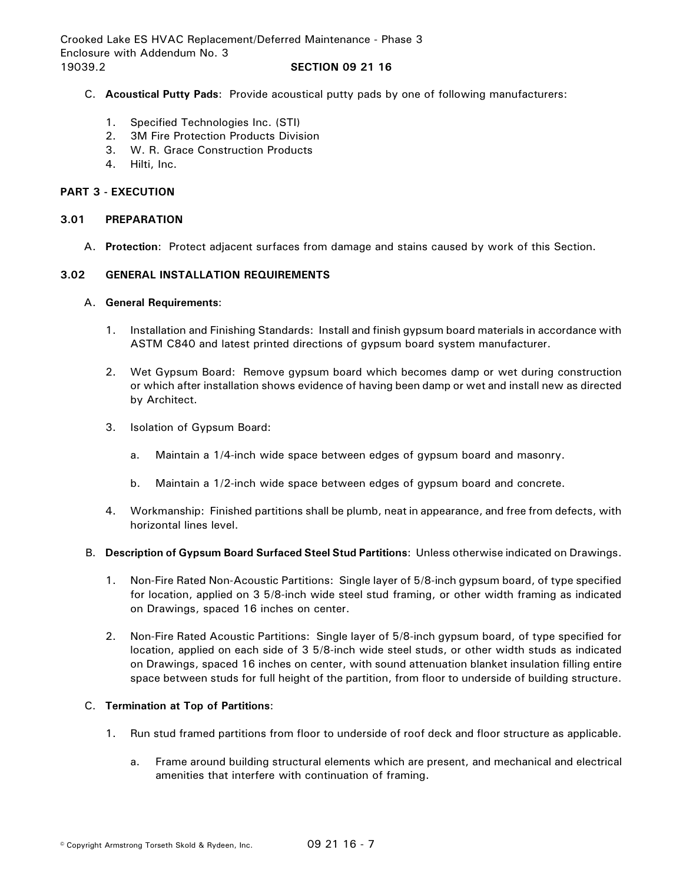C. **Acoustical Putty Pads**: Provide acoustical putty pads by one of following manufacturers:

1. Specified Technologies Inc. (STI)
2. 3M Fire Protection Products Division
3. W. R. Grace Construction Products
4. Hilti, Inc.

## PART 3 - EXECUTION

### 3.01 PREPARATION

A. **Protection**: Protect adjacent surfaces from damage and stains caused by work of this Section.

### 3.02 GENERAL INSTALLATION REQUIREMENTS

A. **General Requirements**:

1. Installation and Finishing Standards: Install and finish gypsum board materials in accordance with ASTM C840 and latest printed directions of gypsum board system manufacturer.

2. Wet Gypsum Board: Remove gypsum board which becomes damp or wet during construction or which after installation shows evidence of having been damp or wet and install new as directed by Architect.

3. Isolation of Gypsum Board:

   a. Maintain a 1/4-inch wide space between edges of gypsum board and masonry.

   b. Maintain a 1/2-inch wide space between edges of gypsum board and concrete.

4. Workmanship: Finished partitions shall be plumb, neat in appearance, and free from defects, with horizontal lines level.

B. **Description of Gypsum Board Surfaced Steel Stud Partitions**: Unless otherwise indicated on Drawings.

1. Non-Fire Rated Non-Acoustic Partitions: Single layer of 5/8-inch gypsum board, of type specified for location, applied on 3 5/8-inch wide steel stud framing, or other width framing as indicated on Drawings, spaced 16 inches on center.

2. Non-Fire Rated Acoustic Partitions: Single layer of 5/8-inch gypsum board, of type specified for location, applied on each side of 3 5/8-inch wide steel studs, or other width studs as indicated on Drawings, spaced 16 inches on center, with sound attenuation blanket insulation filling entire space between studs for full height of the partition, from floor to underside of building structure.

C. **Termination at Top of Partitions**:

1. Run stud framed partitions from floor to underside of roof deck and floor structure as applicable.

   a. Frame around building structural elements which are present, and mechanical and electrical amenities that interfere with continuation of framing.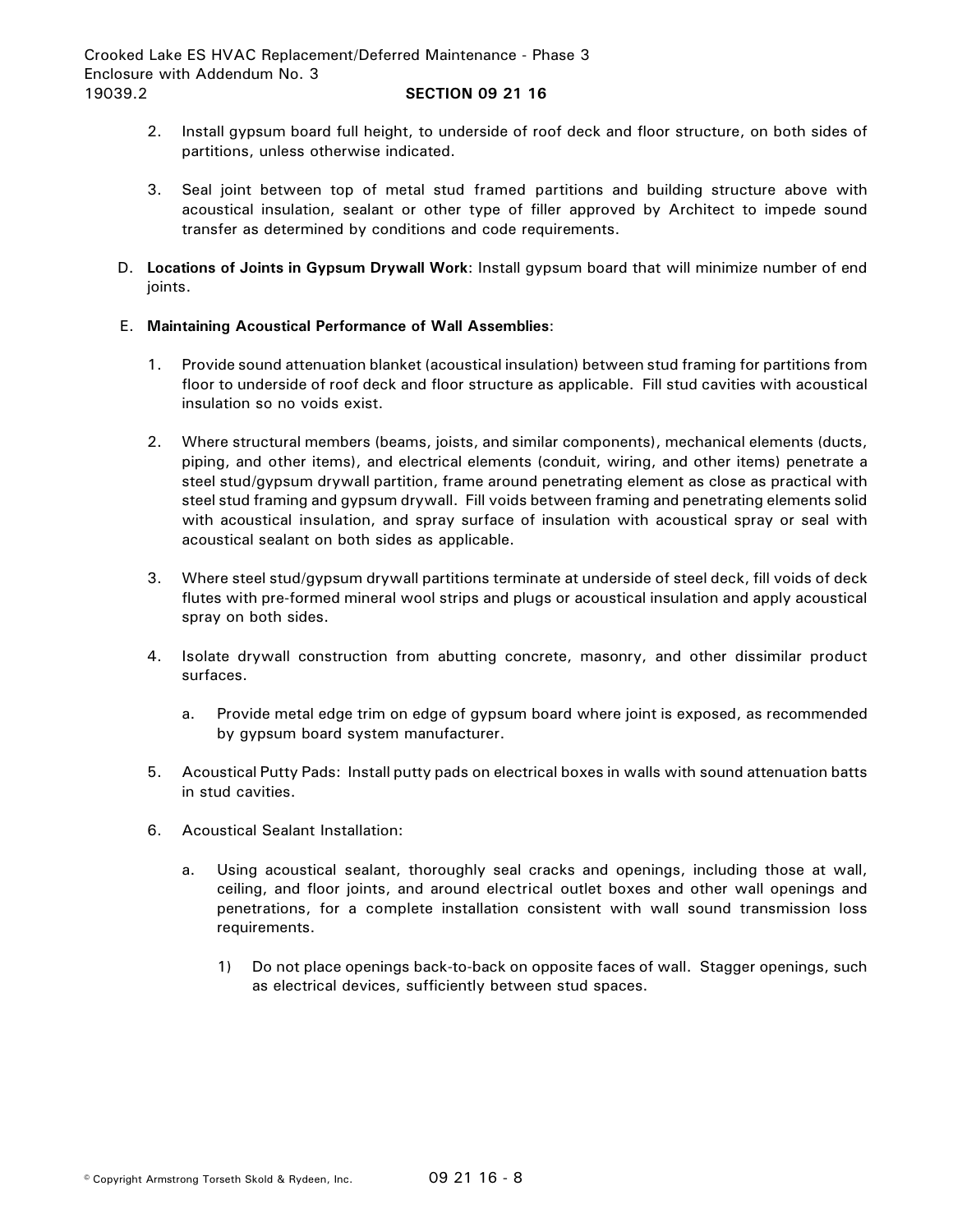2. Install gypsum board full height, to underside of roof deck and floor structure, on both sides of partitions, unless otherwise indicated.

3. Seal joint between top of metal stud framed partitions and building structure above with acoustical insulation, sealant or other type of filler approved by Architect to impede sound transfer as determined by conditions and code requirements.

D. **Locations of Joints in Gypsum Drywall Work**: Install gypsum board that will minimize number of end joints.

E. **Maintaining Acoustical Performance of Wall Assemblies**:

1. Provide sound attenuation blanket (acoustical insulation) between stud framing for partitions from floor to underside of roof deck and floor structure as applicable. Fill stud cavities with acoustical insulation so no voids exist.

2. Where structural members (beams, joists, and similar components), mechanical elements (ducts, piping, and other items), and electrical elements (conduit, wiring, and other items) penetrate a steel stud/gypsum drywall partition, frame around penetrating element as close as practical with steel stud framing and gypsum drywall. Fill voids between framing and penetrating elements solid with acoustical insulation, and spray surface of insulation with acoustical spray or seal with acoustical sealant on both sides as applicable.

3. Where steel stud/gypsum drywall partitions terminate at underside of steel deck, fill voids of deck flutes with pre-formed mineral wool strips and plugs or acoustical insulation and apply acoustical spray on both sides.

4. Isolate drywall construction from abutting concrete, masonry, and other dissimilar product surfaces.

   a. Provide metal edge trim on edge of gypsum board where joint is exposed, as recommended by gypsum board system manufacturer.

5. Acoustical Putty Pads: Install putty pads on electrical boxes in walls with sound attenuation batts in stud cavities.

6. Acoustical Sealant Installation:

   a. Using acoustical sealant, thoroughly seal cracks and openings, including those at wall, ceiling, and floor joints, and around electrical outlet boxes and other wall openings and penetrations, for a complete installation consistent with wall sound transmission loss requirements.

      1) Do not place openings back-to-back on opposite faces of wall. Stagger openings, such as electrical devices, sufficiently between stud spaces.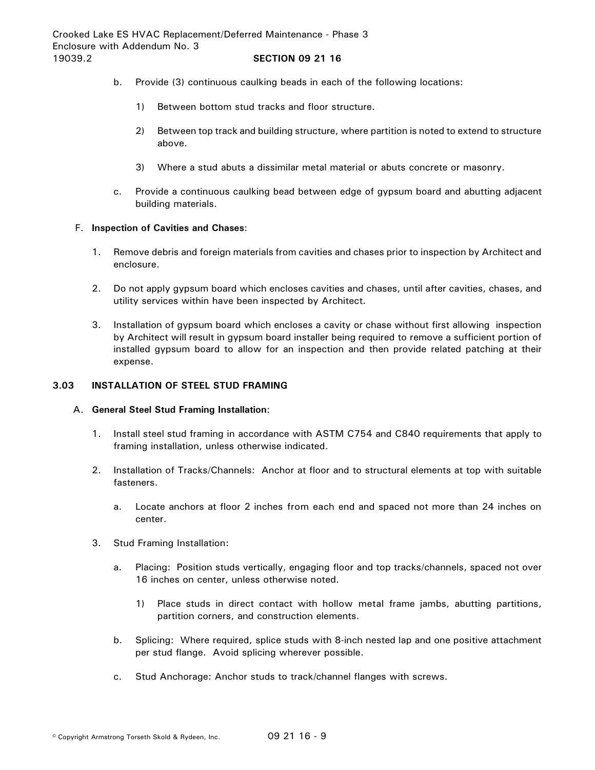b. Provide (3) continuous caulking beads in each of the following locations:

   1) Between bottom stud tracks and floor structure.

   2) Between top track and building structure, where partition is noted to extend to structure above.

   3) Where a stud abuts a dissimilar metal material or abuts concrete or masonry.

c. Provide a continuous caulking bead between edge of gypsum board and abutting adjacent building materials.

F. **Inspection of Cavities and Chases**:

1. Remove debris and foreign materials from cavities and chases prior to inspection by Architect and enclosure.

2. Do not apply gypsum board which encloses cavities and chases, until after cavities, chases, and utility services within have been inspected by Architect.

3. Installation of gypsum board which encloses a cavity or chase without first allowing inspection by Architect will result in gypsum board installer being required to remove a sufficient portion of installed gypsum board to allow for an inspection and then provide related patching at their expense.

### 3.03 INSTALLATION OF STEEL STUD FRAMING

A. **General Steel Stud Framing Installation**:

1. Install steel stud framing in accordance with ASTM C754 and C840 requirements that apply to framing installation, unless otherwise indicated.

2. Installation of Tracks/Channels: Anchor at floor and to structural elements at top with suitable fasteners.

   a. Locate anchors at floor 2 inches from each end and spaced not more than 24 inches on center.

3. Stud Framing Installation:

   a. Placing: Position studs vertically, engaging floor and top tracks/channels, spaced not over 16 inches on center, unless otherwise noted.

      1) Place studs in direct contact with hollow metal frame jambs, abutting partitions, partition corners, and construction elements.

   b. Splicing: Where required, splice studs with 8-inch nested lap and one positive attachment per stud flange. Avoid splicing wherever possible.

   c. Stud Anchorage: Anchor studs to track/channel flanges with screws.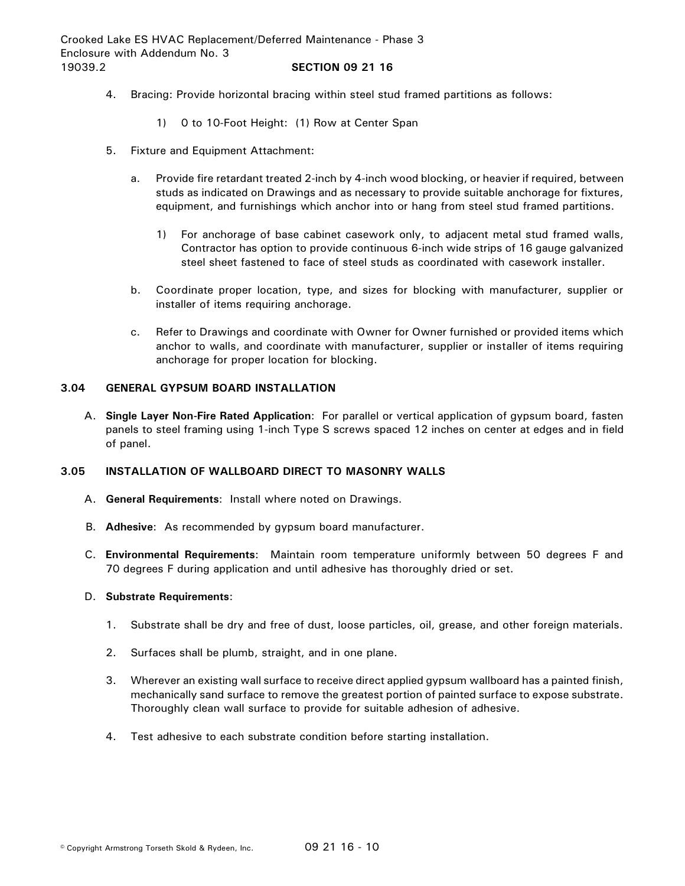4. Bracing: Provide horizontal bracing within steel stud framed partitions as follows:

    1) 0 to 10-Foot Height: (1) Row at Center Span

5. Fixture and Equipment Attachment:

    a. Provide fire retardant treated 2-inch by 4-inch wood blocking, or heavier if required, between studs as indicated on Drawings and as necessary to provide suitable anchorage for fixtures, equipment, and furnishings which anchor into or hang from steel stud framed partitions.

        1) For anchorage of base cabinet casework only, to adjacent metal stud framed walls, Contractor has option to provide continuous 6-inch wide strips of 16 gauge galvanized steel sheet fastened to face of steel studs as coordinated with casework installer.

    b. Coordinate proper location, type, and sizes for blocking with manufacturer, supplier or installer of items requiring anchorage.

    c. Refer to Drawings and coordinate with Owner for Owner furnished or provided items which anchor to walls, and coordinate with manufacturer, supplier or installer of items requiring anchorage for proper location for blocking.

## 3.04 GENERAL GYPSUM BOARD INSTALLATION

A. **Single Layer Non-Fire Rated Application**: For parallel or vertical application of gypsum board, fasten panels to steel framing using 1-inch Type S screws spaced 12 inches on center at edges and in field of panel.

## 3.05 INSTALLATION OF WALLBOARD DIRECT TO MASONRY WALLS

A. **General Requirements**: Install where noted on Drawings.

B. **Adhesive**: As recommended by gypsum board manufacturer.

C. **Environmental Requirements**: Maintain room temperature uniformly between 50 degrees F and 70 degrees F during application and until adhesive has thoroughly dried or set.

D. **Substrate Requirements**:

1. Substrate shall be dry and free of dust, loose particles, oil, grease, and other foreign materials.

2. Surfaces shall be plumb, straight, and in one plane.

3. Wherever an existing wall surface to receive direct applied gypsum wallboard has a painted finish, mechanically sand surface to remove the greatest portion of painted surface to expose substrate. Thoroughly clean wall surface to provide for suitable adhesion of adhesive.

4. Test adhesive to each substrate condition before starting installation.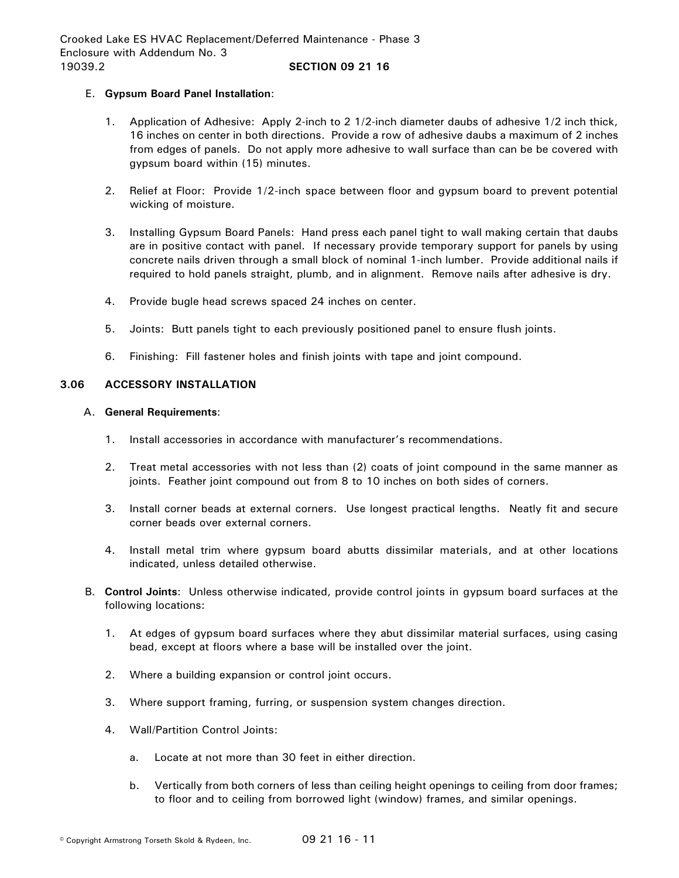E. **Gypsum Board Panel Installation**:

1. Application of Adhesive: Apply 2-inch to 2 1/2-inch diameter daubs of adhesive 1/2 inch thick, 16 inches on center in both directions. Provide a row of adhesive daubs a maximum of 2 inches from edges of panels. Do not apply more adhesive to wall surface than can be be covered with gypsum board within (15) minutes.

2. Relief at Floor: Provide 1/2-inch space between floor and gypsum board to prevent potential wicking of moisture.

3. Installing Gypsum Board Panels: Hand press each panel tight to wall making certain that daubs are in positive contact with panel. If necessary provide temporary support for panels by using concrete nails driven through a small block of nominal 1-inch lumber. Provide additional nails if required to hold panels straight, plumb, and in alignment. Remove nails after adhesive is dry.

4. Provide bugle head screws spaced 24 inches on center.

5. Joints: Butt panels tight to each previously positioned panel to ensure flush joints.

6. Finishing: Fill fastener holes and finish joints with tape and joint compound.

### 3.06 ACCESSORY INSTALLATION

A. **General Requirements**:

1. Install accessories in accordance with manufacturer's recommendations.

2. Treat metal accessories with not less than (2) coats of joint compound in the same manner as joints. Feather joint compound out from 8 to 10 inches on both sides of corners.

3. Install corner beads at external corners. Use longest practical lengths. Neatly fit and secure corner beads over external corners.

4. Install metal trim where gypsum board abutts dissimilar materials, and at other locations indicated, unless detailed otherwise.

B. **Control Joints**: Unless otherwise indicated, provide control joints in gypsum board surfaces at the following locations:

1. At edges of gypsum board surfaces where they abut dissimilar material surfaces, using casing bead, except at floors where a base will be installed over the joint.

2. Where a building expansion or control joint occurs.

3. Where support framing, furring, or suspension system changes direction.

4. Wall/Partition Control Joints:

   a. Locate at not more than 30 feet in either direction.

   b. Vertically from both corners of less than ceiling height openings to ceiling from door frames; to floor and to ceiling from borrowed light (window) frames, and similar openings.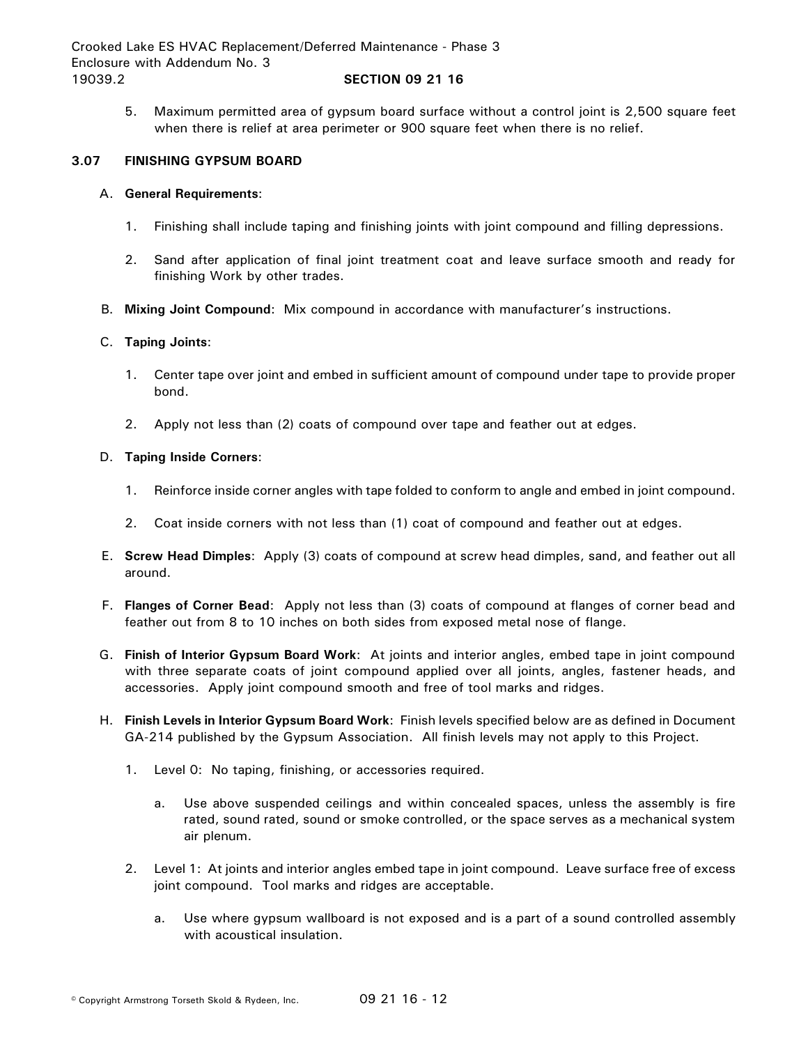5. Maximum permitted area of gypsum board surface without a control joint is 2,500 square feet when there is relief at area perimeter or 900 square feet when there is no relief.

### 3.07 FINISHING GYPSUM BOARD

A. **General Requirements**:

1. Finishing shall include taping and finishing joints with joint compound and filling depressions.

2. Sand after application of final joint treatment coat and leave surface smooth and ready for finishing Work by other trades.

B. **Mixing Joint Compound**: Mix compound in accordance with manufacturer's instructions.

C. **Taping Joints**:

1. Center tape over joint and embed in sufficient amount of compound under tape to provide proper bond.

2. Apply not less than (2) coats of compound over tape and feather out at edges.

D. **Taping Inside Corners**:

1. Reinforce inside corner angles with tape folded to conform to angle and embed in joint compound.

2. Coat inside corners with not less than (1) coat of compound and feather out at edges.

E. **Screw Head Dimples**: Apply (3) coats of compound at screw head dimples, sand, and feather out all around.

F. **Flanges of Corner Bead**: Apply not less than (3) coats of compound at flanges of corner bead and feather out from 8 to 10 inches on both sides from exposed metal nose of flange.

G. **Finish of Interior Gypsum Board Work**: At joints and interior angles, embed tape in joint compound with three separate coats of joint compound applied over all joints, angles, fastener heads, and accessories. Apply joint compound smooth and free of tool marks and ridges.

H. **Finish Levels in Interior Gypsum Board Work**: Finish levels specified below are as defined in Document GA-214 published by the Gypsum Association. All finish levels may not apply to this Project.

1. Level 0: No taping, finishing, or accessories required.

   a. Use above suspended ceilings and within concealed spaces, unless the assembly is fire rated, sound rated, sound or smoke controlled, or the space serves as a mechanical system air plenum.

2. Level 1: At joints and interior angles embed tape in joint compound. Leave surface free of excess joint compound. Tool marks and ridges are acceptable.

   a. Use where gypsum wallboard is not exposed and is a part of a sound controlled assembly with acoustical insulation.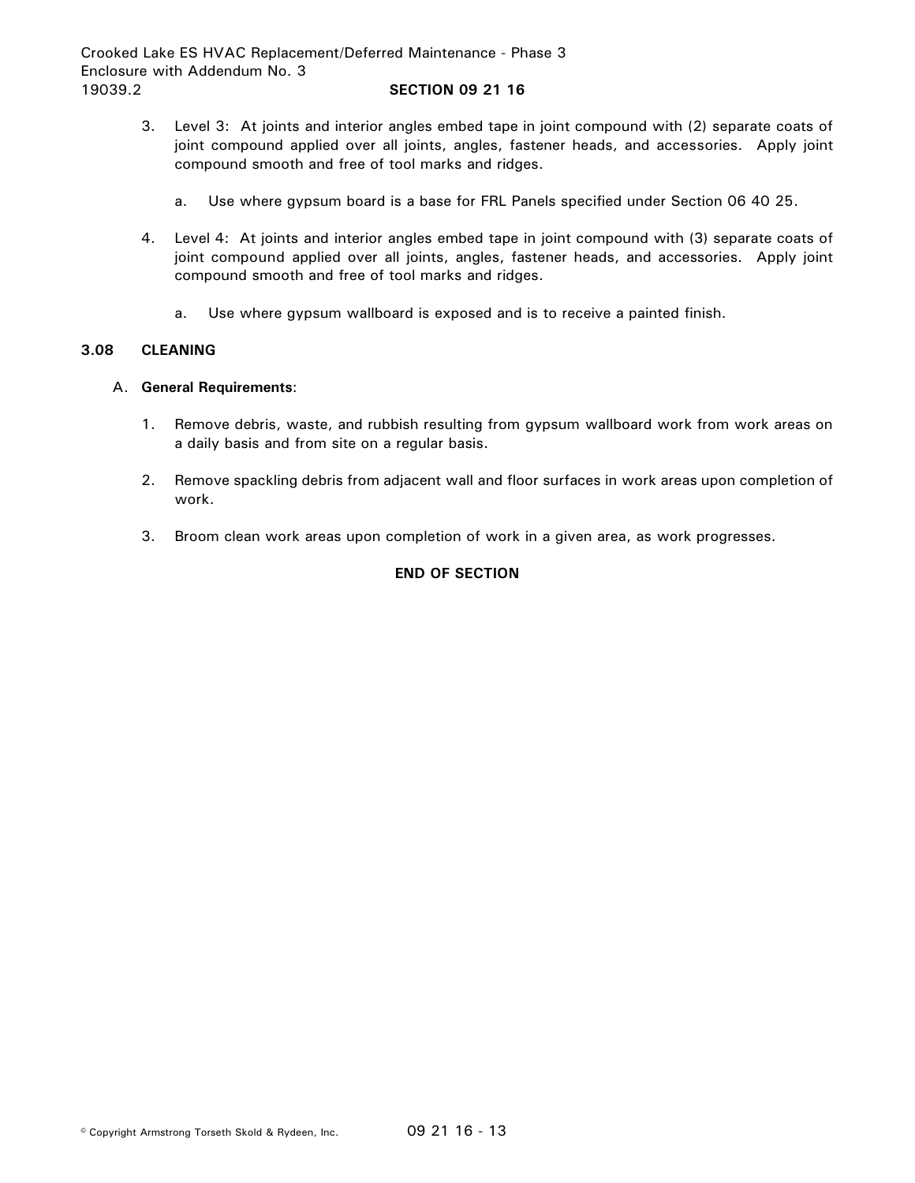3. Level 3: At joints and interior angles embed tape in joint compound with (2) separate coats of joint compound applied over all joints, angles, fastener heads, and accessories. Apply joint compound smooth and free of tool marks and ridges.

   a. Use where gypsum board is a base for FRL Panels specified under Section 06 40 25.

4. Level 4: At joints and interior angles embed tape in joint compound with (3) separate coats of joint compound applied over all joints, angles, fastener heads, and accessories. Apply joint compound smooth and free of tool marks and ridges.

   a. Use where gypsum wallboard is exposed and is to receive a painted finish.

### 3.08 CLEANING

A. **General Requirements**:

1. Remove debris, waste, and rubbish resulting from gypsum wallboard work from work areas on a daily basis and from site on a regular basis.

2. Remove spackling debris from adjacent wall and floor surfaces in work areas upon completion of work.

3. Broom clean work areas upon completion of work in a given area, as work progresses.

**END OF SECTION**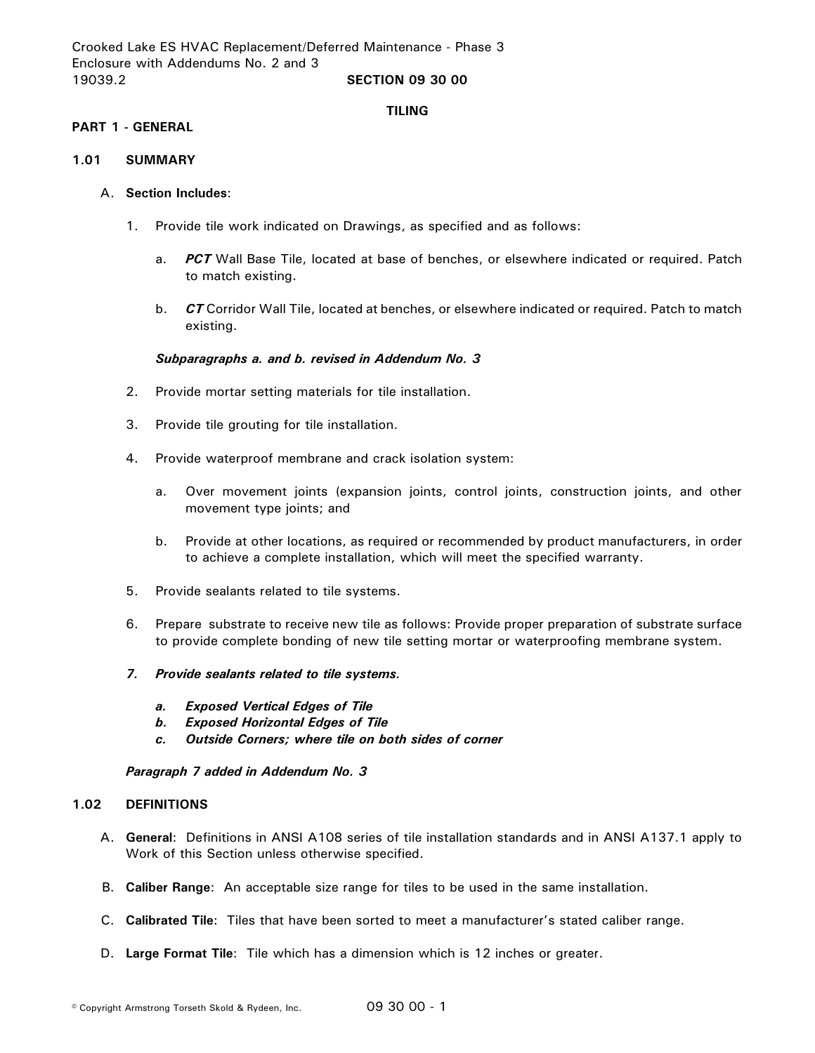## SECTION 09 30 00

## TILING

### PART 1 - GENERAL

### 1.01 SUMMARY

A. **Section Includes**:

1. Provide tile work indicated on Drawings, as specified and as follows:

   a. ***PCT*** Wall Base Tile, located at base of benches, or elsewhere indicated or required. Patch to match existing.

   b. ***CT*** Corridor Wall Tile, located at benches, or elsewhere indicated or required. Patch to match existing.

   ***Subparagraphs a. and b. revised in Addendum No. 3***

2. Provide mortar setting materials for tile installation.

3. Provide tile grouting for tile installation.

4. Provide waterproof membrane and crack isolation system:

   a. Over movement joints (expansion joints, control joints, construction joints, and other movement type joints; and

   b. Provide at other locations, as required or recommended by product manufacturers, in order to achieve a complete installation, which will meet the specified warranty.

5. Provide sealants related to tile systems.

6. Prepare substrate to receive new tile as follows: Provide proper preparation of substrate surface to provide complete bonding of new tile setting mortar or waterproofing membrane system.

7. ***Provide sealants related to tile systems.***

   a. ***Exposed Vertical Edges of Tile***
   b. ***Exposed Horizontal Edges of Tile***
   c. ***Outside Corners; where tile on both sides of corner***

***Paragraph 7 added in Addendum No. 3***

### 1.02 DEFINITIONS

A. **General**: Definitions in ANSI A108 series of tile installation standards and in ANSI A137.1 apply to Work of this Section unless otherwise specified.

B. **Caliber Range**: An acceptable size range for tiles to be used in the same installation.

C. **Calibrated Tile**: Tiles that have been sorted to meet a manufacturer's stated caliber range.

D. **Large Format Tile**: Tile which has a dimension which is 12 inches or greater.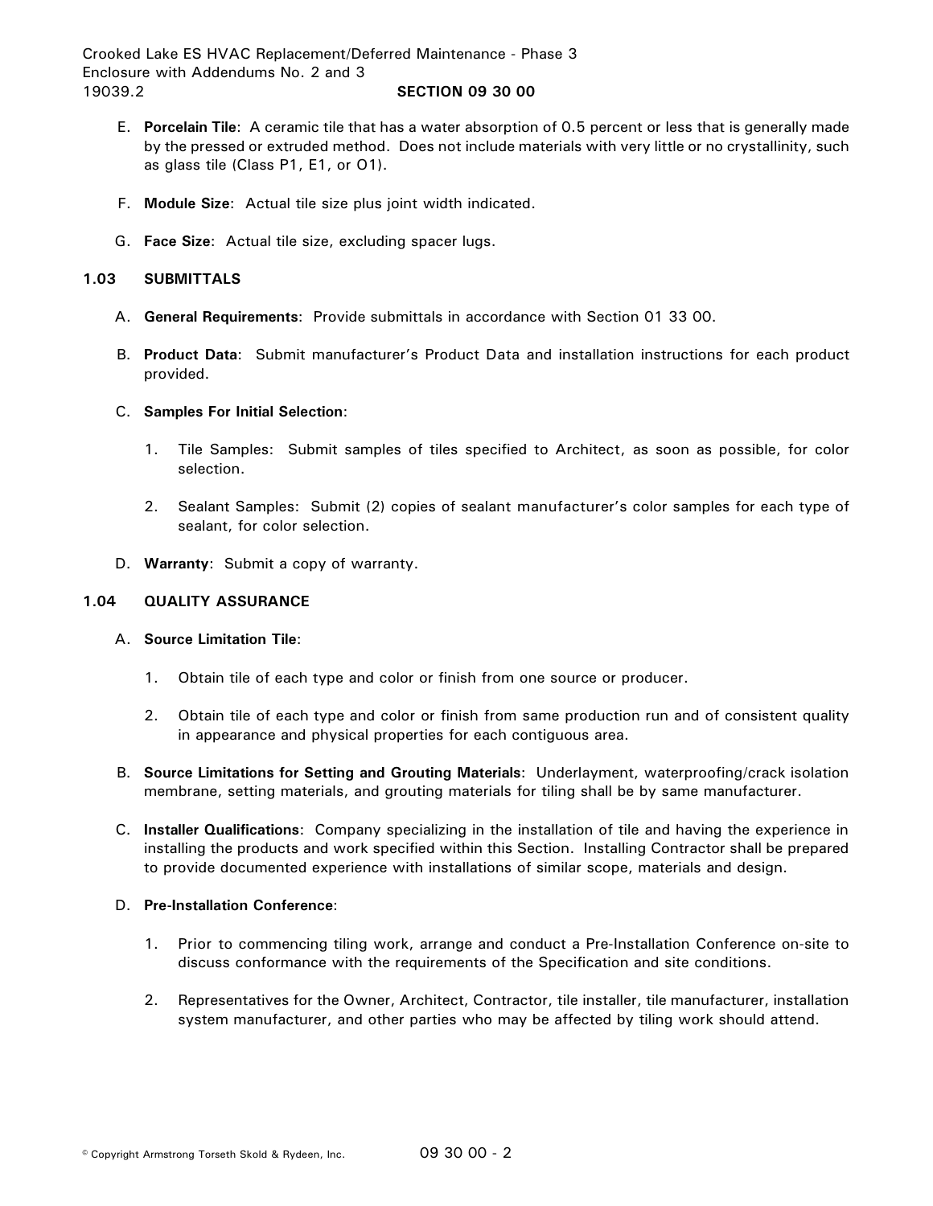E. **Porcelain Tile**: A ceramic tile that has a water absorption of 0.5 percent or less that is generally made by the pressed or extruded method. Does not include materials with very little or no crystallinity, such as glass tile (Class P1, E1, or O1).

F. **Module Size**: Actual tile size plus joint width indicated.

G. **Face Size**: Actual tile size, excluding spacer lugs.

## 1.03 SUBMITTALS

A. **General Requirements**: Provide submittals in accordance with Section 01 33 00.

B. **Product Data**: Submit manufacturer's Product Data and installation instructions for each product provided.

C. **Samples For Initial Selection**:

1. Tile Samples: Submit samples of tiles specified to Architect, as soon as possible, for color selection.

2. Sealant Samples: Submit (2) copies of sealant manufacturer's color samples for each type of sealant, for color selection.

D. **Warranty**: Submit a copy of warranty.

## 1.04 QUALITY ASSURANCE

A. **Source Limitation Tile**:

1. Obtain tile of each type and color or finish from one source or producer.

2. Obtain tile of each type and color or finish from same production run and of consistent quality in appearance and physical properties for each contiguous area.

B. **Source Limitations for Setting and Grouting Materials**: Underlayment, waterproofing/crack isolation membrane, setting materials, and grouting materials for tiling shall be by same manufacturer.

C. **Installer Qualifications**: Company specializing in the installation of tile and having the experience in installing the products and work specified within this Section. Installing Contractor shall be prepared to provide documented experience with installations of similar scope, materials and design.

D. **Pre-Installation Conference**:

1. Prior to commencing tiling work, arrange and conduct a Pre-Installation Conference on-site to discuss conformance with the requirements of the Specification and site conditions.

2. Representatives for the Owner, Architect, Contractor, tile installer, tile manufacturer, installation system manufacturer, and other parties who may be affected by tiling work should attend.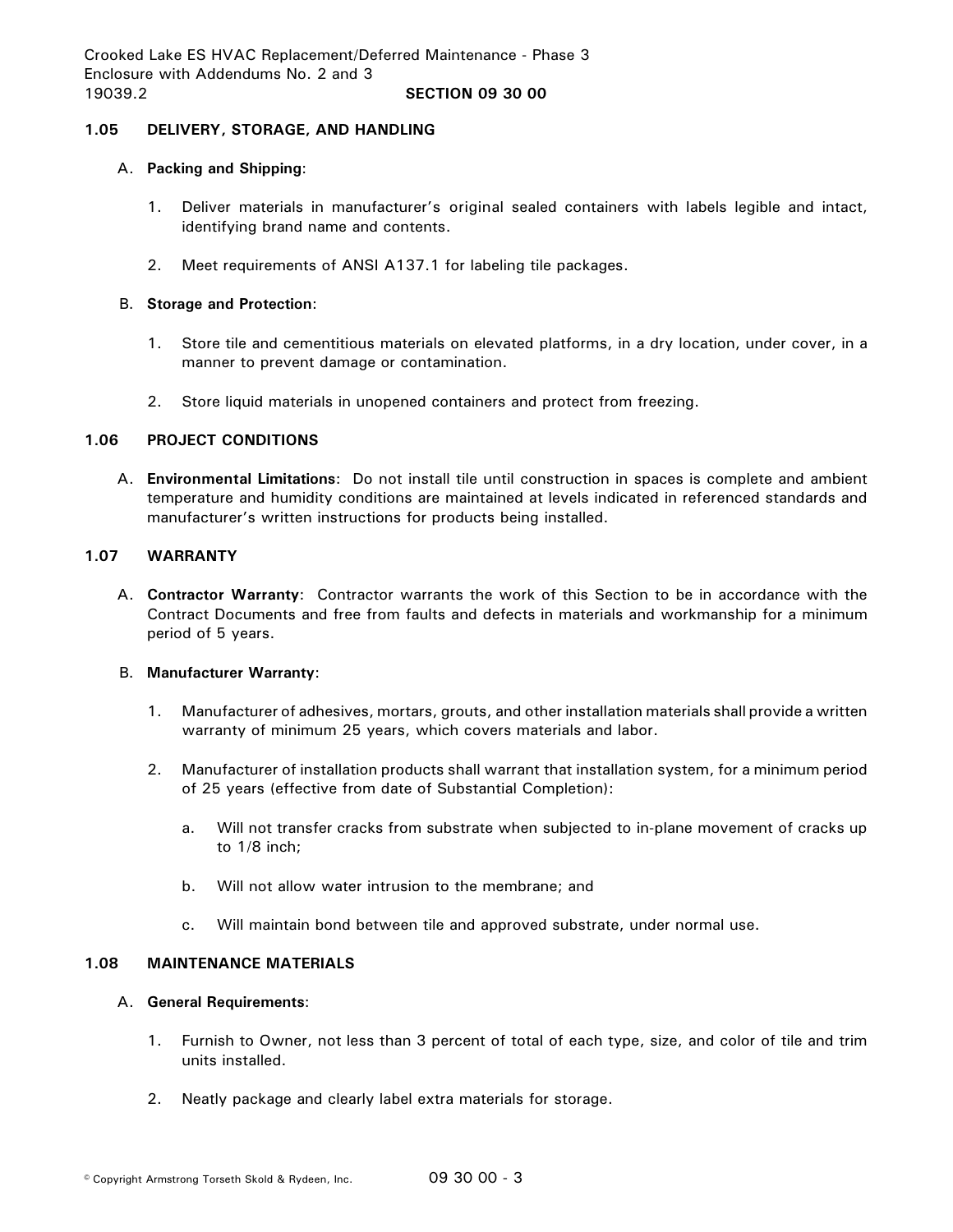### 1.05 DELIVERY, STORAGE, AND HANDLING

A. **Packing and Shipping**:

1. Deliver materials in manufacturer's original sealed containers with labels legible and intact, identifying brand name and contents.

2. Meet requirements of ANSI A137.1 for labeling tile packages.

B. **Storage and Protection**:

1. Store tile and cementitious materials on elevated platforms, in a dry location, under cover, in a manner to prevent damage or contamination.

2. Store liquid materials in unopened containers and protect from freezing.

### 1.06 PROJECT CONDITIONS

A. **Environmental Limitations**: Do not install tile until construction in spaces is complete and ambient temperature and humidity conditions are maintained at levels indicated in referenced standards and manufacturer's written instructions for products being installed.

### 1.07 WARRANTY

A. **Contractor Warranty**: Contractor warrants the work of this Section to be in accordance with the Contract Documents and free from faults and defects in materials and workmanship for a minimum period of 5 years.

B. **Manufacturer Warranty**:

1. Manufacturer of adhesives, mortars, grouts, and other installation materials shall provide a written warranty of minimum 25 years, which covers materials and labor.

2. Manufacturer of installation products shall warrant that installation system, for a minimum period of 25 years (effective from date of Substantial Completion):

   a. Will not transfer cracks from substrate when subjected to in-plane movement of cracks up to 1/8 inch;

   b. Will not allow water intrusion to the membrane; and

   c. Will maintain bond between tile and approved substrate, under normal use.

### 1.08 MAINTENANCE MATERIALS

A. **General Requirements**:

1. Furnish to Owner, not less than 3 percent of total of each type, size, and color of tile and trim units installed.

2. Neatly package and clearly label extra materials for storage.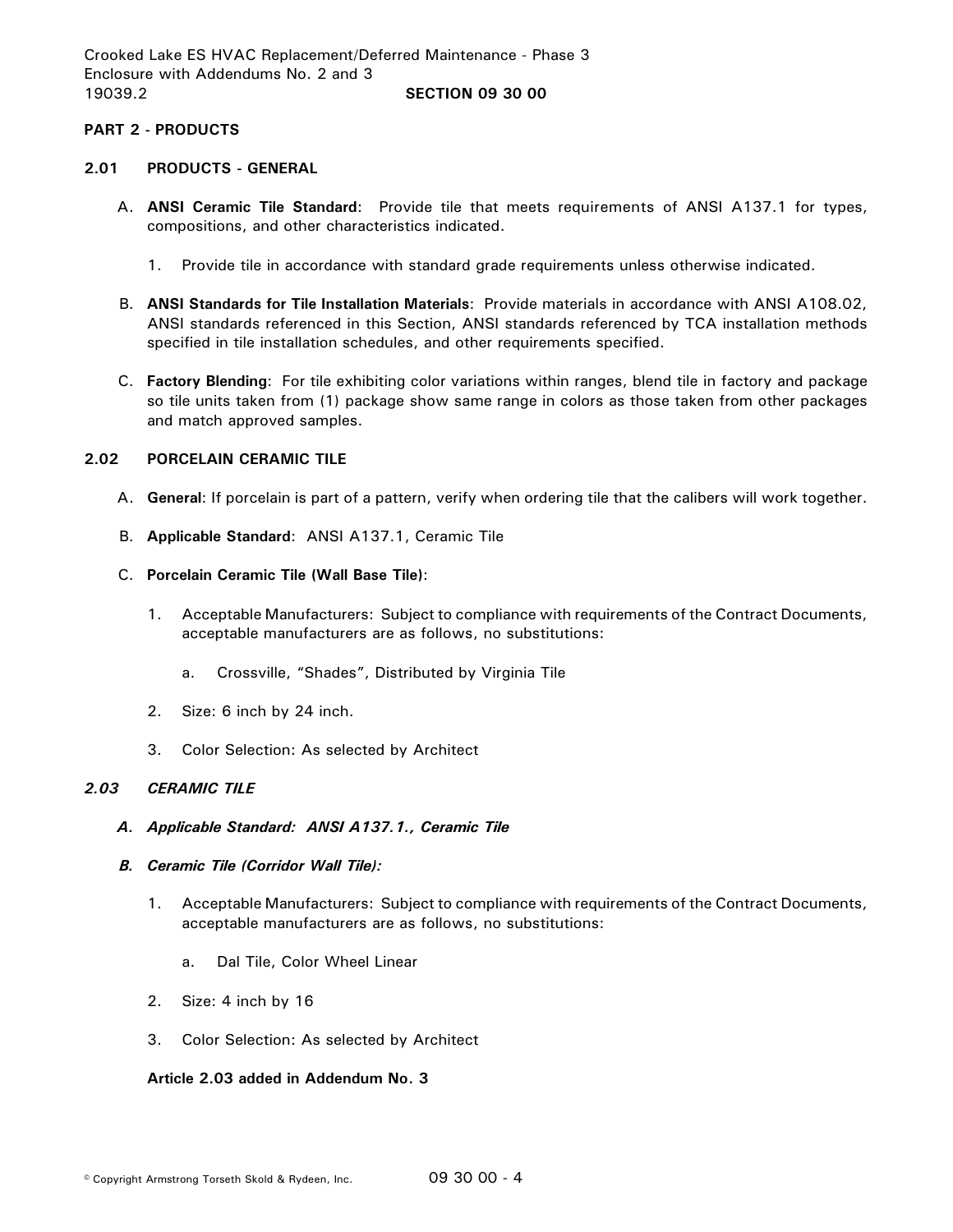**SECTION 09 30 00**

**PART 2 - PRODUCTS**

**2.01 PRODUCTS - GENERAL**

A. **ANSI Ceramic Tile Standard**: Provide tile that meets requirements of ANSI A137.1 for types, compositions, and other characteristics indicated.

   1. Provide tile in accordance with standard grade requirements unless otherwise indicated.

B. **ANSI Standards for Tile Installation Materials**: Provide materials in accordance with ANSI A108.02, ANSI standards referenced in this Section, ANSI standards referenced by TCA installation methods specified in tile installation schedules, and other requirements specified.

C. **Factory Blending**: For tile exhibiting color variations within ranges, blend tile in factory and package so tile units taken from (1) package show same range in colors as those taken from other packages and match approved samples.

**2.02 PORCELAIN CERAMIC TILE**

A. **General**: If porcelain is part of a pattern, verify when ordering tile that the calibers will work together.

B. **Applicable Standard**: ANSI A137.1, Ceramic Tile

C. **Porcelain Ceramic Tile (Wall Base Tile)**:

   1. Acceptable Manufacturers: Subject to compliance with requirements of the Contract Documents, acceptable manufacturers are as follows, no substitutions:

      a. Crossville, "Shades", Distributed by Virginia Tile

   2. Size: 6 inch by 24 inch.

   3. Color Selection: As selected by Architect

***2.03 CERAMIC TILE***

***A. Applicable Standard: ANSI A137.1., Ceramic Tile***

***B. Ceramic Tile (Corridor Wall Tile):***

   1. Acceptable Manufacturers: Subject to compliance with requirements of the Contract Documents, acceptable manufacturers are as follows, no substitutions:

      a. Dal Tile, Color Wheel Linear

   2. Size: 4 inch by 16

   3. Color Selection: As selected by Architect

**Article 2.03 added in Addendum No. 3**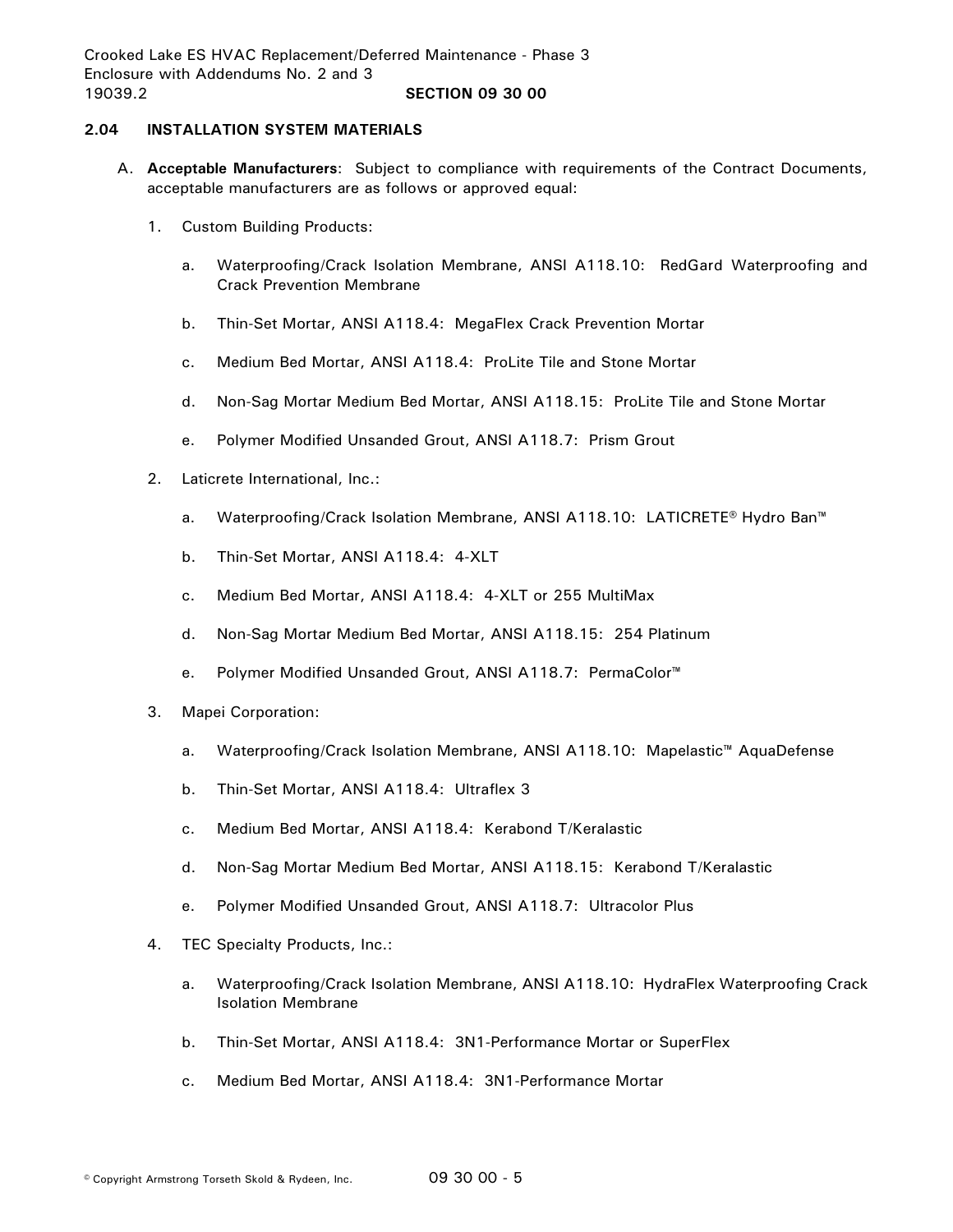## 2.04 INSTALLATION SYSTEM MATERIALS

A. **Acceptable Manufacturers**: Subject to compliance with requirements of the Contract Documents, acceptable manufacturers are as follows or approved equal:

1. Custom Building Products:

   a. Waterproofing/Crack Isolation Membrane, ANSI A118.10: RedGard Waterproofing and Crack Prevention Membrane

   b. Thin-Set Mortar, ANSI A118.4: MegaFlex Crack Prevention Mortar

   c. Medium Bed Mortar, ANSI A118.4: ProLite Tile and Stone Mortar

   d. Non-Sag Mortar Medium Bed Mortar, ANSI A118.15: ProLite Tile and Stone Mortar

   e. Polymer Modified Unsanded Grout, ANSI A118.7: Prism Grout

2. Laticrete International, Inc.:

   a. Waterproofing/Crack Isolation Membrane, ANSI A118.10: LATICRETE® Hydro Ban™

   b. Thin-Set Mortar, ANSI A118.4: 4-XLT

   c. Medium Bed Mortar, ANSI A118.4: 4-XLT or 255 MultiMax

   d. Non-Sag Mortar Medium Bed Mortar, ANSI A118.15: 254 Platinum

   e. Polymer Modified Unsanded Grout, ANSI A118.7: PermaColor™

3. Mapei Corporation:

   a. Waterproofing/Crack Isolation Membrane, ANSI A118.10: Mapelastic™ AquaDefense

   b. Thin-Set Mortar, ANSI A118.4: Ultraflex 3

   c. Medium Bed Mortar, ANSI A118.4: Kerabond T/Keralastic

   d. Non-Sag Mortar Medium Bed Mortar, ANSI A118.15: Kerabond T/Keralastic

   e. Polymer Modified Unsanded Grout, ANSI A118.7: Ultracolor Plus

4. TEC Specialty Products, Inc.:

   a. Waterproofing/Crack Isolation Membrane, ANSI A118.10: HydraFlex Waterproofing Crack Isolation Membrane

   b. Thin-Set Mortar, ANSI A118.4: 3N1-Performance Mortar or SuperFlex

   c. Medium Bed Mortar, ANSI A118.4: 3N1-Performance Mortar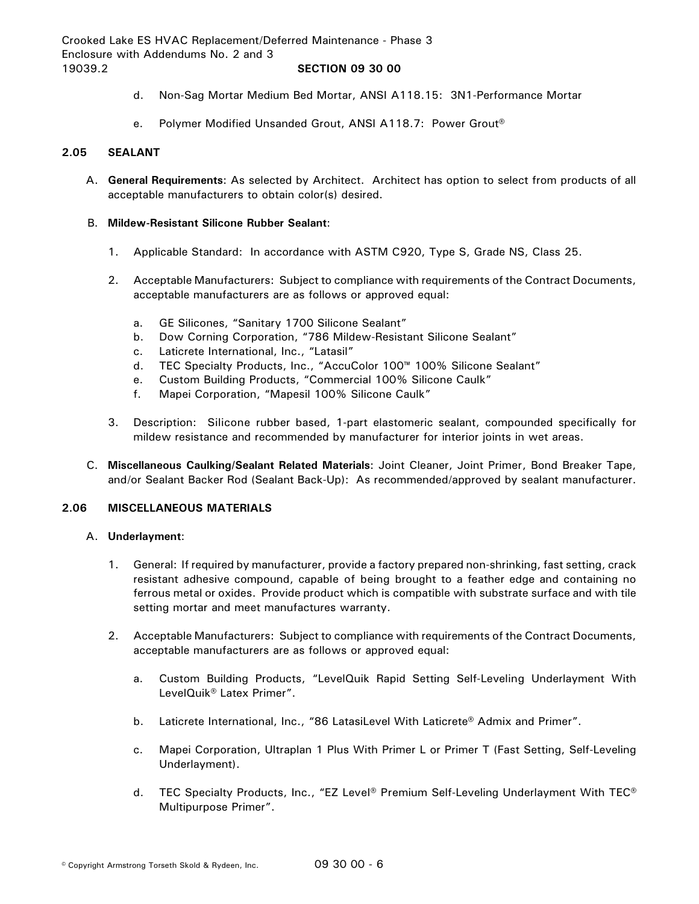d. Non-Sag Mortar Medium Bed Mortar, ANSI A118.15: 3N1-Performance Mortar

e. Polymer Modified Unsanded Grout, ANSI A118.7: Power Grout®

### 2.05 SEALANT

A. **General Requirements**: As selected by Architect. Architect has option to select from products of all acceptable manufacturers to obtain color(s) desired.

B. **Mildew-Resistant Silicone Rubber Sealant**:

1. Applicable Standard: In accordance with ASTM C920, Type S, Grade NS, Class 25.

2. Acceptable Manufacturers: Subject to compliance with requirements of the Contract Documents, acceptable manufacturers are as follows or approved equal:

   a. GE Silicones, "Sanitary 1700 Silicone Sealant"
   b. Dow Corning Corporation, "786 Mildew-Resistant Silicone Sealant"
   c. Laticrete International, Inc., "Latasil"
   d. TEC Specialty Products, Inc., "AccuColor 100™ 100% Silicone Sealant"
   e. Custom Building Products, "Commercial 100% Silicone Caulk"
   f. Mapei Corporation, "Mapesil 100% Silicone Caulk"

3. Description: Silicone rubber based, 1-part elastomeric sealant, compounded specifically for mildew resistance and recommended by manufacturer for interior joints in wet areas.

C. **Miscellaneous Caulking/Sealant Related Materials**: Joint Cleaner, Joint Primer, Bond Breaker Tape, and/or Sealant Backer Rod (Sealant Back-Up): As recommended/approved by sealant manufacturer.

### 2.06 MISCELLANEOUS MATERIALS

A. **Underlayment**:

1. General: If required by manufacturer, provide a factory prepared non-shrinking, fast setting, crack resistant adhesive compound, capable of being brought to a feather edge and containing no ferrous metal or oxides. Provide product which is compatible with substrate surface and with tile setting mortar and meet manufactures warranty.

2. Acceptable Manufacturers: Subject to compliance with requirements of the Contract Documents, acceptable manufacturers are as follows or approved equal:

   a. Custom Building Products, "LevelQuik Rapid Setting Self-Leveling Underlayment With LevelQuik® Latex Primer".

   b. Laticrete International, Inc., "86 LatasiLevel With Laticrete® Admix and Primer".

   c. Mapei Corporation, Ultraplan 1 Plus With Primer L or Primer T (Fast Setting, Self-Leveling Underlayment).

   d. TEC Specialty Products, Inc., "EZ Level® Premium Self-Leveling Underlayment With TEC® Multipurpose Primer".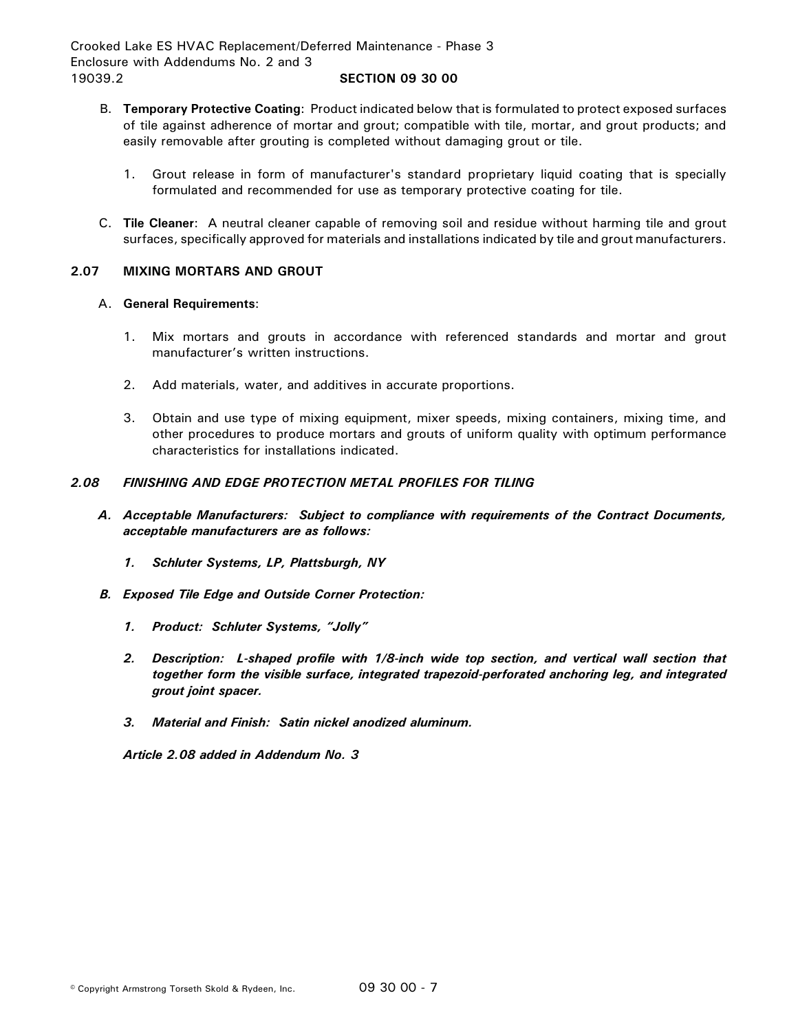B. **Temporary Protective Coating**: Product indicated below that is formulated to protect exposed surfaces of tile against adherence of mortar and grout; compatible with tile, mortar, and grout products; and easily removable after grouting is completed without damaging grout or tile.

1. Grout release in form of manufacturer's standard proprietary liquid coating that is specially formulated and recommended for use as temporary protective coating for tile.

C. **Tile Cleaner**: A neutral cleaner capable of removing soil and residue without harming tile and grout surfaces, specifically approved for materials and installations indicated by tile and grout manufacturers.

### 2.07 MIXING MORTARS AND GROUT

A. **General Requirements**:

1. Mix mortars and grouts in accordance with referenced standards and mortar and grout manufacturer's written instructions.

2. Add materials, water, and additives in accurate proportions.

3. Obtain and use type of mixing equipment, mixer speeds, mixing containers, mixing time, and other procedures to produce mortars and grouts of uniform quality with optimum performance characteristics for installations indicated.

### *2.08 FINISHING AND EDGE PROTECTION METAL PROFILES FOR TILING*

***A. Acceptable Manufacturers: Subject to compliance with requirements of the Contract Documents, acceptable manufacturers are as follows:***

***1. Schluter Systems, LP, Plattsburgh, NY***

***B. Exposed Tile Edge and Outside Corner Protection:***

***1. Product: Schluter Systems, "Jolly"***

***2. Description: L-shaped profile with 1/8-inch wide top section, and vertical wall section that together form the visible surface, integrated trapezoid-perforated anchoring leg, and integrated grout joint spacer.***

***3. Material and Finish: Satin nickel anodized aluminum.***

***Article 2.08 added in Addendum No. 3***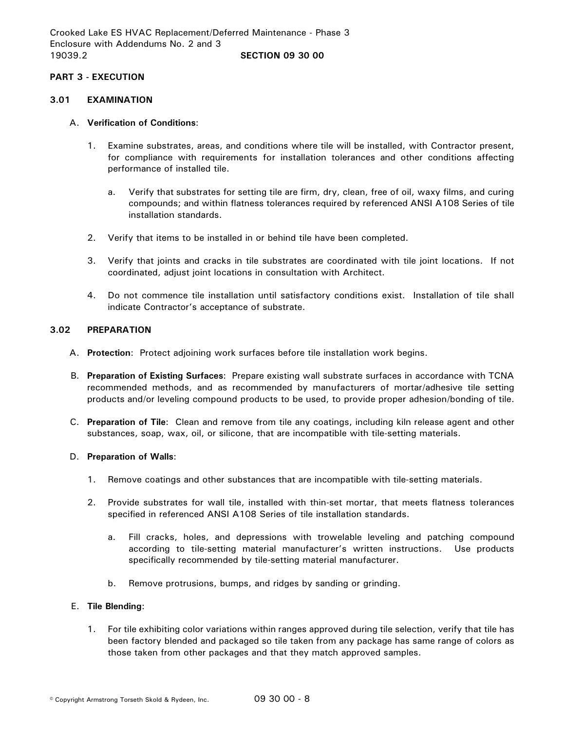## PART 3 - EXECUTION

### 3.01 EXAMINATION

A. **Verification of Conditions**:

1. Examine substrates, areas, and conditions where tile will be installed, with Contractor present, for compliance with requirements for installation tolerances and other conditions affecting performance of installed tile.

   a. Verify that substrates for setting tile are firm, dry, clean, free of oil, waxy films, and curing compounds; and within flatness tolerances required by referenced ANSI A108 Series of tile installation standards.

2. Verify that items to be installed in or behind tile have been completed.

3. Verify that joints and cracks in tile substrates are coordinated with tile joint locations. If not coordinated, adjust joint locations in consultation with Architect.

4. Do not commence tile installation until satisfactory conditions exist. Installation of tile shall indicate Contractor's acceptance of substrate.

### 3.02 PREPARATION

A. **Protection**: Protect adjoining work surfaces before tile installation work begins.

B. **Preparation of Existing Surfaces**: Prepare existing wall substrate surfaces in accordance with TCNA recommended methods, and as recommended by manufacturers of mortar/adhesive tile setting products and/or leveling compound products to be used, to provide proper adhesion/bonding of tile.

C. **Preparation of Tile**: Clean and remove from tile any coatings, including kiln release agent and other substances, soap, wax, oil, or silicone, that are incompatible with tile-setting materials.

D. **Preparation of Walls**:

1. Remove coatings and other substances that are incompatible with tile-setting materials.

2. Provide substrates for wall tile, installed with thin-set mortar, that meets flatness tolerances specified in referenced ANSI A108 Series of tile installation standards.

   a. Fill cracks, holes, and depressions with trowelable leveling and patching compound according to tile-setting material manufacturer's written instructions. Use products specifically recommended by tile-setting material manufacturer.

   b. Remove protrusions, bumps, and ridges by sanding or grinding.

E. **Tile Blending**:

1. For tile exhibiting color variations within ranges approved during tile selection, verify that tile has been factory blended and packaged so tile taken from any package has same range of colors as those taken from other packages and that they match approved samples.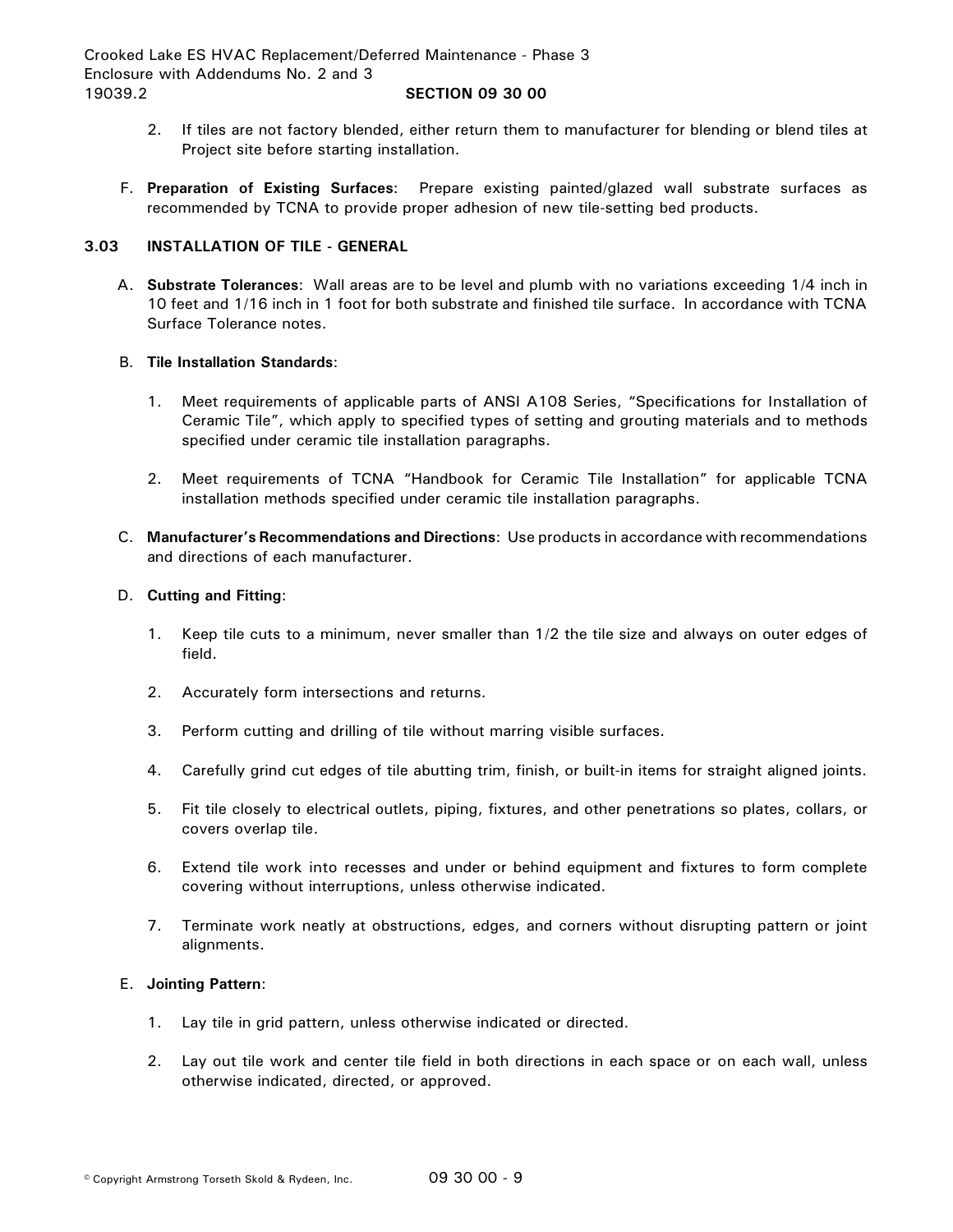2. If tiles are not factory blended, either return them to manufacturer for blending or blend tiles at Project site before starting installation.

F. **Preparation of Existing Surfaces**: Prepare existing painted/glazed wall substrate surfaces as recommended by TCNA to provide proper adhesion of new tile-setting bed products.

### 3.03 INSTALLATION OF TILE - GENERAL

A. **Substrate Tolerances**: Wall areas are to be level and plumb with no variations exceeding 1/4 inch in 10 feet and 1/16 inch in 1 foot for both substrate and finished tile surface. In accordance with TCNA Surface Tolerance notes.

B. **Tile Installation Standards**:

1. Meet requirements of applicable parts of ANSI A108 Series, "Specifications for Installation of Ceramic Tile", which apply to specified types of setting and grouting materials and to methods specified under ceramic tile installation paragraphs.

2. Meet requirements of TCNA "Handbook for Ceramic Tile Installation" for applicable TCNA installation methods specified under ceramic tile installation paragraphs.

C. **Manufacturer's Recommendations and Directions**: Use products in accordance with recommendations and directions of each manufacturer.

D. **Cutting and Fitting**:

1. Keep tile cuts to a minimum, never smaller than 1/2 the tile size and always on outer edges of field.

2. Accurately form intersections and returns.

3. Perform cutting and drilling of tile without marring visible surfaces.

4. Carefully grind cut edges of tile abutting trim, finish, or built-in items for straight aligned joints.

5. Fit tile closely to electrical outlets, piping, fixtures, and other penetrations so plates, collars, or covers overlap tile.

6. Extend tile work into recesses and under or behind equipment and fixtures to form complete covering without interruptions, unless otherwise indicated.

7. Terminate work neatly at obstructions, edges, and corners without disrupting pattern or joint alignments.

E. **Jointing Pattern**:

1. Lay tile in grid pattern, unless otherwise indicated or directed.

2. Lay out tile work and center tile field in both directions in each space or on each wall, unless otherwise indicated, directed, or approved.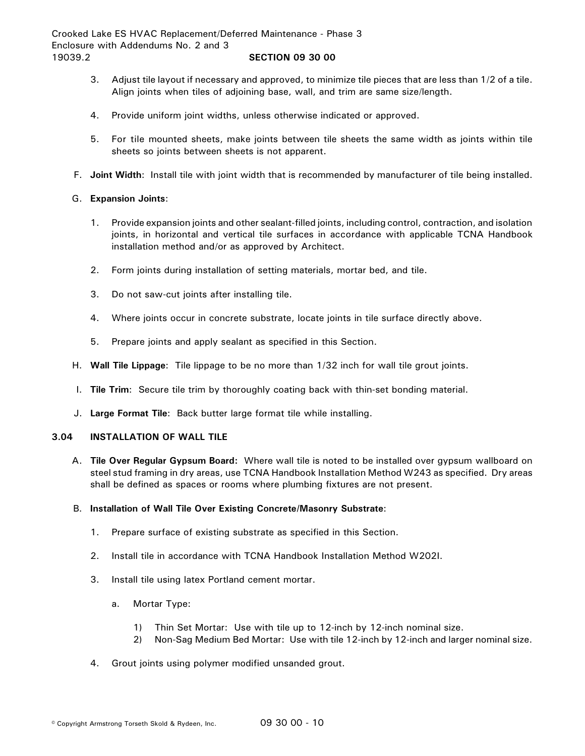3. Adjust tile layout if necessary and approved, to minimize tile pieces that are less than 1/2 of a tile. Align joints when tiles of adjoining base, wall, and trim are same size/length.

4. Provide uniform joint widths, unless otherwise indicated or approved.

5. For tile mounted sheets, make joints between tile sheets the same width as joints within tile sheets so joints between sheets is not apparent.

F. **Joint Width**: Install tile with joint width that is recommended by manufacturer of tile being installed.

G. **Expansion Joints**:

1. Provide expansion joints and other sealant-filled joints, including control, contraction, and isolation joints, in horizontal and vertical tile surfaces in accordance with applicable TCNA Handbook installation method and/or as approved by Architect.

2. Form joints during installation of setting materials, mortar bed, and tile.

3. Do not saw-cut joints after installing tile.

4. Where joints occur in concrete substrate, locate joints in tile surface directly above.

5. Prepare joints and apply sealant as specified in this Section.

H. **Wall Tile Lippage**: Tile lippage to be no more than 1/32 inch for wall tile grout joints.

I. **Tile Trim**: Secure tile trim by thoroughly coating back with thin-set bonding material.

J. **Large Format Tile**: Back butter large format tile while installing.

## 3.04 INSTALLATION OF WALL TILE

A. **Tile Over Regular Gypsum Board:** Where wall tile is noted to be installed over gypsum wallboard on steel stud framing in dry areas, use TCNA Handbook Installation Method W243 as specified. Dry areas shall be defined as spaces or rooms where plumbing fixtures are not present.

B. **Installation of Wall Tile Over Existing Concrete/Masonry Substrate**:

1. Prepare surface of existing substrate as specified in this Section.

2. Install tile in accordance with TCNA Handbook Installation Method W202I.

3. Install tile using latex Portland cement mortar.

   a. Mortar Type:

      1) Thin Set Mortar: Use with tile up to 12-inch by 12-inch nominal size.
      2) Non-Sag Medium Bed Mortar: Use with tile 12-inch by 12-inch and larger nominal size.

4. Grout joints using polymer modified unsanded grout.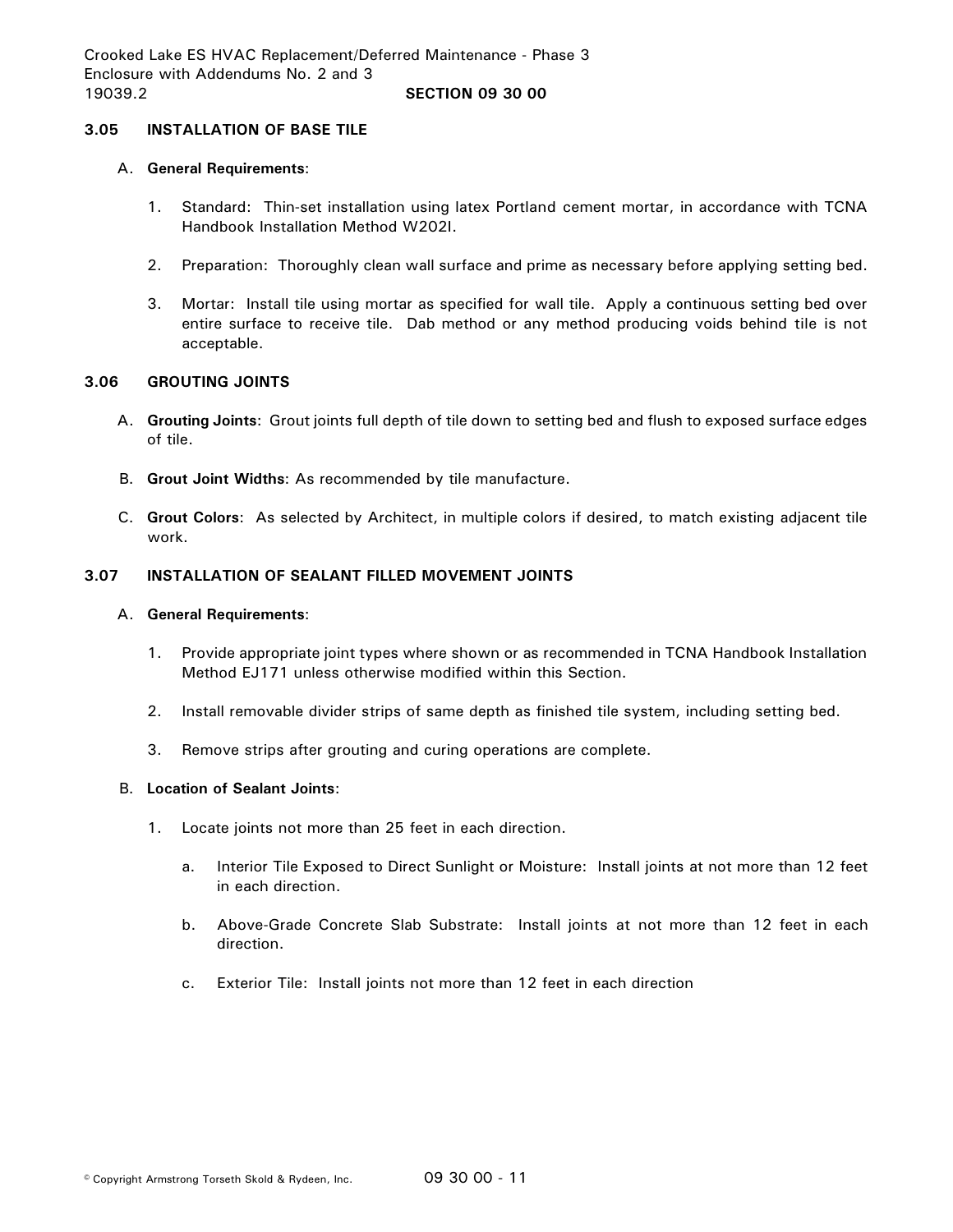### 3.05 INSTALLATION OF BASE TILE

A. **General Requirements**:

1. Standard: Thin-set installation using latex Portland cement mortar, in accordance with TCNA Handbook Installation Method W202I.

2. Preparation: Thoroughly clean wall surface and prime as necessary before applying setting bed.

3. Mortar: Install tile using mortar as specified for wall tile. Apply a continuous setting bed over entire surface to receive tile. Dab method or any method producing voids behind tile is not acceptable.

### 3.06 GROUTING JOINTS

A. **Grouting Joints**: Grout joints full depth of tile down to setting bed and flush to exposed surface edges of tile.

B. **Grout Joint Widths**: As recommended by tile manufacture.

C. **Grout Colors**: As selected by Architect, in multiple colors if desired, to match existing adjacent tile work.

### 3.07 INSTALLATION OF SEALANT FILLED MOVEMENT JOINTS

A. **General Requirements**:

1. Provide appropriate joint types where shown or as recommended in TCNA Handbook Installation Method EJ171 unless otherwise modified within this Section.

2. Install removable divider strips of same depth as finished tile system, including setting bed.

3. Remove strips after grouting and curing operations are complete.

B. **Location of Sealant Joints**:

1. Locate joints not more than 25 feet in each direction.

   a. Interior Tile Exposed to Direct Sunlight or Moisture: Install joints at not more than 12 feet in each direction.

   b. Above-Grade Concrete Slab Substrate: Install joints at not more than 12 feet in each direction.

   c. Exterior Tile: Install joints not more than 12 feet in each direction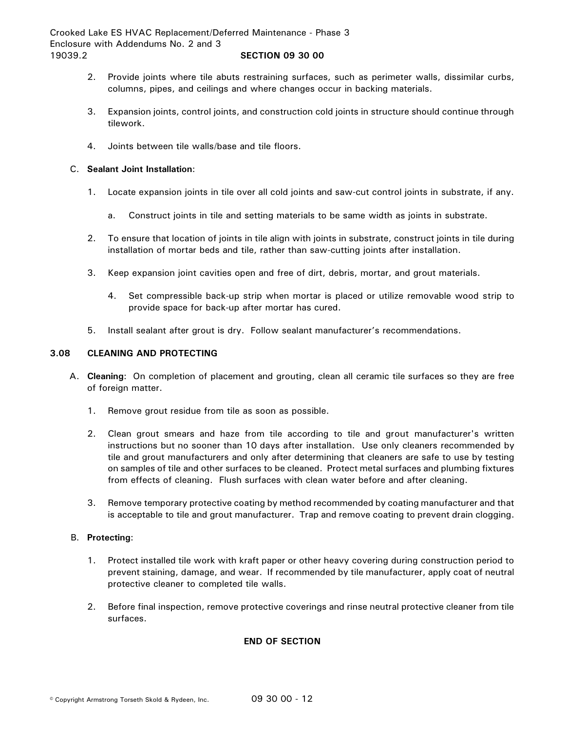2. Provide joints where tile abuts restraining surfaces, such as perimeter walls, dissimilar curbs, columns, pipes, and ceilings and where changes occur in backing materials.

3. Expansion joints, control joints, and construction cold joints in structure should continue through tilework.

4. Joints between tile walls/base and tile floors.

C. **Sealant Joint Installation**:

1. Locate expansion joints in tile over all cold joints and saw-cut control joints in substrate, if any.

   a. Construct joints in tile and setting materials to be same width as joints in substrate.

2. To ensure that location of joints in tile align with joints in substrate, construct joints in tile during installation of mortar beds and tile, rather than saw-cutting joints after installation.

3. Keep expansion joint cavities open and free of dirt, debris, mortar, and grout materials.

   4. Set compressible back-up strip when mortar is placed or utilize removable wood strip to provide space for back-up after mortar has cured.

5. Install sealant after grout is dry. Follow sealant manufacturer's recommendations.

## 3.08 CLEANING AND PROTECTING

A. **Cleaning**: On completion of placement and grouting, clean all ceramic tile surfaces so they are free of foreign matter.

1. Remove grout residue from tile as soon as possible.

2. Clean grout smears and haze from tile according to tile and grout manufacturer's written instructions but no sooner than 10 days after installation. Use only cleaners recommended by tile and grout manufacturers and only after determining that cleaners are safe to use by testing on samples of tile and other surfaces to be cleaned. Protect metal surfaces and plumbing fixtures from effects of cleaning. Flush surfaces with clean water before and after cleaning.

3. Remove temporary protective coating by method recommended by coating manufacturer and that is acceptable to tile and grout manufacturer. Trap and remove coating to prevent drain clogging.

B. **Protecting**:

1. Protect installed tile work with kraft paper or other heavy covering during construction period to prevent staining, damage, and wear. If recommended by tile manufacturer, apply coat of neutral protective cleaner to completed tile walls.

2. Before final inspection, remove protective coverings and rinse neutral protective cleaner from tile surfaces.

**END OF SECTION**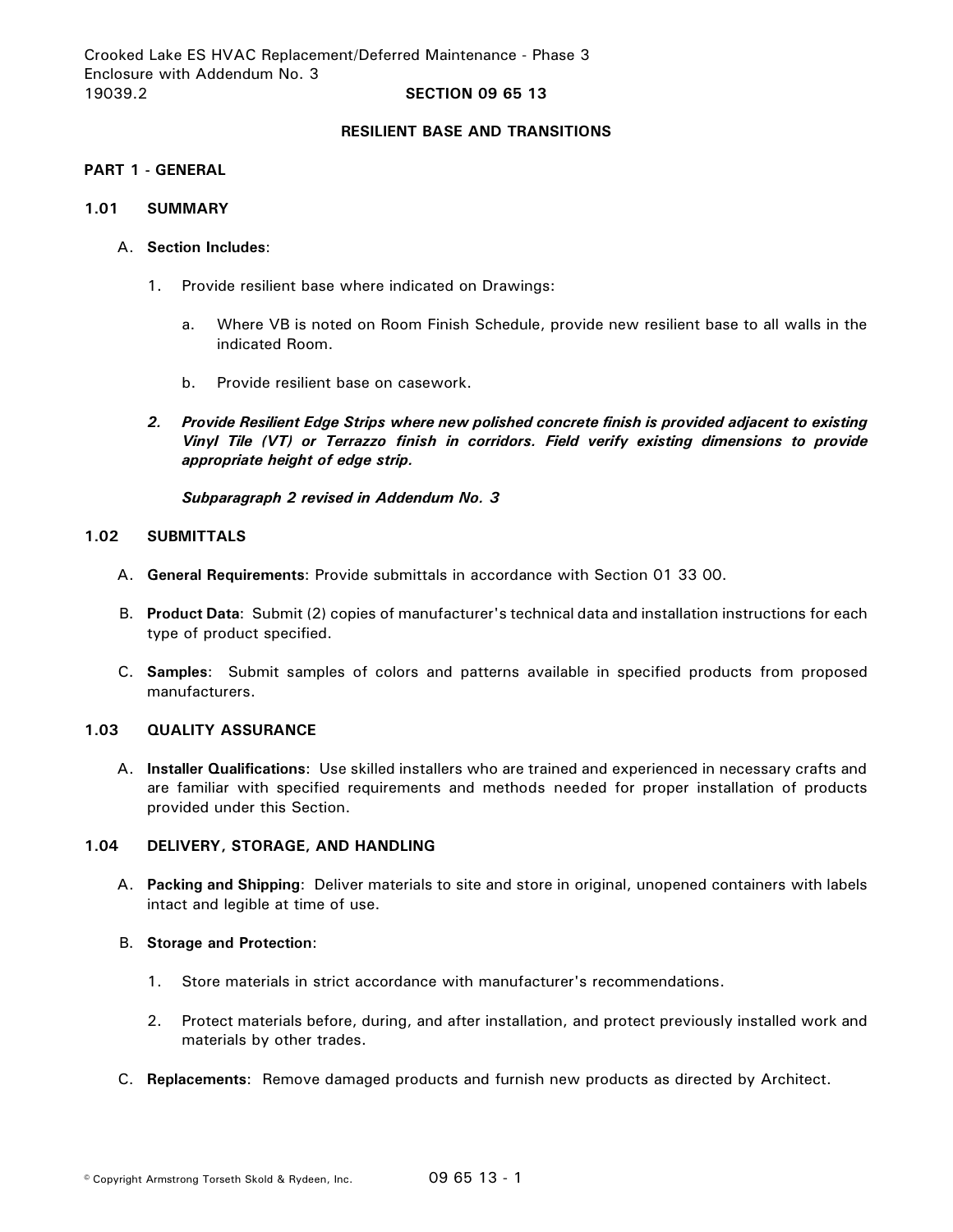# SECTION 09 65 13

## RESILIENT BASE AND TRANSITIONS

## PART 1 - GENERAL

### 1.01 SUMMARY

A. **Section Includes**:

1. Provide resilient base where indicated on Drawings:

   a. Where VB is noted on Room Finish Schedule, provide new resilient base to all walls in the indicated Room.

   b. Provide resilient base on casework.

2. ***Provide Resilient Edge Strips where new polished concrete finish is provided adjacent to existing Vinyl Tile (VT) or Terrazzo finish in corridors. Field verify existing dimensions to provide appropriate height of edge strip.***

   ***Subparagraph 2 revised in Addendum No. 3***

### 1.02 SUBMITTALS

A. **General Requirements**: Provide submittals in accordance with Section 01 33 00.

B. **Product Data**: Submit (2) copies of manufacturer's technical data and installation instructions for each type of product specified.

C. **Samples**: Submit samples of colors and patterns available in specified products from proposed manufacturers.

### 1.03 QUALITY ASSURANCE

A. **Installer Qualifications**: Use skilled installers who are trained and experienced in necessary crafts and are familiar with specified requirements and methods needed for proper installation of products provided under this Section.

### 1.04 DELIVERY, STORAGE, AND HANDLING

A. **Packing and Shipping**: Deliver materials to site and store in original, unopened containers with labels intact and legible at time of use.

B. **Storage and Protection**:

1. Store materials in strict accordance with manufacturer's recommendations.

2. Protect materials before, during, and after installation, and protect previously installed work and materials by other trades.

C. **Replacements**: Remove damaged products and furnish new products as directed by Architect.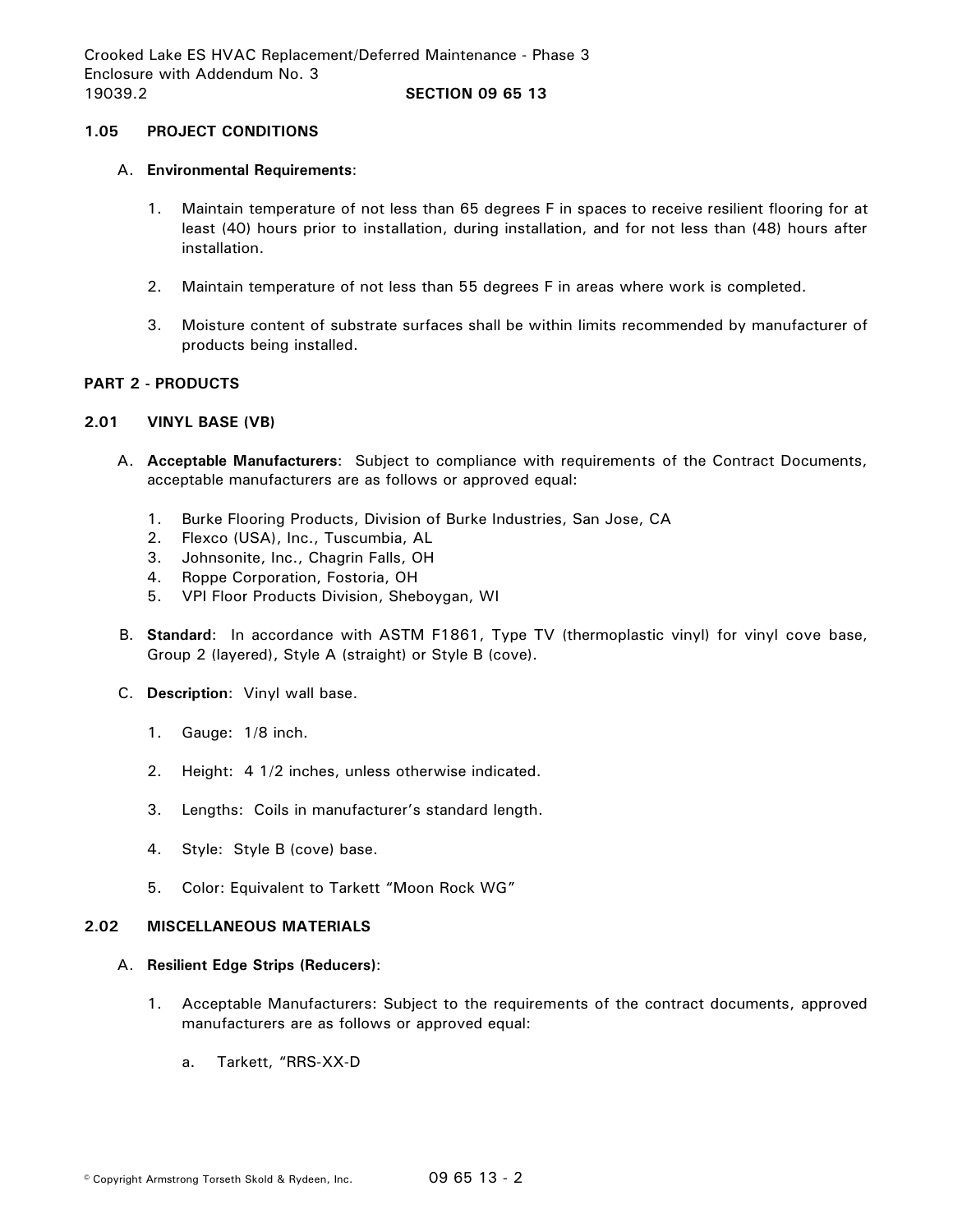### 1.05 PROJECT CONDITIONS

A. **Environmental Requirements**:

1. Maintain temperature of not less than 65 degrees F in spaces to receive resilient flooring for at least (40) hours prior to installation, during installation, and for not less than (48) hours after installation.

2. Maintain temperature of not less than 55 degrees F in areas where work is completed.

3. Moisture content of substrate surfaces shall be within limits recommended by manufacturer of products being installed.

## PART 2 - PRODUCTS

### 2.01 VINYL BASE (VB)

A. **Acceptable Manufacturers**: Subject to compliance with requirements of the Contract Documents, acceptable manufacturers are as follows or approved equal:

1. Burke Flooring Products, Division of Burke Industries, San Jose, CA
2. Flexco (USA), Inc., Tuscumbia, AL
3. Johnsonite, Inc., Chagrin Falls, OH
4. Roppe Corporation, Fostoria, OH
5. VPI Floor Products Division, Sheboygan, WI

B. **Standard**: In accordance with ASTM F1861, Type TV (thermoplastic vinyl) for vinyl cove base, Group 2 (layered), Style A (straight) or Style B (cove).

C. **Description**: Vinyl wall base.

1. Gauge: 1/8 inch.

2. Height: 4 1/2 inches, unless otherwise indicated.

3. Lengths: Coils in manufacturer's standard length.

4. Style: Style B (cove) base.

5. Color: Equivalent to Tarkett "Moon Rock WG"

### 2.02 MISCELLANEOUS MATERIALS

A. **Resilient Edge Strips (Reducers)**:

1. Acceptable Manufacturers: Subject to the requirements of the contract documents, approved manufacturers are as follows or approved equal:

   a. Tarkett, "RRS-XX-D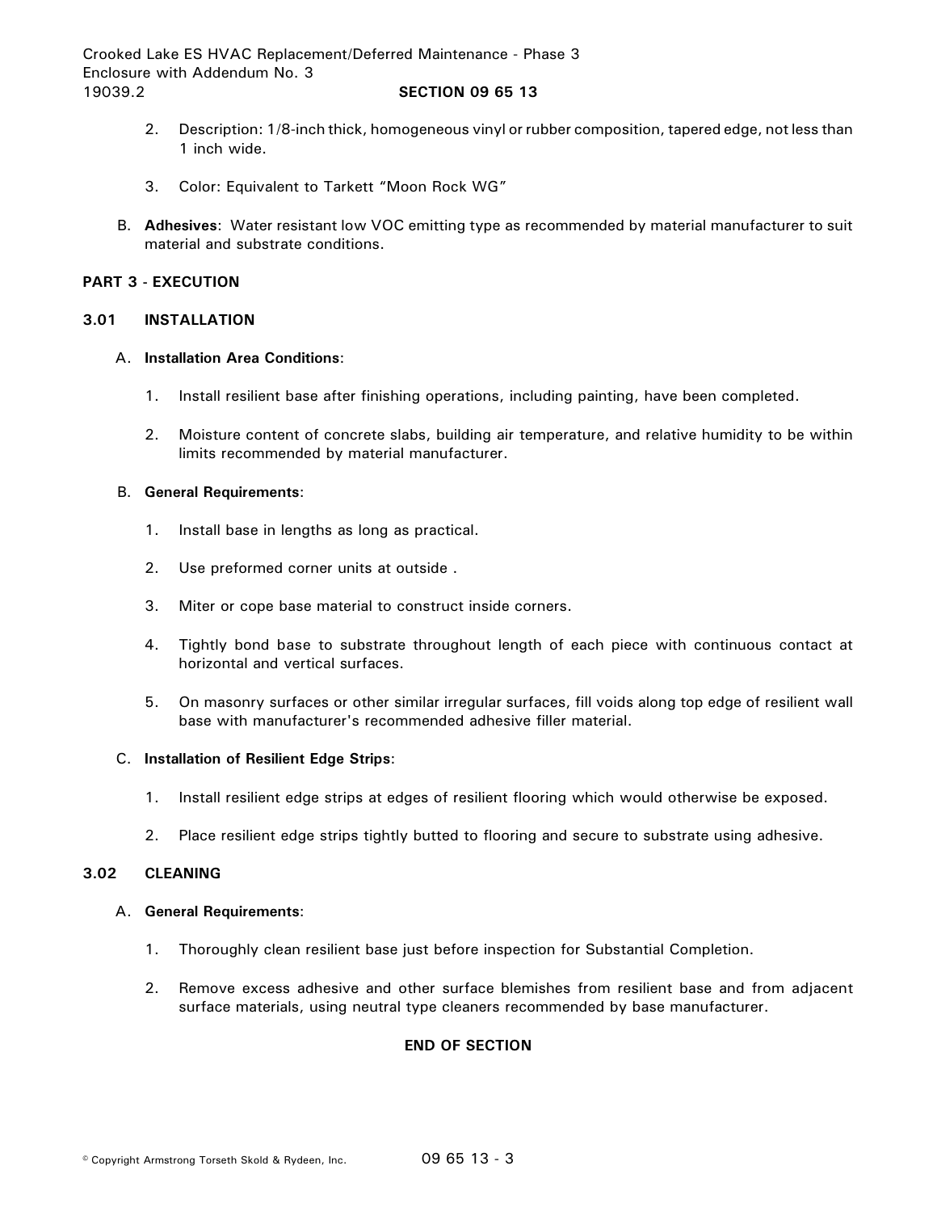2. Description: 1/8-inch thick, homogeneous vinyl or rubber composition, tapered edge, not less than 1 inch wide.

3. Color: Equivalent to Tarkett "Moon Rock WG"

B. **Adhesives**: Water resistant low VOC emitting type as recommended by material manufacturer to suit material and substrate conditions.

## PART 3 - EXECUTION

### 3.01 INSTALLATION

A. **Installation Area Conditions**:

1. Install resilient base after finishing operations, including painting, have been completed.

2. Moisture content of concrete slabs, building air temperature, and relative humidity to be within limits recommended by material manufacturer.

B. **General Requirements**:

1. Install base in lengths as long as practical.

2. Use preformed corner units at outside .

3. Miter or cope base material to construct inside corners.

4. Tightly bond base to substrate throughout length of each piece with continuous contact at horizontal and vertical surfaces.

5. On masonry surfaces or other similar irregular surfaces, fill voids along top edge of resilient wall base with manufacturer's recommended adhesive filler material.

C. **Installation of Resilient Edge Strips**:

1. Install resilient edge strips at edges of resilient flooring which would otherwise be exposed.

2. Place resilient edge strips tightly butted to flooring and secure to substrate using adhesive.

### 3.02 CLEANING

A. **General Requirements**:

1. Thoroughly clean resilient base just before inspection for Substantial Completion.

2. Remove excess adhesive and other surface blemishes from resilient base and from adjacent surface materials, using neutral type cleaners recommended by base manufacturer.

**END OF SECTION**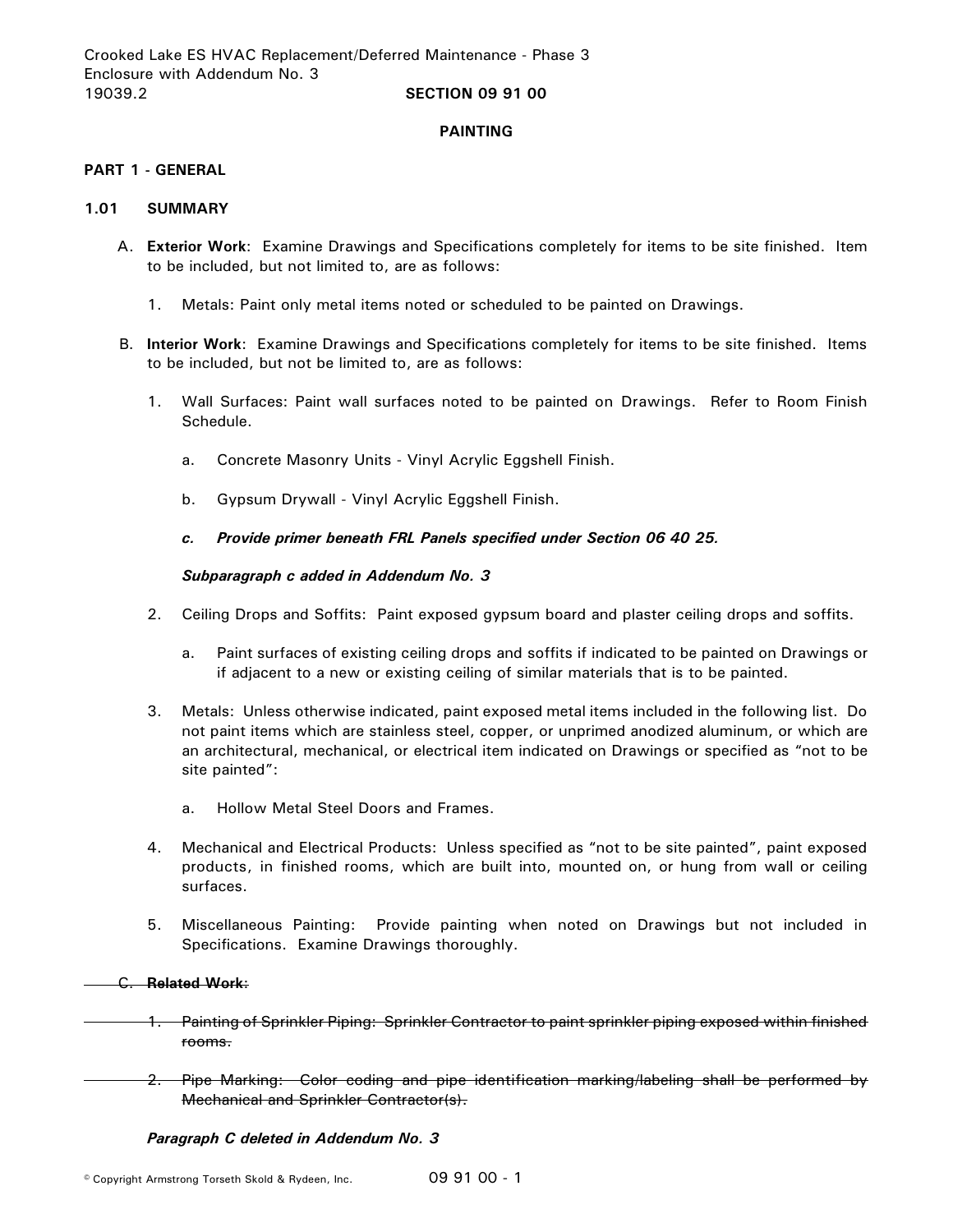## SECTION 09 91 00

## PAINTING

### PART 1 - GENERAL

### 1.01 SUMMARY

A. **Exterior Work**: Examine Drawings and Specifications completely for items to be site finished. Item to be included, but not limited to, are as follows:

1. Metals: Paint only metal items noted or scheduled to be painted on Drawings.

B. **Interior Work**: Examine Drawings and Specifications completely for items to be site finished. Items to be included, but not be limited to, are as follows:

1. Wall Surfaces: Paint wall surfaces noted to be painted on Drawings. Refer to Room Finish Schedule.

   a. Concrete Masonry Units - Vinyl Acrylic Eggshell Finish.

   b. Gypsum Drywall - Vinyl Acrylic Eggshell Finish.

   ***c. Provide primer beneath FRL Panels specified under Section 06 40 25.***

   ***Subparagraph c added in Addendum No. 3***

2. Ceiling Drops and Soffits: Paint exposed gypsum board and plaster ceiling drops and soffits.

   a. Paint surfaces of existing ceiling drops and soffits if indicated to be painted on Drawings or if adjacent to a new or existing ceiling of similar materials that is to be painted.

3. Metals: Unless otherwise indicated, paint exposed metal items included in the following list. Do not paint items which are stainless steel, copper, or unprimed anodized aluminum, or which are an architectural, mechanical, or electrical item indicated on Drawings or specified as "not to be site painted":

   a. Hollow Metal Steel Doors and Frames.

4. Mechanical and Electrical Products: Unless specified as "not to be site painted", paint exposed products, in finished rooms, which are built into, mounted on, or hung from wall or ceiling surfaces.

5. Miscellaneous Painting: Provide painting when noted on Drawings but not included in Specifications. Examine Drawings thoroughly.

~~C. **Related Work**:~~

~~1. Painting of Sprinkler Piping: Sprinkler Contractor to paint sprinkler piping exposed within finished rooms.~~

~~2. Pipe Marking: Color coding and pipe identification marking/labeling shall be performed by Mechanical and Sprinkler Contractor(s).~~

***Paragraph C deleted in Addendum No. 3***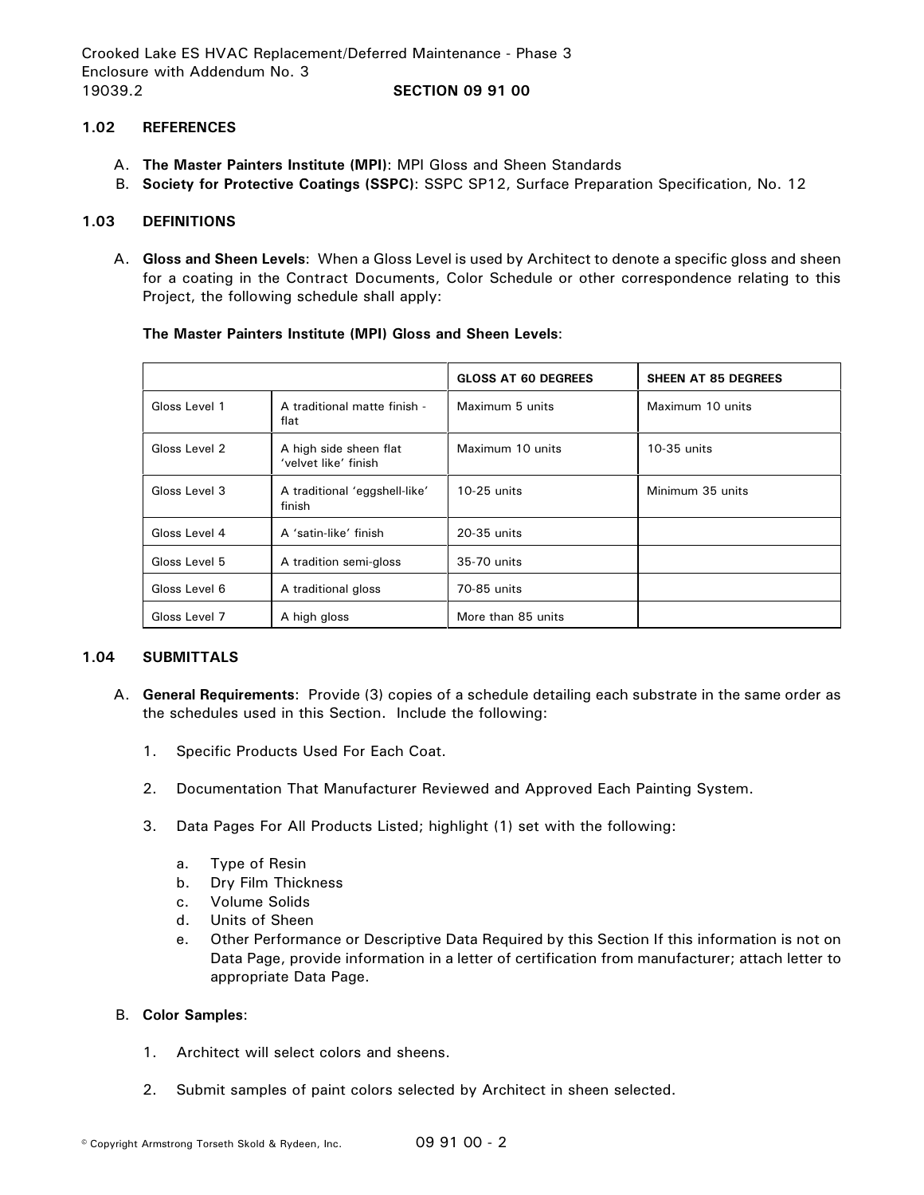### 1.02 REFERENCES

A. **The Master Painters Institute (MPI)**: MPI Gloss and Sheen Standards

B. **Society for Protective Coatings (SSPC)**: SSPC SP12, Surface Preparation Specification, No. 12

### 1.03 DEFINITIONS

A. **Gloss and Sheen Levels**: When a Gloss Level is used by Architect to denote a specific gloss and sheen for a coating in the Contract Documents, Color Schedule or other correspondence relating to this Project, the following schedule shall apply:

**The Master Painters Institute (MPI) Gloss and Sheen Levels**:

| | | GLOSS AT 60 DEGREES | SHEEN AT 85 DEGREES |
|---|---|---|---|
| Gloss Level 1 | A traditional matte finish - flat | Maximum 5 units | Maximum 10 units |
| Gloss Level 2 | A high side sheen flat 'velvet like' finish | Maximum 10 units | 10-35 units |
| Gloss Level 3 | A traditional 'eggshell-like' finish | 10-25 units | Minimum 35 units |
| Gloss Level 4 | A 'satin-like' finish | 20-35 units | |
| Gloss Level 5 | A tradition semi-gloss | 35-70 units | |
| Gloss Level 6 | A traditional gloss | 70-85 units | |
| Gloss Level 7 | A high gloss | More than 85 units | |

### 1.04 SUBMITTALS

A. **General Requirements**: Provide (3) copies of a schedule detailing each substrate in the same order as the schedules used in this Section. Include the following:

1. Specific Products Used For Each Coat.

2. Documentation That Manufacturer Reviewed and Approved Each Painting System.

3. Data Pages For All Products Listed; highlight (1) set with the following:

   a. Type of Resin
   b. Dry Film Thickness
   c. Volume Solids
   d. Units of Sheen
   e. Other Performance or Descriptive Data Required by this Section If this information is not on Data Page, provide information in a letter of certification from manufacturer; attach letter to appropriate Data Page.

B. **Color Samples**:

1. Architect will select colors and sheens.

2. Submit samples of paint colors selected by Architect in sheen selected.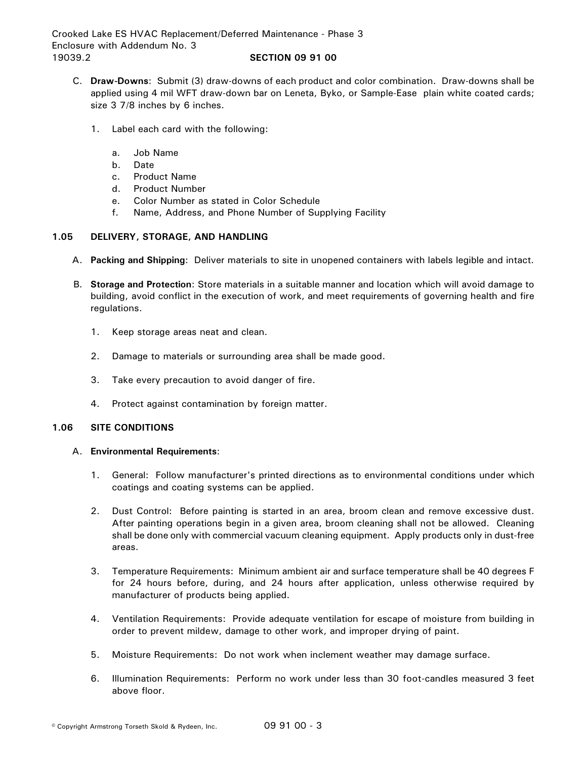C. **Draw-Downs**: Submit (3) draw-downs of each product and color combination. Draw-downs shall be applied using 4 mil WFT draw-down bar on Leneta, Byko, or Sample-Ease plain white coated cards; size 3 7/8 inches by 6 inches.

1. Label each card with the following:

   a. Job Name
   b. Date
   c. Product Name
   d. Product Number
   e. Color Number as stated in Color Schedule
   f. Name, Address, and Phone Number of Supplying Facility

### 1.05 DELIVERY, STORAGE, AND HANDLING

A. **Packing and Shipping**: Deliver materials to site in unopened containers with labels legible and intact.

B. **Storage and Protection**: Store materials in a suitable manner and location which will avoid damage to building, avoid conflict in the execution of work, and meet requirements of governing health and fire regulations.

1. Keep storage areas neat and clean.

2. Damage to materials or surrounding area shall be made good.

3. Take every precaution to avoid danger of fire.

4. Protect against contamination by foreign matter.

### 1.06 SITE CONDITIONS

A. **Environmental Requirements**:

1. General: Follow manufacturer's printed directions as to environmental conditions under which coatings and coating systems can be applied.

2. Dust Control: Before painting is started in an area, broom clean and remove excessive dust. After painting operations begin in a given area, broom cleaning shall not be allowed. Cleaning shall be done only with commercial vacuum cleaning equipment. Apply products only in dust-free areas.

3. Temperature Requirements: Minimum ambient air and surface temperature shall be 40 degrees F for 24 hours before, during, and 24 hours after application, unless otherwise required by manufacturer of products being applied.

4. Ventilation Requirements: Provide adequate ventilation for escape of moisture from building in order to prevent mildew, damage to other work, and improper drying of paint.

5. Moisture Requirements: Do not work when inclement weather may damage surface.

6. Illumination Requirements: Perform no work under less than 30 foot-candles measured 3 feet above floor.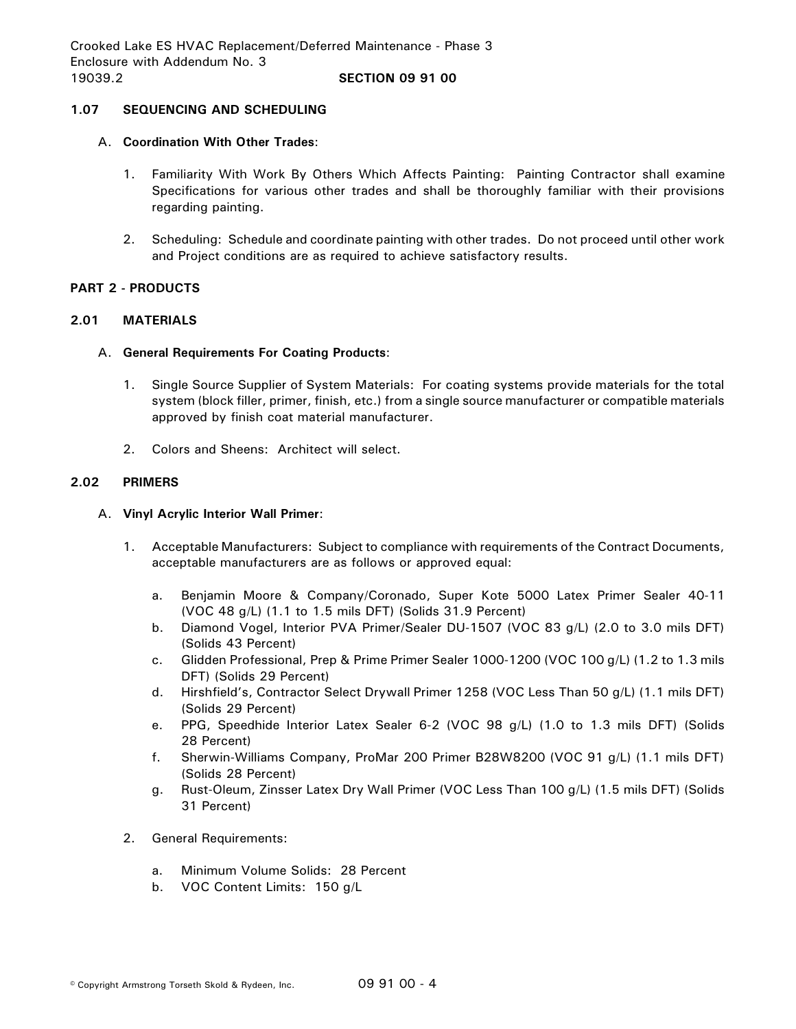### 1.07 SEQUENCING AND SCHEDULING

A. **Coordination With Other Trades**:

1. Familiarity With Work By Others Which Affects Painting: Painting Contractor shall examine Specifications for various other trades and shall be thoroughly familiar with their provisions regarding painting.

2. Scheduling: Schedule and coordinate painting with other trades. Do not proceed until other work and Project conditions are as required to achieve satisfactory results.

## PART 2 - PRODUCTS

### 2.01 MATERIALS

A. **General Requirements For Coating Products**:

1. Single Source Supplier of System Materials: For coating systems provide materials for the total system (block filler, primer, finish, etc.) from a single source manufacturer or compatible materials approved by finish coat material manufacturer.

2. Colors and Sheens: Architect will select.

### 2.02 PRIMERS

A. **Vinyl Acrylic Interior Wall Primer**:

1. Acceptable Manufacturers: Subject to compliance with requirements of the Contract Documents, acceptable manufacturers are as follows or approved equal:

   a. Benjamin Moore & Company/Coronado, Super Kote 5000 Latex Primer Sealer 40-11 (VOC 48 g/L) (1.1 to 1.5 mils DFT) (Solids 31.9 Percent)
   b. Diamond Vogel, Interior PVA Primer/Sealer DU-1507 (VOC 83 g/L) (2.0 to 3.0 mils DFT) (Solids 43 Percent)
   c. Glidden Professional, Prep & Prime Primer Sealer 1000-1200 (VOC 100 g/L) (1.2 to 1.3 mils DFT) (Solids 29 Percent)
   d. Hirshfield's, Contractor Select Drywall Primer 1258 (VOC Less Than 50 g/L) (1.1 mils DFT) (Solids 29 Percent)
   e. PPG, Speedhide Interior Latex Sealer 6-2 (VOC 98 g/L) (1.0 to 1.3 mils DFT) (Solids 28 Percent)
   f. Sherwin-Williams Company, ProMar 200 Primer B28W8200 (VOC 91 g/L) (1.1 mils DFT) (Solids 28 Percent)
   g. Rust-Oleum, Zinsser Latex Dry Wall Primer (VOC Less Than 100 g/L) (1.5 mils DFT) (Solids 31 Percent)

2. General Requirements:

   a. Minimum Volume Solids: 28 Percent
   b. VOC Content Limits: 150 g/L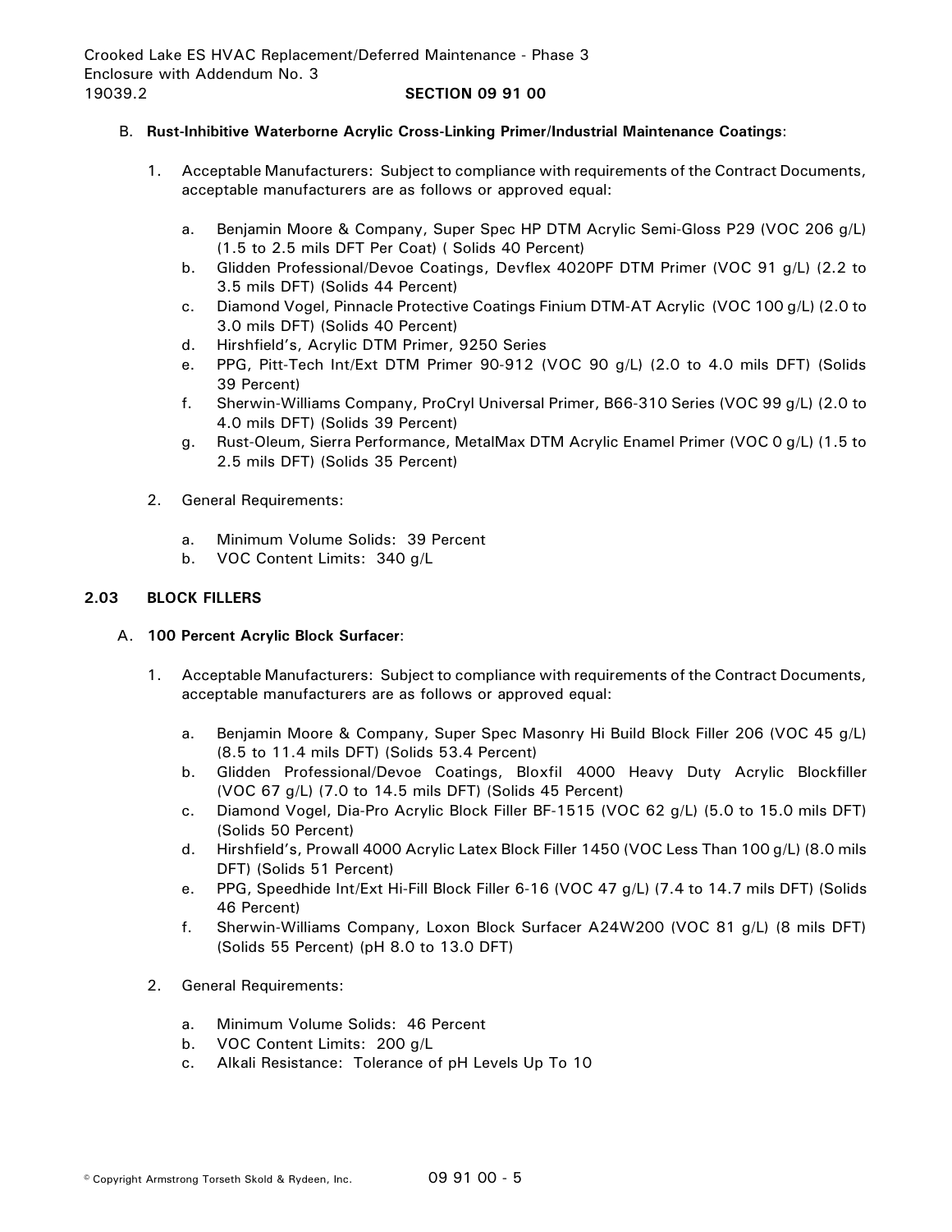B. **Rust-Inhibitive Waterborne Acrylic Cross-Linking Primer/Industrial Maintenance Coatings**:

1. Acceptable Manufacturers: Subject to compliance with requirements of the Contract Documents, acceptable manufacturers are as follows or approved equal:

    a. Benjamin Moore & Company, Super Spec HP DTM Acrylic Semi-Gloss P29 (VOC 206 g/L) (1.5 to 2.5 mils DFT Per Coat) ( Solids 40 Percent)
    b. Glidden Professional/Devoe Coatings, Devflex 4020PF DTM Primer (VOC 91 g/L) (2.2 to 3.5 mils DFT) (Solids 44 Percent)
    c. Diamond Vogel, Pinnacle Protective Coatings Finium DTM-AT Acrylic (VOC 100 g/L) (2.0 to 3.0 mils DFT) (Solids 40 Percent)
    d. Hirshfield's, Acrylic DTM Primer, 9250 Series
    e. PPG, Pitt-Tech Int/Ext DTM Primer 90-912 (VOC 90 g/L) (2.0 to 4.0 mils DFT) (Solids 39 Percent)
    f. Sherwin-Williams Company, ProCryl Universal Primer, B66-310 Series (VOC 99 g/L) (2.0 to 4.0 mils DFT) (Solids 39 Percent)
    g. Rust-Oleum, Sierra Performance, MetalMax DTM Acrylic Enamel Primer (VOC 0 g/L) (1.5 to 2.5 mils DFT) (Solids 35 Percent)

2. General Requirements:

    a. Minimum Volume Solids: 39 Percent
    b. VOC Content Limits: 340 g/L

### 2.03 BLOCK FILLERS

A. **100 Percent Acrylic Block Surfacer**:

1. Acceptable Manufacturers: Subject to compliance with requirements of the Contract Documents, acceptable manufacturers are as follows or approved equal:

    a. Benjamin Moore & Company, Super Spec Masonry Hi Build Block Filler 206 (VOC 45 g/L) (8.5 to 11.4 mils DFT) (Solids 53.4 Percent)
    b. Glidden Professional/Devoe Coatings, Bloxfil 4000 Heavy Duty Acrylic Blockfiller (VOC 67 g/L) (7.0 to 14.5 mils DFT) (Solids 45 Percent)
    c. Diamond Vogel, Dia-Pro Acrylic Block Filler BF-1515 (VOC 62 g/L) (5.0 to 15.0 mils DFT) (Solids 50 Percent)
    d. Hirshfield's, Prowall 4000 Acrylic Latex Block Filler 1450 (VOC Less Than 100 g/L) (8.0 mils DFT) (Solids 51 Percent)
    e. PPG, Speedhide Int/Ext Hi-Fill Block Filler 6-16 (VOC 47 g/L) (7.4 to 14.7 mils DFT) (Solids 46 Percent)
    f. Sherwin-Williams Company, Loxon Block Surfacer A24W200 (VOC 81 g/L) (8 mils DFT) (Solids 55 Percent) (pH 8.0 to 13.0 DFT)

2. General Requirements:

    a. Minimum Volume Solids: 46 Percent
    b. VOC Content Limits: 200 g/L
    c. Alkali Resistance: Tolerance of pH Levels Up To 10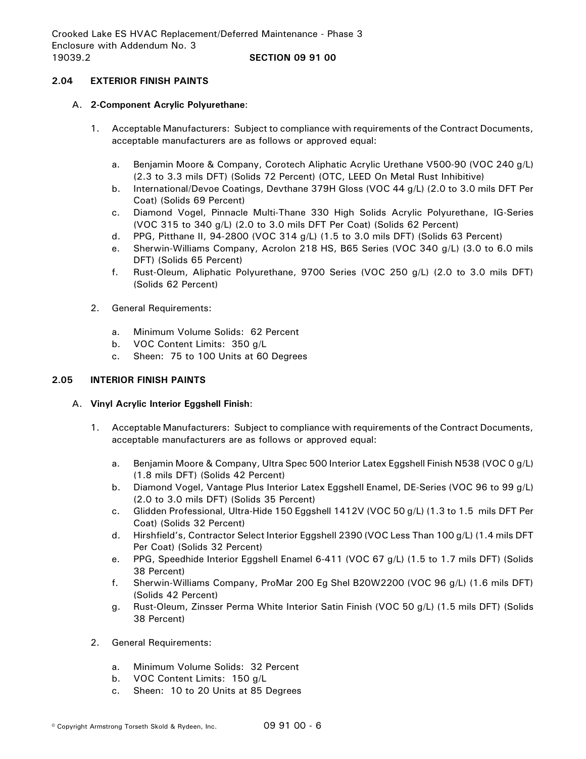## 2.04 EXTERIOR FINISH PAINTS

A. **2-Component Acrylic Polyurethane**:

1. Acceptable Manufacturers: Subject to compliance with requirements of the Contract Documents, acceptable manufacturers are as follows or approved equal:

   a. Benjamin Moore & Company, Corotech Aliphatic Acrylic Urethane V500-90 (VOC 240 g/L) (2.3 to 3.3 mils DFT) (Solids 72 Percent) (OTC, LEED On Metal Rust Inhibitive)
   b. International/Devoe Coatings, Devthane 379H Gloss (VOC 44 g/L) (2.0 to 3.0 mils DFT Per Coat) (Solids 69 Percent)
   c. Diamond Vogel, Pinnacle Multi-Thane 330 High Solids Acrylic Polyurethane, IG-Series (VOC 315 to 340 g/L) (2.0 to 3.0 mils DFT Per Coat) (Solids 62 Percent)
   d. PPG, Pitthane II, 94-2800 (VOC 314 g/L) (1.5 to 3.0 mils DFT) (Solids 63 Percent)
   e. Sherwin-Williams Company, Acrolon 218 HS, B65 Series (VOC 340 g/L) (3.0 to 6.0 mils DFT) (Solids 65 Percent)
   f. Rust-Oleum, Aliphatic Polyurethane, 9700 Series (VOC 250 g/L) (2.0 to 3.0 mils DFT) (Solids 62 Percent)

2. General Requirements:

   a. Minimum Volume Solids: 62 Percent
   b. VOC Content Limits: 350 g/L
   c. Sheen: 75 to 100 Units at 60 Degrees

## 2.05 INTERIOR FINISH PAINTS

A. **Vinyl Acrylic Interior Eggshell Finish**:

1. Acceptable Manufacturers: Subject to compliance with requirements of the Contract Documents, acceptable manufacturers are as follows or approved equal:

   a. Benjamin Moore & Company, Ultra Spec 500 Interior Latex Eggshell Finish N538 (VOC 0 g/L) (1.8 mils DFT) (Solids 42 Percent)
   b. Diamond Vogel, Vantage Plus Interior Latex Eggshell Enamel, DE-Series (VOC 96 to 99 g/L) (2.0 to 3.0 mils DFT) (Solids 35 Percent)
   c. Glidden Professional, Ultra-Hide 150 Eggshell 1412V (VOC 50 g/L) (1.3 to 1.5 mils DFT Per Coat) (Solids 32 Percent)
   d. Hirshfield's, Contractor Select Interior Eggshell 2390 (VOC Less Than 100 g/L) (1.4 mils DFT Per Coat) (Solids 32 Percent)
   e. PPG, Speedhide Interior Eggshell Enamel 6-411 (VOC 67 g/L) (1.5 to 1.7 mils DFT) (Solids 38 Percent)
   f. Sherwin-Williams Company, ProMar 200 Eg Shel B20W2200 (VOC 96 g/L) (1.6 mils DFT) (Solids 42 Percent)
   g. Rust-Oleum, Zinsser Perma White Interior Satin Finish (VOC 50 g/L) (1.5 mils DFT) (Solids 38 Percent)

2. General Requirements:

   a. Minimum Volume Solids: 32 Percent
   b. VOC Content Limits: 150 g/L
   c. Sheen: 10 to 20 Units at 85 Degrees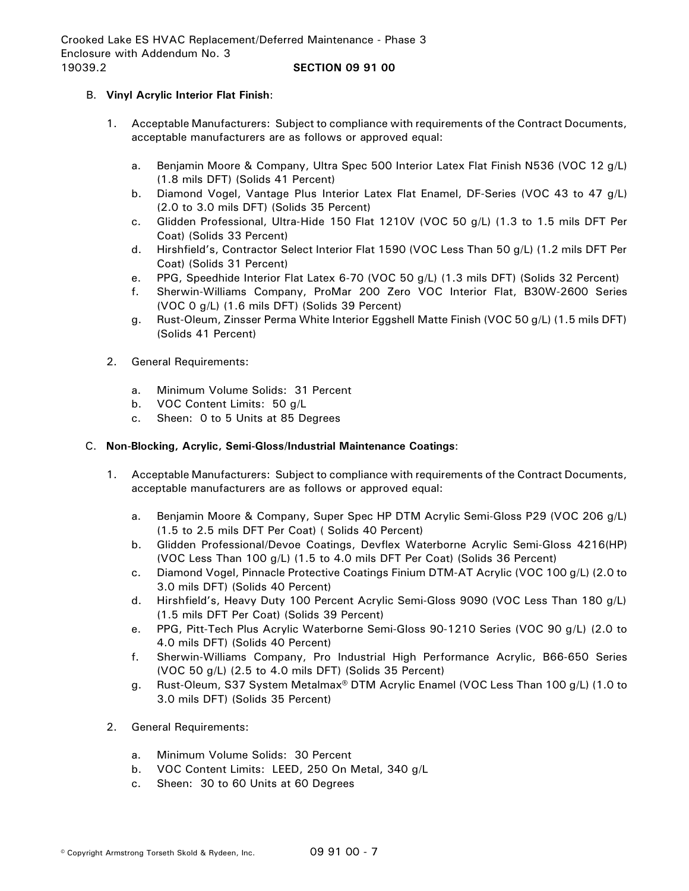B. **Vinyl Acrylic Interior Flat Finish**:

1. Acceptable Manufacturers: Subject to compliance with requirements of the Contract Documents, acceptable manufacturers are as follows or approved equal:

   a. Benjamin Moore & Company, Ultra Spec 500 Interior Latex Flat Finish N536 (VOC 12 g/L) (1.8 mils DFT) (Solids 41 Percent)
   b. Diamond Vogel, Vantage Plus Interior Latex Flat Enamel, DF-Series (VOC 43 to 47 g/L) (2.0 to 3.0 mils DFT) (Solids 35 Percent)
   c. Glidden Professional, Ultra-Hide 150 Flat 1210V (VOC 50 g/L) (1.3 to 1.5 mils DFT Per Coat) (Solids 33 Percent)
   d. Hirshfield's, Contractor Select Interior Flat 1590 (VOC Less Than 50 g/L) (1.2 mils DFT Per Coat) (Solids 31 Percent)
   e. PPG, Speedhide Interior Flat Latex 6-70 (VOC 50 g/L) (1.3 mils DFT) (Solids 32 Percent)
   f. Sherwin-Williams Company, ProMar 200 Zero VOC Interior Flat, B30W-2600 Series (VOC 0 g/L) (1.6 mils DFT) (Solids 39 Percent)
   g. Rust-Oleum, Zinsser Perma White Interior Eggshell Matte Finish (VOC 50 g/L) (1.5 mils DFT) (Solids 41 Percent)

2. General Requirements:

   a. Minimum Volume Solids: 31 Percent
   b. VOC Content Limits: 50 g/L
   c. Sheen: 0 to 5 Units at 85 Degrees

C. **Non-Blocking, Acrylic, Semi-Gloss/Industrial Maintenance Coatings**:

1. Acceptable Manufacturers: Subject to compliance with requirements of the Contract Documents, acceptable manufacturers are as follows or approved equal:

   a. Benjamin Moore & Company, Super Spec HP DTM Acrylic Semi-Gloss P29 (VOC 206 g/L) (1.5 to 2.5 mils DFT Per Coat) ( Solids 40 Percent)
   b. Glidden Professional/Devoe Coatings, Devflex Waterborne Acrylic Semi-Gloss 4216(HP) (VOC Less Than 100 g/L) (1.5 to 4.0 mils DFT Per Coat) (Solids 36 Percent)
   c. Diamond Vogel, Pinnacle Protective Coatings Finium DTM-AT Acrylic (VOC 100 g/L) (2.0 to 3.0 mils DFT) (Solids 40 Percent)
   d. Hirshfield's, Heavy Duty 100 Percent Acrylic Semi-Gloss 9090 (VOC Less Than 180 g/L) (1.5 mils DFT Per Coat) (Solids 39 Percent)
   e. PPG, Pitt-Tech Plus Acrylic Waterborne Semi-Gloss 90-1210 Series (VOC 90 g/L) (2.0 to 4.0 mils DFT) (Solids 40 Percent)
   f. Sherwin-Williams Company, Pro Industrial High Performance Acrylic, B66-650 Series (VOC 50 g/L) (2.5 to 4.0 mils DFT) (Solids 35 Percent)
   g. Rust-Oleum, S37 System Metalmax® DTM Acrylic Enamel (VOC Less Than 100 g/L) (1.0 to 3.0 mils DFT) (Solids 35 Percent)

2. General Requirements:

   a. Minimum Volume Solids: 30 Percent
   b. VOC Content Limits: LEED, 250 On Metal, 340 g/L
   c. Sheen: 30 to 60 Units at 60 Degrees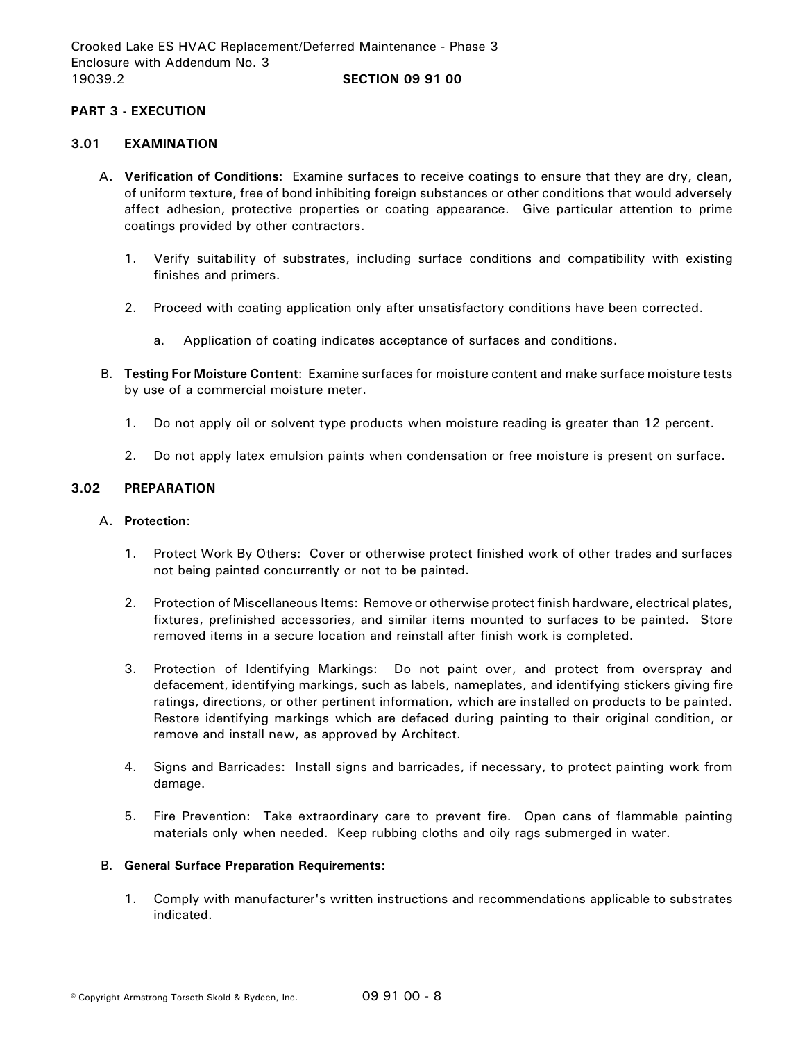## PART 3 - EXECUTION

### 3.01 EXAMINATION

A. **Verification of Conditions**: Examine surfaces to receive coatings to ensure that they are dry, clean, of uniform texture, free of bond inhibiting foreign substances or other conditions that would adversely affect adhesion, protective properties or coating appearance. Give particular attention to prime coatings provided by other contractors.

   1. Verify suitability of substrates, including surface conditions and compatibility with existing finishes and primers.

   2. Proceed with coating application only after unsatisfactory conditions have been corrected.

      a. Application of coating indicates acceptance of surfaces and conditions.

B. **Testing For Moisture Content**: Examine surfaces for moisture content and make surface moisture tests by use of a commercial moisture meter.

   1. Do not apply oil or solvent type products when moisture reading is greater than 12 percent.

   2. Do not apply latex emulsion paints when condensation or free moisture is present on surface.

### 3.02 PREPARATION

A. **Protection**:

   1. Protect Work By Others: Cover or otherwise protect finished work of other trades and surfaces not being painted concurrently or not to be painted.

   2. Protection of Miscellaneous Items: Remove or otherwise protect finish hardware, electrical plates, fixtures, prefinished accessories, and similar items mounted to surfaces to be painted. Store removed items in a secure location and reinstall after finish work is completed.

   3. Protection of Identifying Markings: Do not paint over, and protect from overspray and defacement, identifying markings, such as labels, nameplates, and identifying stickers giving fire ratings, directions, or other pertinent information, which are installed on products to be painted. Restore identifying markings which are defaced during painting to their original condition, or remove and install new, as approved by Architect.

   4. Signs and Barricades: Install signs and barricades, if necessary, to protect painting work from damage.

   5. Fire Prevention: Take extraordinary care to prevent fire. Open cans of flammable painting materials only when needed. Keep rubbing cloths and oily rags submerged in water.

B. **General Surface Preparation Requirements**:

   1. Comply with manufacturer's written instructions and recommendations applicable to substrates indicated.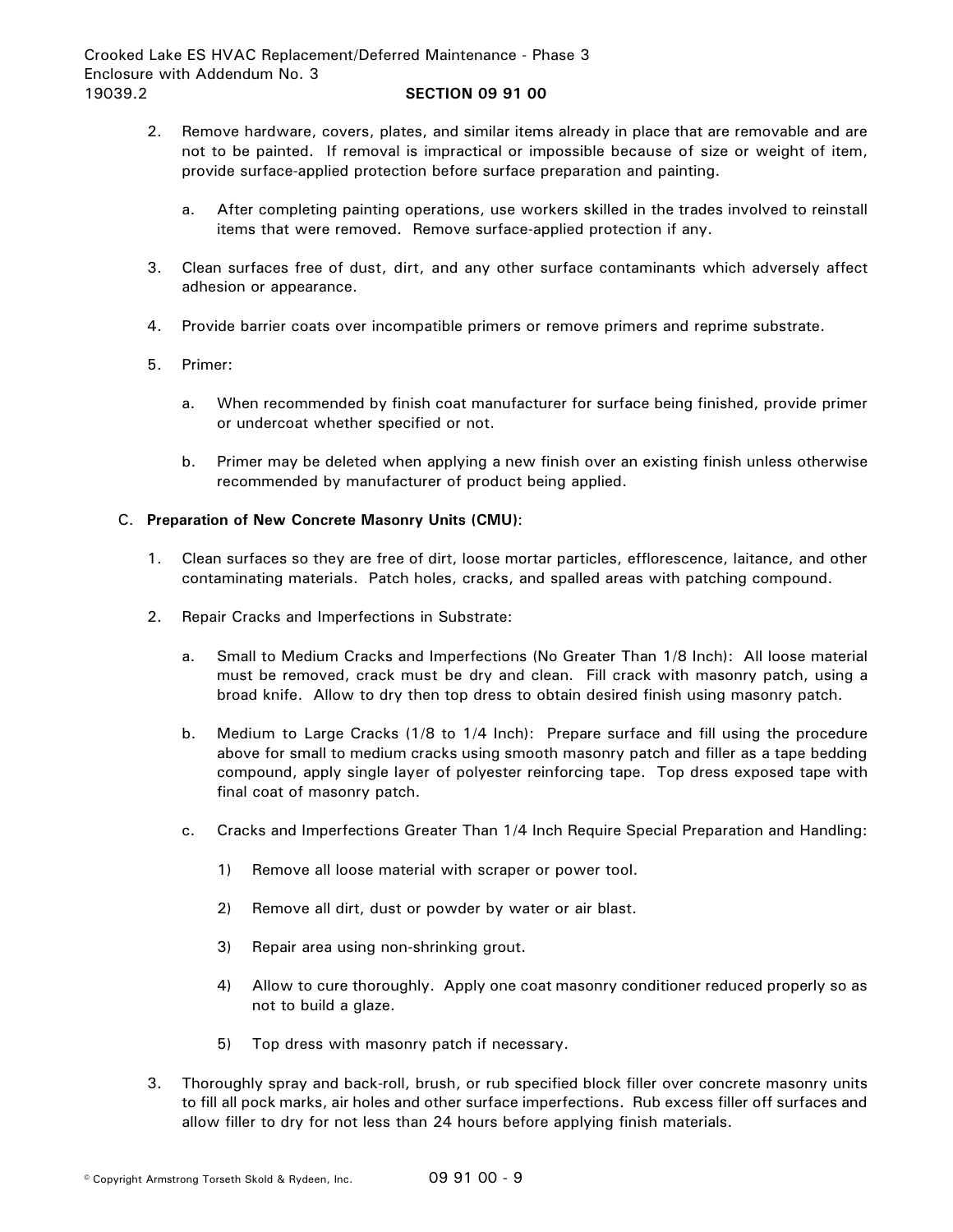2. Remove hardware, covers, plates, and similar items already in place that are removable and are not to be painted. If removal is impractical or impossible because of size or weight of item, provide surface-applied protection before surface preparation and painting.

   a. After completing painting operations, use workers skilled in the trades involved to reinstall items that were removed. Remove surface-applied protection if any.

3. Clean surfaces free of dust, dirt, and any other surface contaminants which adversely affect adhesion or appearance.

4. Provide barrier coats over incompatible primers or remove primers and reprime substrate.

5. Primer:

   a. When recommended by finish coat manufacturer for surface being finished, provide primer or undercoat whether specified or not.

   b. Primer may be deleted when applying a new finish over an existing finish unless otherwise recommended by manufacturer of product being applied.

C. **Preparation of New Concrete Masonry Units (CMU)**:

1. Clean surfaces so they are free of dirt, loose mortar particles, efflorescence, laitance, and other contaminating materials. Patch holes, cracks, and spalled areas with patching compound.

2. Repair Cracks and Imperfections in Substrate:

   a. Small to Medium Cracks and Imperfections (No Greater Than 1/8 Inch): All loose material must be removed, crack must be dry and clean. Fill crack with masonry patch, using a broad knife. Allow to dry then top dress to obtain desired finish using masonry patch.

   b. Medium to Large Cracks (1/8 to 1/4 Inch): Prepare surface and fill using the procedure above for small to medium cracks using smooth masonry patch and filler as a tape bedding compound, apply single layer of polyester reinforcing tape. Top dress exposed tape with final coat of masonry patch.

   c. Cracks and Imperfections Greater Than 1/4 Inch Require Special Preparation and Handling:

      1) Remove all loose material with scraper or power tool.

      2) Remove all dirt, dust or powder by water or air blast.

      3) Repair area using non-shrinking grout.

      4) Allow to cure thoroughly. Apply one coat masonry conditioner reduced properly so as not to build a glaze.

      5) Top dress with masonry patch if necessary.

3. Thoroughly spray and back-roll, brush, or rub specified block filler over concrete masonry units to fill all pock marks, air holes and other surface imperfections. Rub excess filler off surfaces and allow filler to dry for not less than 24 hours before applying finish materials.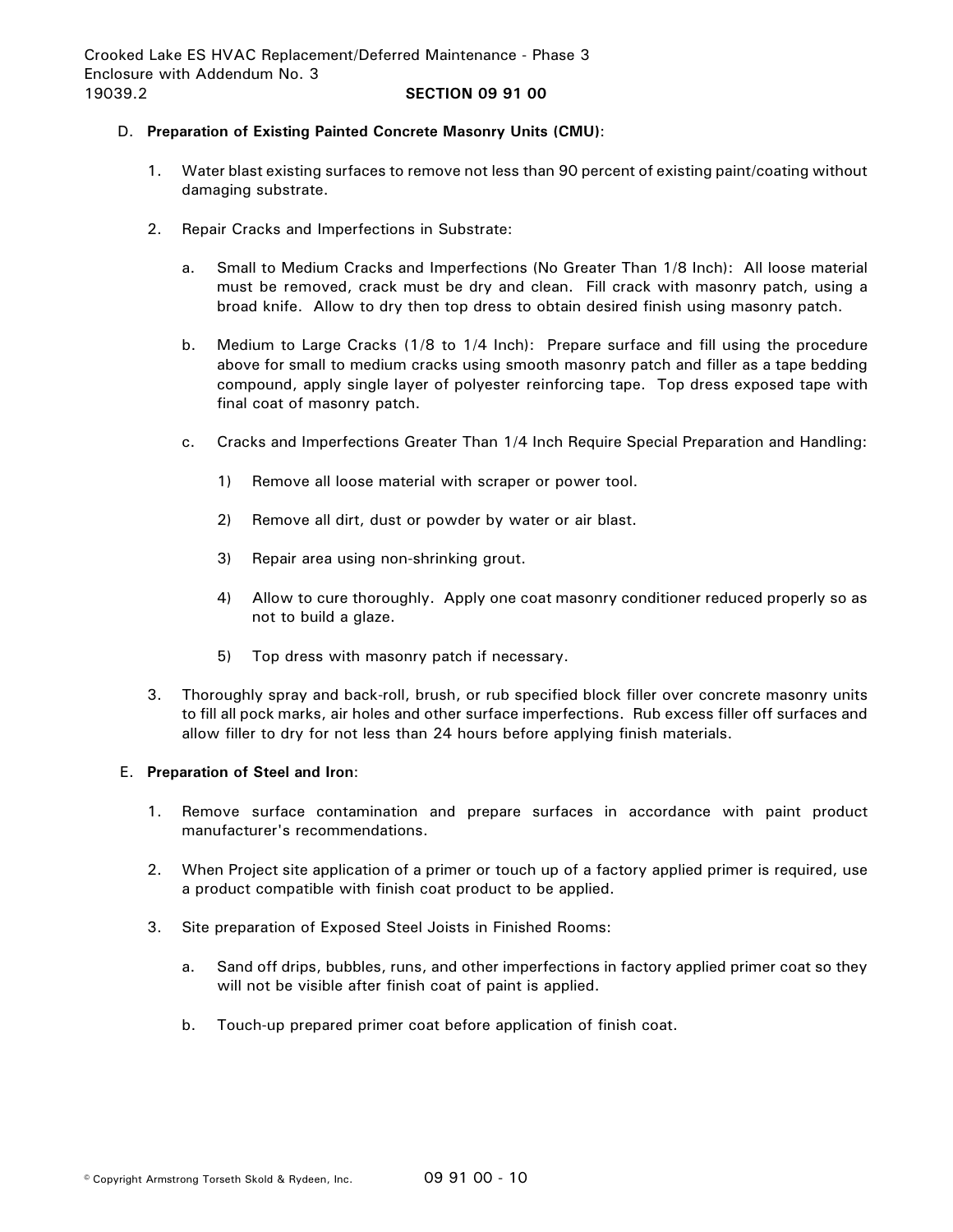D. **Preparation of Existing Painted Concrete Masonry Units (CMU)**:

1. Water blast existing surfaces to remove not less than 90 percent of existing paint/coating without damaging substrate.

2. Repair Cracks and Imperfections in Substrate:

   a. Small to Medium Cracks and Imperfections (No Greater Than 1/8 Inch): All loose material must be removed, crack must be dry and clean. Fill crack with masonry patch, using a broad knife. Allow to dry then top dress to obtain desired finish using masonry patch.

   b. Medium to Large Cracks (1/8 to 1/4 Inch): Prepare surface and fill using the procedure above for small to medium cracks using smooth masonry patch and filler as a tape bedding compound, apply single layer of polyester reinforcing tape. Top dress exposed tape with final coat of masonry patch.

   c. Cracks and Imperfections Greater Than 1/4 Inch Require Special Preparation and Handling:

      1) Remove all loose material with scraper or power tool.

      2) Remove all dirt, dust or powder by water or air blast.

      3) Repair area using non-shrinking grout.

      4) Allow to cure thoroughly. Apply one coat masonry conditioner reduced properly so as not to build a glaze.

      5) Top dress with masonry patch if necessary.

3. Thoroughly spray and back-roll, brush, or rub specified block filler over concrete masonry units to fill all pock marks, air holes and other surface imperfections. Rub excess filler off surfaces and allow filler to dry for not less than 24 hours before applying finish materials.

E. **Preparation of Steel and Iron**:

1. Remove surface contamination and prepare surfaces in accordance with paint product manufacturer's recommendations.

2. When Project site application of a primer or touch up of a factory applied primer is required, use a product compatible with finish coat product to be applied.

3. Site preparation of Exposed Steel Joists in Finished Rooms:

   a. Sand off drips, bubbles, runs, and other imperfections in factory applied primer coat so they will not be visible after finish coat of paint is applied.

   b. Touch-up prepared primer coat before application of finish coat.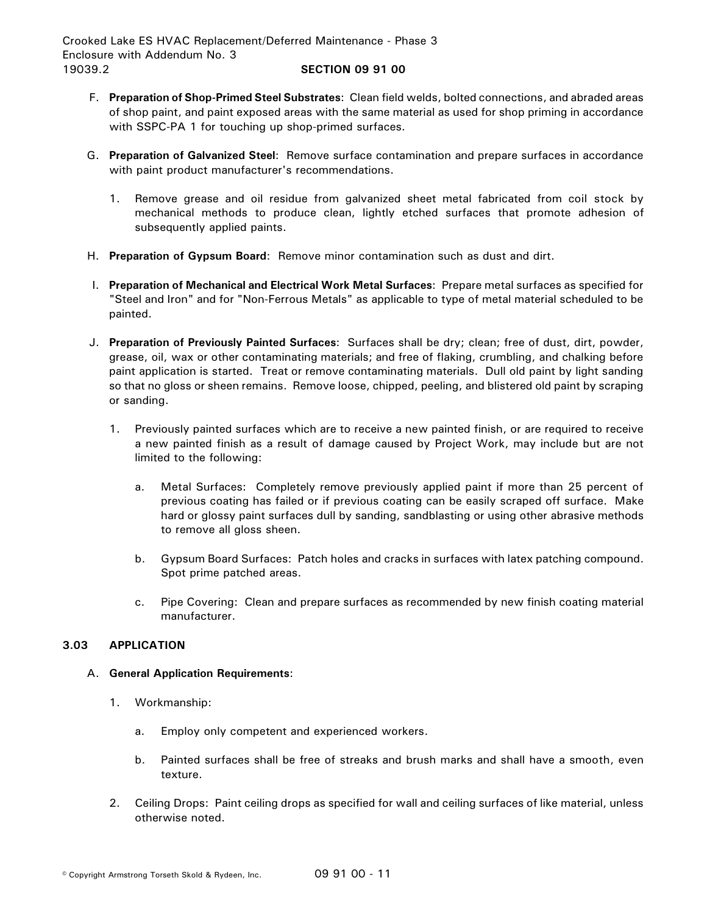F. **Preparation of Shop-Primed Steel Substrates**: Clean field welds, bolted connections, and abraded areas of shop paint, and paint exposed areas with the same material as used for shop priming in accordance with SSPC-PA 1 for touching up shop-primed surfaces.

G. **Preparation of Galvanized Steel**: Remove surface contamination and prepare surfaces in accordance with paint product manufacturer's recommendations.

   1. Remove grease and oil residue from galvanized sheet metal fabricated from coil stock by mechanical methods to produce clean, lightly etched surfaces that promote adhesion of subsequently applied paints.

H. **Preparation of Gypsum Board**: Remove minor contamination such as dust and dirt.

I. **Preparation of Mechanical and Electrical Work Metal Surfaces**: Prepare metal surfaces as specified for "Steel and Iron" and for "Non-Ferrous Metals" as applicable to type of metal material scheduled to be painted.

J. **Preparation of Previously Painted Surfaces**: Surfaces shall be dry; clean; free of dust, dirt, powder, grease, oil, wax or other contaminating materials; and free of flaking, crumbling, and chalking before paint application is started. Treat or remove contaminating materials. Dull old paint by light sanding so that no gloss or sheen remains. Remove loose, chipped, peeling, and blistered old paint by scraping or sanding.

   1. Previously painted surfaces which are to receive a new painted finish, or are required to receive a new painted finish as a result of damage caused by Project Work, may include but are not limited to the following:

      a. Metal Surfaces: Completely remove previously applied paint if more than 25 percent of previous coating has failed or if previous coating can be easily scraped off surface. Make hard or glossy paint surfaces dull by sanding, sandblasting or using other abrasive methods to remove all gloss sheen.

      b. Gypsum Board Surfaces: Patch holes and cracks in surfaces with latex patching compound. Spot prime patched areas.

      c. Pipe Covering: Clean and prepare surfaces as recommended by new finish coating material manufacturer.

### 3.03 APPLICATION

A. **General Application Requirements**:

   1. Workmanship:

      a. Employ only competent and experienced workers.

      b. Painted surfaces shall be free of streaks and brush marks and shall have a smooth, even texture.

   2. Ceiling Drops: Paint ceiling drops as specified for wall and ceiling surfaces of like material, unless otherwise noted.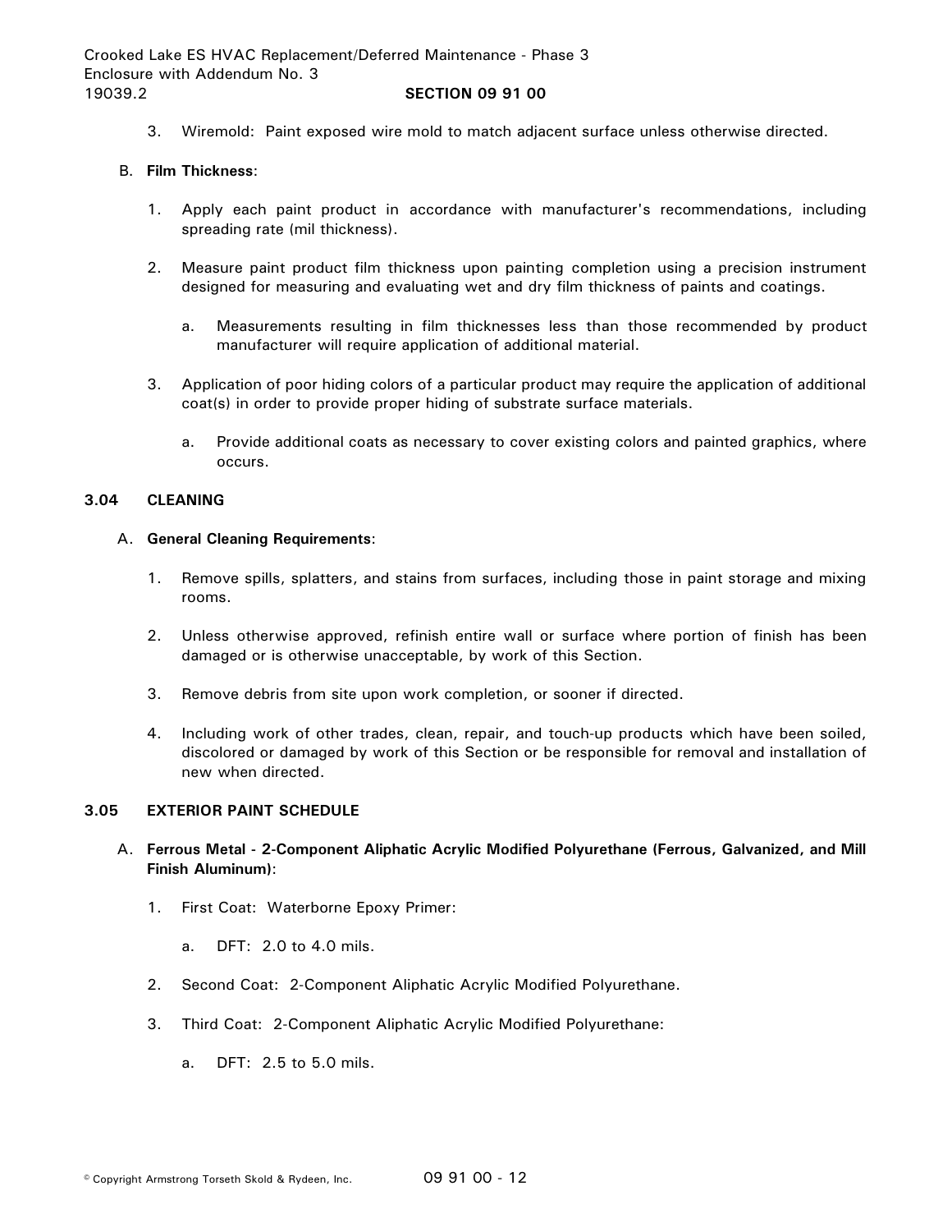3. Wiremold: Paint exposed wire mold to match adjacent surface unless otherwise directed.

B. **Film Thickness**:

1. Apply each paint product in accordance with manufacturer's recommendations, including spreading rate (mil thickness).

2. Measure paint product film thickness upon painting completion using a precision instrument designed for measuring and evaluating wet and dry film thickness of paints and coatings.

   a. Measurements resulting in film thicknesses less than those recommended by product manufacturer will require application of additional material.

3. Application of poor hiding colors of a particular product may require the application of additional coat(s) in order to provide proper hiding of substrate surface materials.

   a. Provide additional coats as necessary to cover existing colors and painted graphics, where occurs.

## 3.04 CLEANING

A. **General Cleaning Requirements**:

1. Remove spills, splatters, and stains from surfaces, including those in paint storage and mixing rooms.

2. Unless otherwise approved, refinish entire wall or surface where portion of finish has been damaged or is otherwise unacceptable, by work of this Section.

3. Remove debris from site upon work completion, or sooner if directed.

4. Including work of other trades, clean, repair, and touch-up products which have been soiled, discolored or damaged by work of this Section or be responsible for removal and installation of new when directed.

## 3.05 EXTERIOR PAINT SCHEDULE

A. **Ferrous Metal - 2-Component Aliphatic Acrylic Modified Polyurethane (Ferrous, Galvanized, and Mill Finish Aluminum)**:

1. First Coat: Waterborne Epoxy Primer:

   a. DFT: 2.0 to 4.0 mils.

2. Second Coat: 2-Component Aliphatic Acrylic Modified Polyurethane.

3. Third Coat: 2-Component Aliphatic Acrylic Modified Polyurethane:

   a. DFT: 2.5 to 5.0 mils.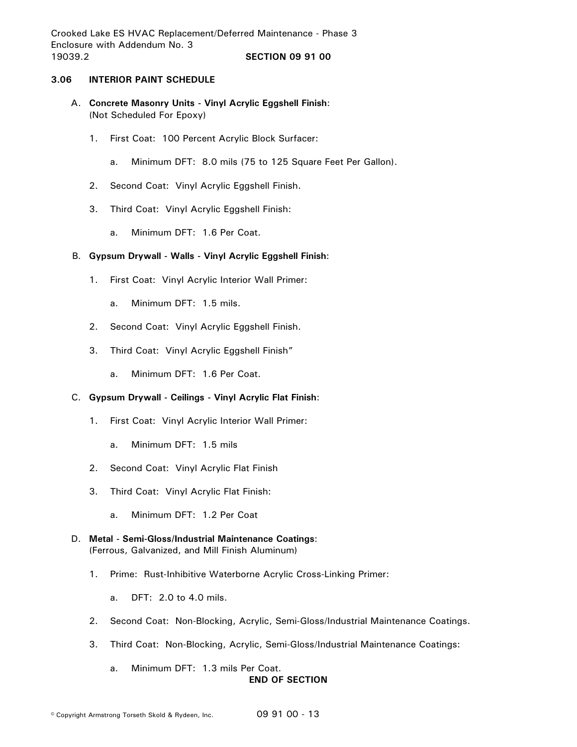### 3.06 INTERIOR PAINT SCHEDULE

A. **Concrete Masonry Units - Vinyl Acrylic Eggshell Finish**:
(Not Scheduled For Epoxy)

1. First Coat: 100 Percent Acrylic Block Surfacer:
   a. Minimum DFT: 8.0 mils (75 to 125 Square Feet Per Gallon).
2. Second Coat: Vinyl Acrylic Eggshell Finish.
3. Third Coat: Vinyl Acrylic Eggshell Finish:
   a. Minimum DFT: 1.6 Per Coat.

B. **Gypsum Drywall - Walls - Vinyl Acrylic Eggshell Finish**:

1. First Coat: Vinyl Acrylic Interior Wall Primer:
   a. Minimum DFT: 1.5 mils.
2. Second Coat: Vinyl Acrylic Eggshell Finish.
3. Third Coat: Vinyl Acrylic Eggshell Finish"
   a. Minimum DFT: 1.6 Per Coat.

C. **Gypsum Drywall - Ceilings - Vinyl Acrylic Flat Finish**:

1. First Coat: Vinyl Acrylic Interior Wall Primer:
   a. Minimum DFT: 1.5 mils
2. Second Coat: Vinyl Acrylic Flat Finish
3. Third Coat: Vinyl Acrylic Flat Finish:
   a. Minimum DFT: 1.2 Per Coat

D. **Metal - Semi-Gloss/Industrial Maintenance Coatings**:
(Ferrous, Galvanized, and Mill Finish Aluminum)

1. Prime: Rust-Inhibitive Waterborne Acrylic Cross-Linking Primer:
   a. DFT: 2.0 to 4.0 mils.
2. Second Coat: Non-Blocking, Acrylic, Semi-Gloss/Industrial Maintenance Coatings.
3. Third Coat: Non-Blocking, Acrylic, Semi-Gloss/Industrial Maintenance Coatings:
   a. Minimum DFT: 1.3 mils Per Coat.

**END OF SECTION**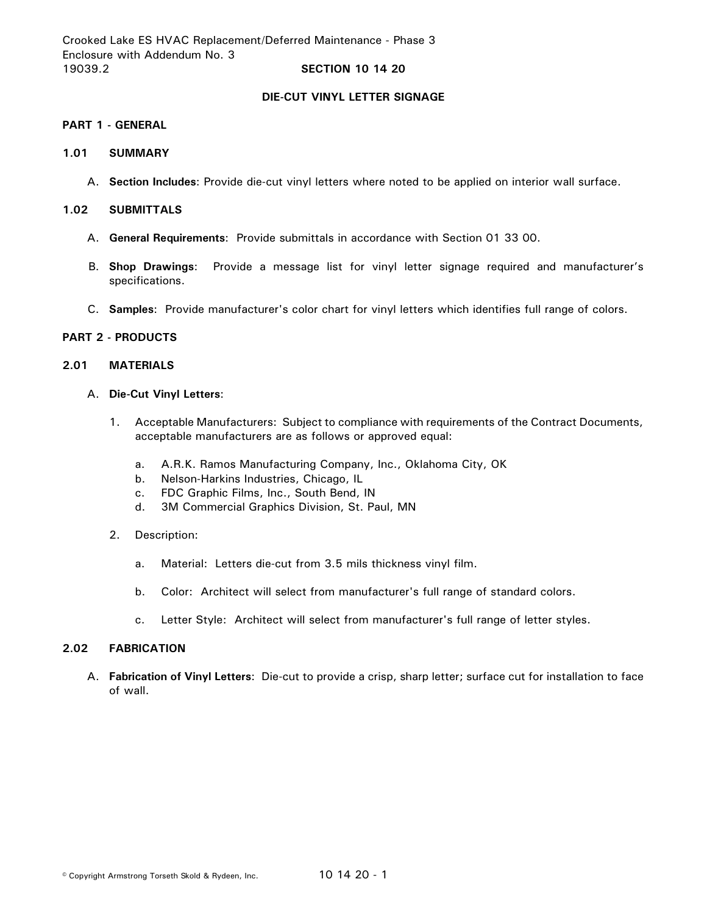# SECTION 10 14 20

## DIE-CUT VINYL LETTER SIGNAGE

### PART 1 - GENERAL

#### 1.01 SUMMARY

A. **Section Includes:** Provide die-cut vinyl letters where noted to be applied on interior wall surface.

#### 1.02 SUBMITTALS

A. **General Requirements**: Provide submittals in accordance with Section 01 33 00.

B. **Shop Drawings**: Provide a message list for vinyl letter signage required and manufacturer's specifications.

C. **Samples**: Provide manufacturer's color chart for vinyl letters which identifies full range of colors.

### PART 2 - PRODUCTS

#### 2.01 MATERIALS

A. **Die-Cut Vinyl Letters**:

1. Acceptable Manufacturers: Subject to compliance with requirements of the Contract Documents, acceptable manufacturers are as follows or approved equal:

   a. A.R.K. Ramos Manufacturing Company, Inc., Oklahoma City, OK
   b. Nelson-Harkins Industries, Chicago, IL
   c. FDC Graphic Films, Inc., South Bend, IN
   d. 3M Commercial Graphics Division, St. Paul, MN

2. Description:

   a. Material: Letters die-cut from 3.5 mils thickness vinyl film.

   b. Color: Architect will select from manufacturer's full range of standard colors.

   c. Letter Style: Architect will select from manufacturer's full range of letter styles.

#### 2.02 FABRICATION

A. **Fabrication of Vinyl Letters**: Die-cut to provide a crisp, sharp letter; surface cut for installation to face of wall.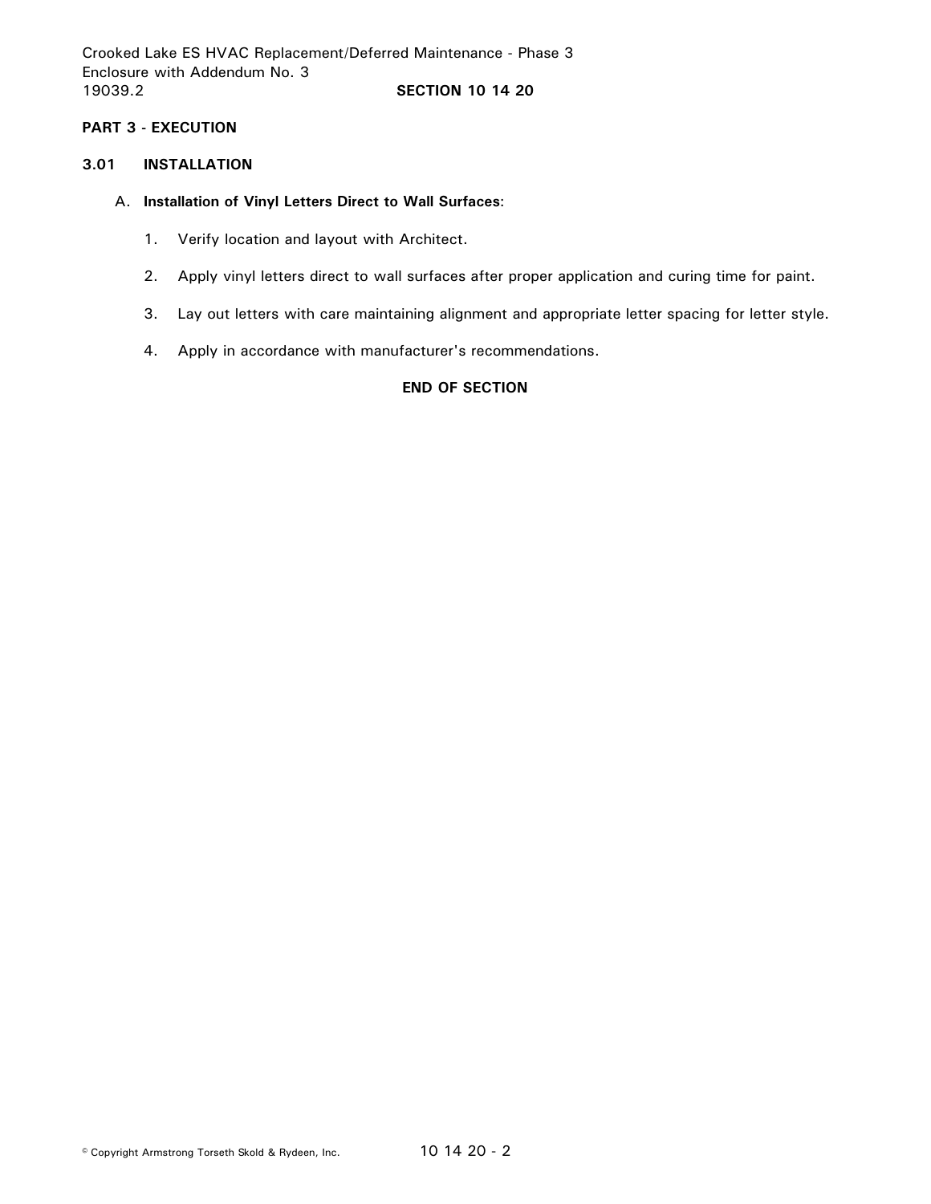## PART 3 - EXECUTION

### 3.01 INSTALLATION

A. **Installation of Vinyl Letters Direct to Wall Surfaces**:

1. Verify location and layout with Architect.
2. Apply vinyl letters direct to wall surfaces after proper application and curing time for paint.
3. Lay out letters with care maintaining alignment and appropriate letter spacing for letter style.
4. Apply in accordance with manufacturer's recommendations.

**END OF SECTION**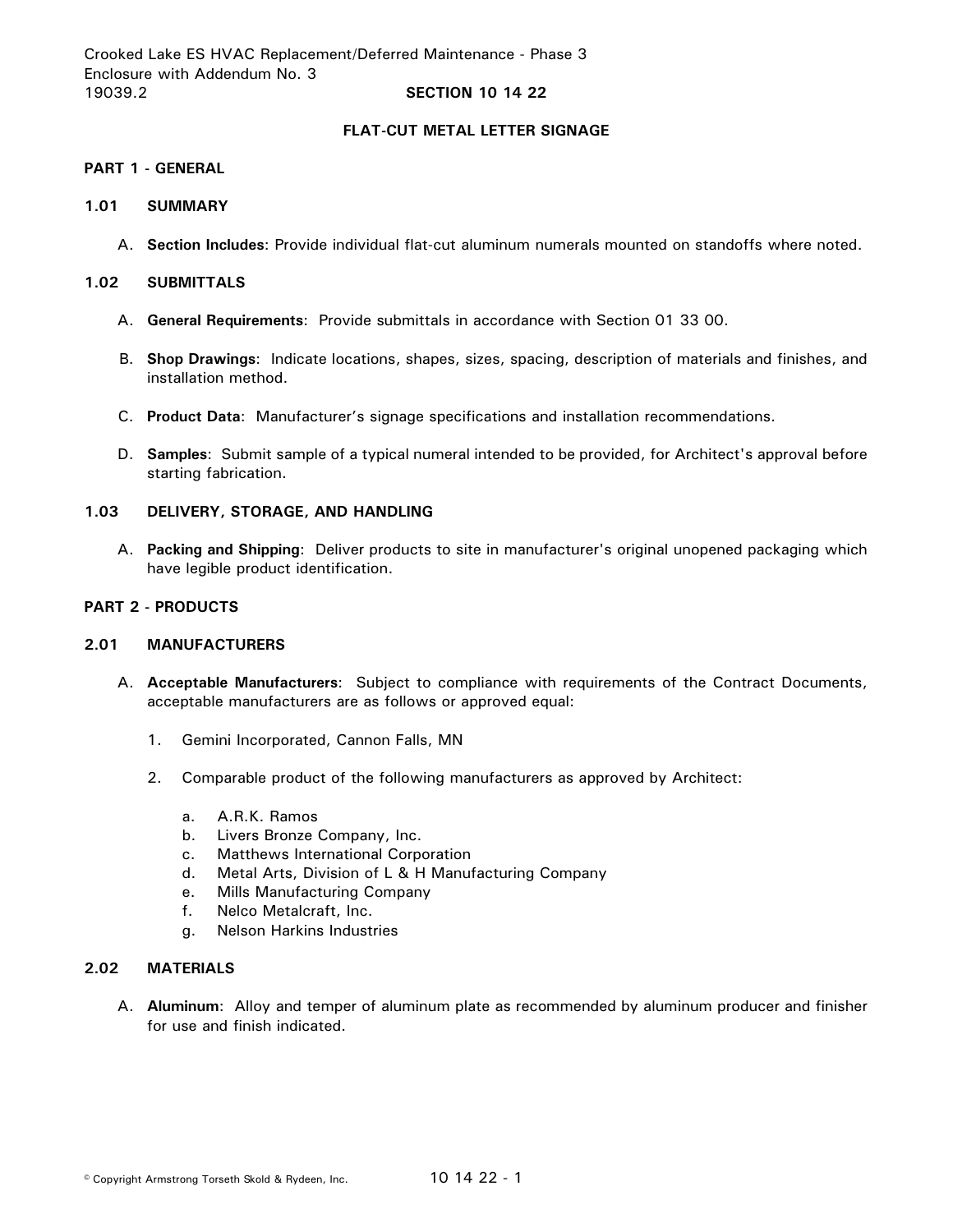## SECTION 10 14 22

## FLAT-CUT METAL LETTER SIGNAGE

### PART 1 - GENERAL

#### 1.01 SUMMARY

A. **Section Includes:** Provide individual flat-cut aluminum numerals mounted on standoffs where noted.

#### 1.02 SUBMITTALS

A. **General Requirements**: Provide submittals in accordance with Section 01 33 00.

B. **Shop Drawings**: Indicate locations, shapes, sizes, spacing, description of materials and finishes, and installation method.

C. **Product Data**: Manufacturer's signage specifications and installation recommendations.

D. **Samples**: Submit sample of a typical numeral intended to be provided, for Architect's approval before starting fabrication.

#### 1.03 DELIVERY, STORAGE, AND HANDLING

A. **Packing and Shipping**: Deliver products to site in manufacturer's original unopened packaging which have legible product identification.

### PART 2 - PRODUCTS

#### 2.01 MANUFACTURERS

A. **Acceptable Manufacturers**: Subject to compliance with requirements of the Contract Documents, acceptable manufacturers are as follows or approved equal:

1. Gemini Incorporated, Cannon Falls, MN

2. Comparable product of the following manufacturers as approved by Architect:

    a. A.R.K. Ramos
    b. Livers Bronze Company, Inc.
    c. Matthews International Corporation
    d. Metal Arts, Division of L & H Manufacturing Company
    e. Mills Manufacturing Company
    f. Nelco Metalcraft, Inc.
    g. Nelson Harkins Industries

#### 2.02 MATERIALS

A. **Aluminum**: Alloy and temper of aluminum plate as recommended by aluminum producer and finisher for use and finish indicated.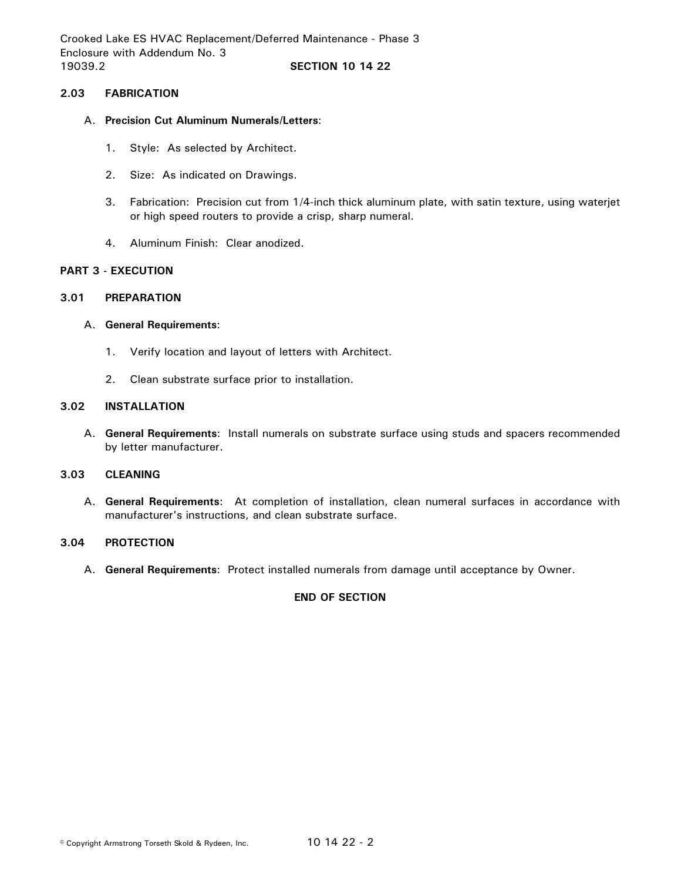## 2.03 FABRICATION

A. **Precision Cut Aluminum Numerals/Letters**:

1. Style: As selected by Architect.

2. Size: As indicated on Drawings.

3. Fabrication: Precision cut from 1/4-inch thick aluminum plate, with satin texture, using waterjet or high speed routers to provide a crisp, sharp numeral.

4. Aluminum Finish: Clear anodized.

# PART 3 - EXECUTION

## 3.01 PREPARATION

A. **General Requirements**:

1. Verify location and layout of letters with Architect.

2. Clean substrate surface prior to installation.

## 3.02 INSTALLATION

A. **General Requirements**: Install numerals on substrate surface using studs and spacers recommended by letter manufacturer.

## 3.03 CLEANING

A. **General Requirements**: At completion of installation, clean numeral surfaces in accordance with manufacturer's instructions, and clean substrate surface.

## 3.04 PROTECTION

A. **General Requirements**: Protect installed numerals from damage until acceptance by Owner.

**END OF SECTION**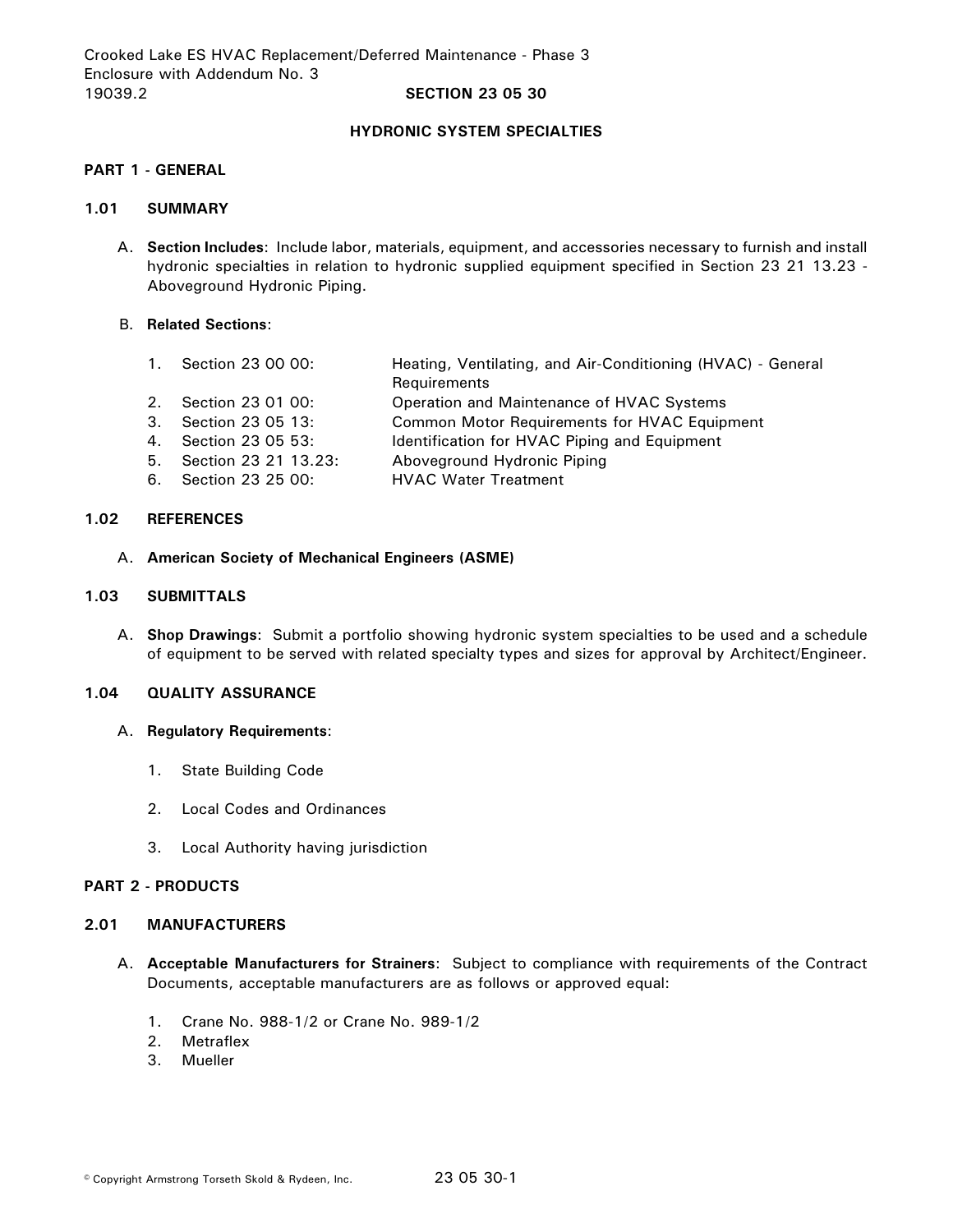## SECTION 23 05 30

## HYDRONIC SYSTEM SPECIALTIES

### PART 1 - GENERAL

### 1.01 SUMMARY

A. **Section Includes**: Include labor, materials, equipment, and accessories necessary to furnish and install hydronic specialties in relation to hydronic supplied equipment specified in Section 23 21 13.23 - Aboveground Hydronic Piping.

B. **Related Sections**:

| | | |
|---|---|---|
| 1. | Section 23 00 00: | Heating, Ventilating, and Air-Conditioning (HVAC) - General Requirements |
| 2. | Section 23 01 00: | Operation and Maintenance of HVAC Systems |
| 3. | Section 23 05 13: | Common Motor Requirements for HVAC Equipment |
| 4. | Section 23 05 53: | Identification for HVAC Piping and Equipment |
| 5. | Section 23 21 13.23: | Aboveground Hydronic Piping |
| 6. | Section 23 25 00: | HVAC Water Treatment |

### 1.02 REFERENCES

A. **American Society of Mechanical Engineers (ASME)**

### 1.03 SUBMITTALS

A. **Shop Drawings**: Submit a portfolio showing hydronic system specialties to be used and a schedule of equipment to be served with related specialty types and sizes for approval by Architect/Engineer.

### 1.04 QUALITY ASSURANCE

A. **Regulatory Requirements**:

1. State Building Code
2. Local Codes and Ordinances
3. Local Authority having jurisdiction

### PART 2 - PRODUCTS

### 2.01 MANUFACTURERS

A. **Acceptable Manufacturers for Strainers**: Subject to compliance with requirements of the Contract Documents, acceptable manufacturers are as follows or approved equal:

1. Crane No. 988-1/2 or Crane No. 989-1/2
2. Metraflex
3. Mueller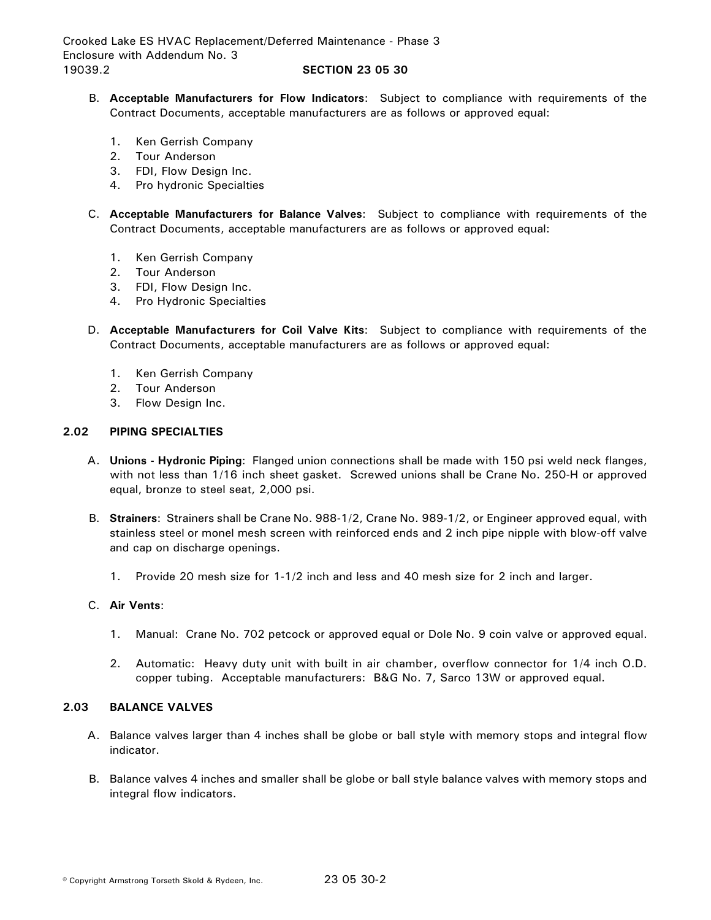B. **Acceptable Manufacturers for Flow Indicators**: Subject to compliance with requirements of the Contract Documents, acceptable manufacturers are as follows or approved equal:

1. Ken Gerrish Company
2. Tour Anderson
3. FDI, Flow Design Inc.
4. Pro hydronic Specialties

C. **Acceptable Manufacturers for Balance Valves**: Subject to compliance with requirements of the Contract Documents, acceptable manufacturers are as follows or approved equal:

1. Ken Gerrish Company
2. Tour Anderson
3. FDI, Flow Design Inc.
4. Pro Hydronic Specialties

D. **Acceptable Manufacturers for Coil Valve Kits**: Subject to compliance with requirements of the Contract Documents, acceptable manufacturers are as follows or approved equal:

1. Ken Gerrish Company
2. Tour Anderson
3. Flow Design Inc.

## 2.02 PIPING SPECIALTIES

A. **Unions - Hydronic Piping**: Flanged union connections shall be made with 150 psi weld neck flanges, with not less than 1/16 inch sheet gasket. Screwed unions shall be Crane No. 250-H or approved equal, bronze to steel seat, 2,000 psi.

B. **Strainers**: Strainers shall be Crane No. 988-1/2, Crane No. 989-1/2, or Engineer approved equal, with stainless steel or monel mesh screen with reinforced ends and 2 inch pipe nipple with blow-off valve and cap on discharge openings.

1. Provide 20 mesh size for 1-1/2 inch and less and 40 mesh size for 2 inch and larger.

C. **Air Vents**:

1. Manual: Crane No. 702 petcock or approved equal or Dole No. 9 coin valve or approved equal.

2. Automatic: Heavy duty unit with built in air chamber, overflow connector for 1/4 inch O.D. copper tubing. Acceptable manufacturers: B&G No. 7, Sarco 13W or approved equal.

## 2.03 BALANCE VALVES

A. Balance valves larger than 4 inches shall be globe or ball style with memory stops and integral flow indicator.

B. Balance valves 4 inches and smaller shall be globe or ball style balance valves with memory stops and integral flow indicators.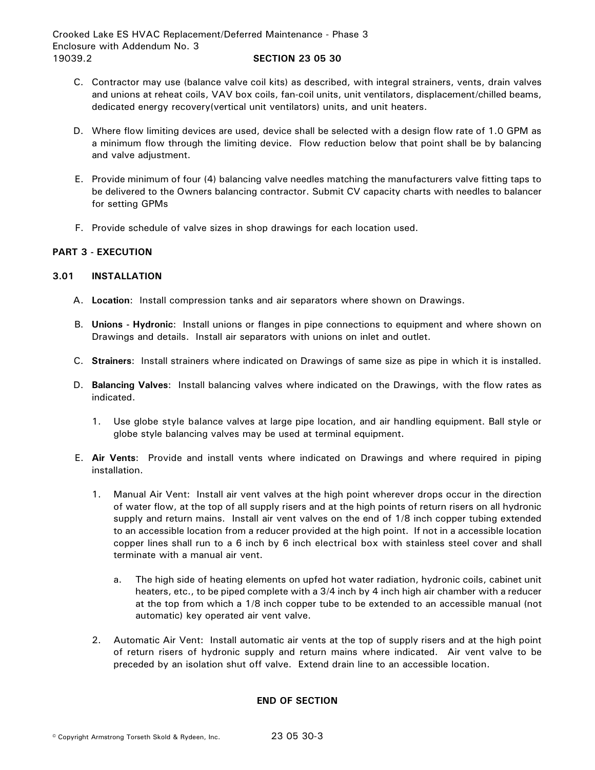C. Contractor may use (balance valve coil kits) as described, with integral strainers, vents, drain valves and unions at reheat coils, VAV box coils, fan-coil units, unit ventilators, displacement/chilled beams, dedicated energy recovery(vertical unit ventilators) units, and unit heaters.

D. Where flow limiting devices are used, device shall be selected with a design flow rate of 1.0 GPM as a minimum flow through the limiting device. Flow reduction below that point shall be by balancing and valve adjustment.

E. Provide minimum of four (4) balancing valve needles matching the manufacturers valve fitting taps to be delivered to the Owners balancing contractor. Submit CV capacity charts with needles to balancer for setting GPMs

F. Provide schedule of valve sizes in shop drawings for each location used.

## PART 3 - EXECUTION

### 3.01 INSTALLATION

A. **Location**: Install compression tanks and air separators where shown on Drawings.

B. **Unions - Hydronic**: Install unions or flanges in pipe connections to equipment and where shown on Drawings and details. Install air separators with unions on inlet and outlet.

C. **Strainers**: Install strainers where indicated on Drawings of same size as pipe in which it is installed.

D. **Balancing Valves**: Install balancing valves where indicated on the Drawings, with the flow rates as indicated.

1. Use globe style balance valves at large pipe location, and air handling equipment. Ball style or globe style balancing valves may be used at terminal equipment.

E. **Air Vents**: Provide and install vents where indicated on Drawings and where required in piping installation.

1. Manual Air Vent: Install air vent valves at the high point wherever drops occur in the direction of water flow, at the top of all supply risers and at the high points of return risers on all hydronic supply and return mains. Install air vent valves on the end of 1/8 inch copper tubing extended to an accessible location from a reducer provided at the high point. If not in a accessible location copper lines shall run to a 6 inch by 6 inch electrical box with stainless steel cover and shall terminate with a manual air vent.

   a. The high side of heating elements on upfed hot water radiation, hydronic coils, cabinet unit heaters, etc., to be piped complete with a 3/4 inch by 4 inch high air chamber with a reducer at the top from which a 1/8 inch copper tube to be extended to an accessible manual (not automatic) key operated air vent valve.

2. Automatic Air Vent: Install automatic air vents at the top of supply risers and at the high point of return risers of hydronic supply and return mains where indicated. Air vent valve to be preceded by an isolation shut off valve. Extend drain line to an accessible location.

**END OF SECTION**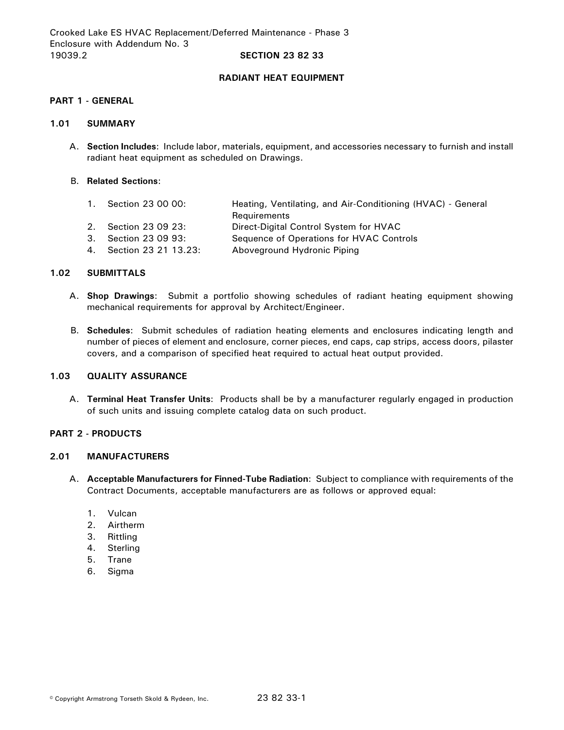## SECTION 23 82 33

## RADIANT HEAT EQUIPMENT

### PART 1 - GENERAL

### 1.01 SUMMARY

A. **Section Includes**: Include labor, materials, equipment, and accessories necessary to furnish and install radiant heat equipment as scheduled on Drawings.

B. **Related Sections**:

1. Section 23 00 00: Heating, Ventilating, and Air-Conditioning (HVAC) - General Requirements
2. Section 23 09 23: Direct-Digital Control System for HVAC
3. Section 23 09 93: Sequence of Operations for HVAC Controls
4. Section 23 21 13.23: Aboveground Hydronic Piping

### 1.02 SUBMITTALS

A. **Shop Drawings**: Submit a portfolio showing schedules of radiant heating equipment showing mechanical requirements for approval by Architect/Engineer.

B. **Schedules**: Submit schedules of radiation heating elements and enclosures indicating length and number of pieces of element and enclosure, corner pieces, end caps, cap strips, access doors, pilaster covers, and a comparison of specified heat required to actual heat output provided.

### 1.03 QUALITY ASSURANCE

A. **Terminal Heat Transfer Units**: Products shall be by a manufacturer regularly engaged in production of such units and issuing complete catalog data on such product.

### PART 2 - PRODUCTS

### 2.01 MANUFACTURERS

A. **Acceptable Manufacturers for Finned-Tube Radiation**: Subject to compliance with requirements of the Contract Documents, acceptable manufacturers are as follows or approved equal:

1. Vulcan
2. Airtherm
3. Rittling
4. Sterling
5. Trane
6. Sigma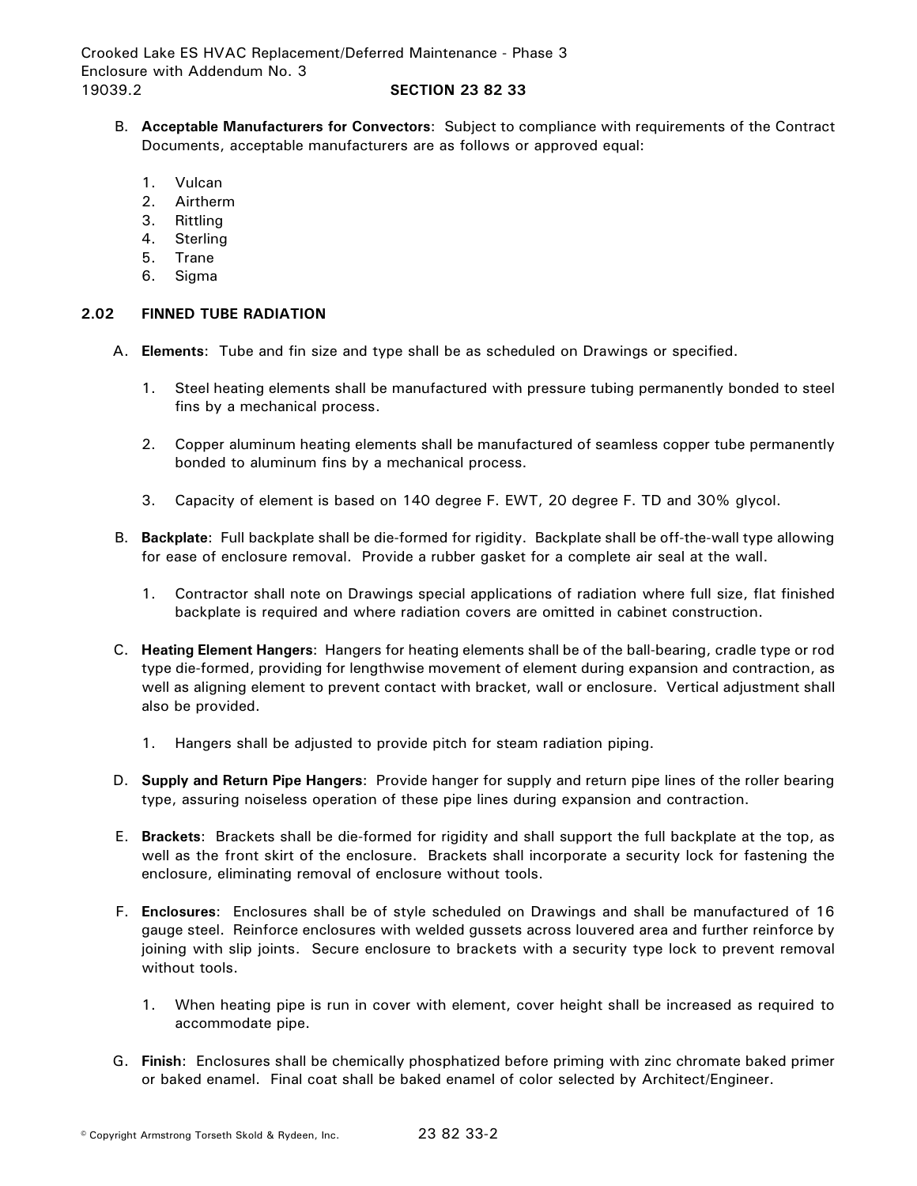B. **Acceptable Manufacturers for Convectors**: Subject to compliance with requirements of the Contract Documents, acceptable manufacturers are as follows or approved equal:

1. Vulcan
2. Airtherm
3. Rittling
4. Sterling
5. Trane
6. Sigma

## 2.02 FINNED TUBE RADIATION

A. **Elements**: Tube and fin size and type shall be as scheduled on Drawings or specified.

1. Steel heating elements shall be manufactured with pressure tubing permanently bonded to steel fins by a mechanical process.

2. Copper aluminum heating elements shall be manufactured of seamless copper tube permanently bonded to aluminum fins by a mechanical process.

3. Capacity of element is based on 140 degree F. EWT, 20 degree F. TD and 30% glycol.

B. **Backplate**: Full backplate shall be die-formed for rigidity. Backplate shall be off-the-wall type allowing for ease of enclosure removal. Provide a rubber gasket for a complete air seal at the wall.

1. Contractor shall note on Drawings special applications of radiation where full size, flat finished backplate is required and where radiation covers are omitted in cabinet construction.

C. **Heating Element Hangers**: Hangers for heating elements shall be of the ball-bearing, cradle type or rod type die-formed, providing for lengthwise movement of element during expansion and contraction, as well as aligning element to prevent contact with bracket, wall or enclosure. Vertical adjustment shall also be provided.

1. Hangers shall be adjusted to provide pitch for steam radiation piping.

D. **Supply and Return Pipe Hangers**: Provide hanger for supply and return pipe lines of the roller bearing type, assuring noiseless operation of these pipe lines during expansion and contraction.

E. **Brackets**: Brackets shall be die-formed for rigidity and shall support the full backplate at the top, as well as the front skirt of the enclosure. Brackets shall incorporate a security lock for fastening the enclosure, eliminating removal of enclosure without tools.

F. **Enclosures**: Enclosures shall be of style scheduled on Drawings and shall be manufactured of 16 gauge steel. Reinforce enclosures with welded gussets across louvered area and further reinforce by joining with slip joints. Secure enclosure to brackets with a security type lock to prevent removal without tools.

1. When heating pipe is run in cover with element, cover height shall be increased as required to accommodate pipe.

G. **Finish**: Enclosures shall be chemically phosphatized before priming with zinc chromate baked primer or baked enamel. Final coat shall be baked enamel of color selected by Architect/Engineer.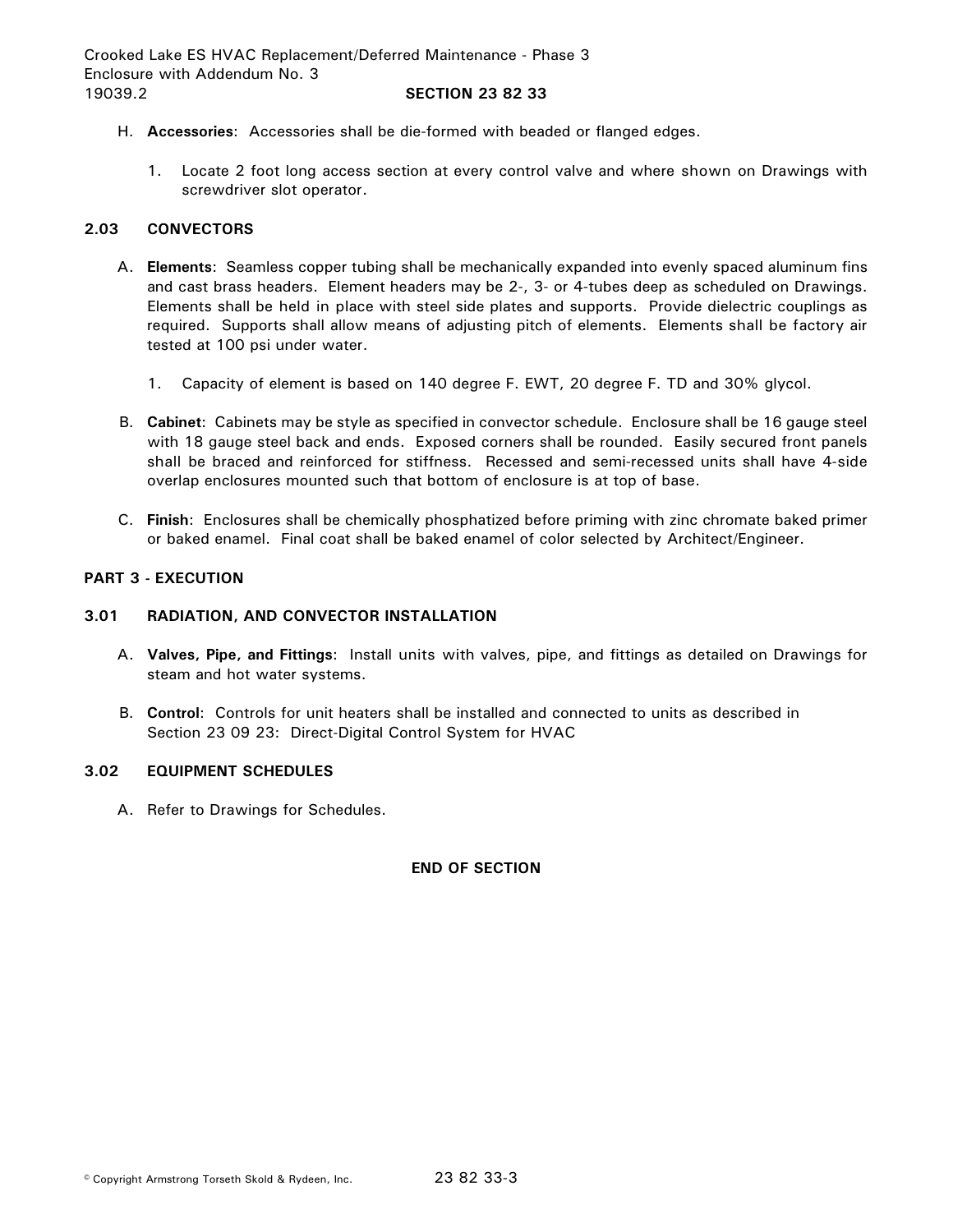H. **Accessories**: Accessories shall be die-formed with beaded or flanged edges.

   1. Locate 2 foot long access section at every control valve and where shown on Drawings with screwdriver slot operator.

### 2.03 CONVECTORS

A. **Elements**: Seamless copper tubing shall be mechanically expanded into evenly spaced aluminum fins and cast brass headers. Element headers may be 2-, 3- or 4-tubes deep as scheduled on Drawings. Elements shall be held in place with steel side plates and supports. Provide dielectric couplings as required. Supports shall allow means of adjusting pitch of elements. Elements shall be factory air tested at 100 psi under water.

   1. Capacity of element is based on 140 degree F. EWT, 20 degree F. TD and 30% glycol.

B. **Cabinet**: Cabinets may be style as specified in convector schedule. Enclosure shall be 16 gauge steel with 18 gauge steel back and ends. Exposed corners shall be rounded. Easily secured front panels shall be braced and reinforced for stiffness. Recessed and semi-recessed units shall have 4-side overlap enclosures mounted such that bottom of enclosure is at top of base.

C. **Finish**: Enclosures shall be chemically phosphatized before priming with zinc chromate baked primer or baked enamel. Final coat shall be baked enamel of color selected by Architect/Engineer.

## PART 3 - EXECUTION

### 3.01 RADIATION, AND CONVECTOR INSTALLATION

A. **Valves, Pipe, and Fittings**: Install units with valves, pipe, and fittings as detailed on Drawings for steam and hot water systems.

B. **Control**: Controls for unit heaters shall be installed and connected to units as described in Section 23 09 23: Direct-Digital Control System for HVAC

### 3.02 EQUIPMENT SCHEDULES

A. Refer to Drawings for Schedules.

**END OF SECTION**